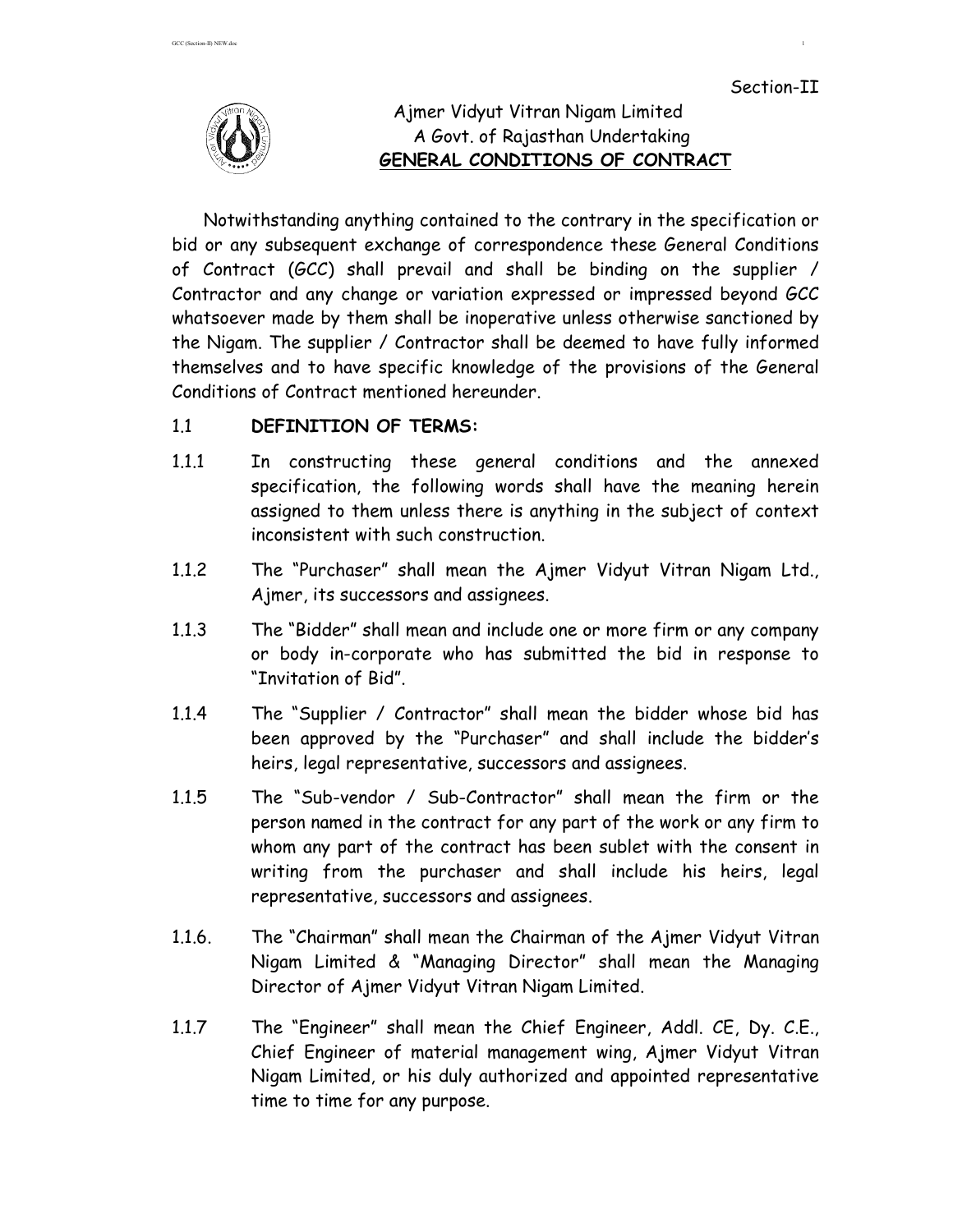Section-II

# Ajmer Vidyut Vitran Nigam Limited

A Govt. of Rajasthan Undertaking

## GENERAL CONDITIONS OF CONTRACT

Notwithstanding anything contained to the contrary in the specification or bid or any subsequent exchange of correspondence these General Conditions of Contract (GCC) shall prevail and shall be binding on the supplier / Contractor and any change or variation expressed or impressed beyond GCC whatsoever made by them shall be inoperative unless otherwise sanctioned by the Nigam. The supplier / Contractor shall be deemed to have fully informed themselves and to have specific knowledge of the provisions of the General Conditions of Contract mentioned hereunder.

1.1 **DEFINITION OF TERMS:**

1.1.1 In constructing these general conditions and the annexed specification, the following words shall have the meaning herein assigned to them unless there is anything in the subject of context inconsistent with such construction.

1.1.2 The "Purchaser" shall mean the Ajmer Vidyut Vitran Nigam Ltd., Ajmer, its successors and assignees.

1.1.3 The "Bidder" shall mean and include one or more firm or any company or body in-corporate who has submitted the bid in response to "Invitation of Bid".

1.1.4 The "Supplier / Contractor" shall mean the bidder whose bid has been approved by the "Purchaser" and shall include the bidder's heirs, legal representative, successors and assignees.

1.1.5 The "Sub-vendor / Sub-Contractor" shall mean the firm or the person named in the contract for any part of the work or any firm to whom any part of the contract has been sublet with the consent in writing from the purchaser and shall include his heirs, legal representative, successors and assignees.

1.1.6. The "Chairman" shall mean the Chairman of the Ajmer Vidyut Vitran Nigam Limited & "Managing Director" shall mean the Managing Director of Ajmer Vidyut Vitran Nigam Limited.

1.1.7 The "Engineer" shall mean the Chief Engineer, Addl. CE, Dy. C.E., Chief Engineer of material management wing, Ajmer Vidyut Vitran Nigam Limited, or his duly authorized and appointed representative time to time for any purpose.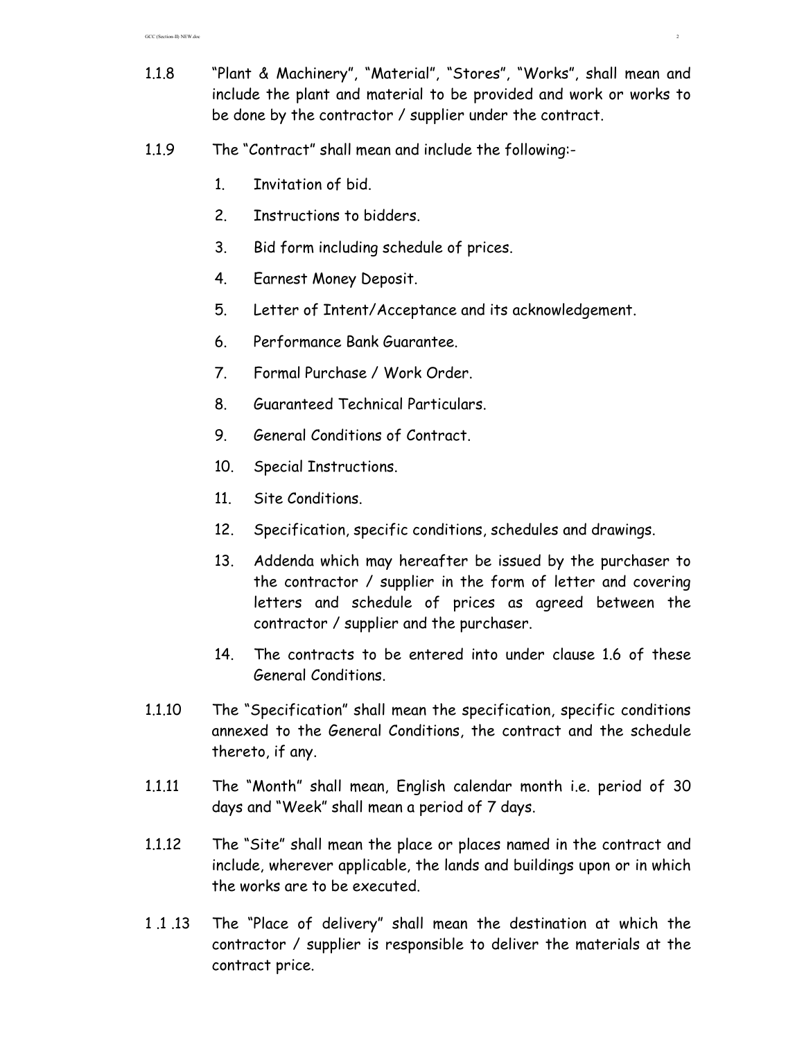1.1.8 "Plant & Machinery", "Material", "Stores", "Works", shall mean and include the plant and material to be provided and work or works to be done by the contractor / supplier under the contract.

1.1.9 The "Contract" shall mean and include the following:-

1. Invitation of bid.
2. Instructions to bidders.
3. Bid form including schedule of prices.
4. Earnest Money Deposit.
5. Letter of Intent/Acceptance and its acknowledgement.
6. Performance Bank Guarantee.
7. Formal Purchase / Work Order.
8. Guaranteed Technical Particulars.
9. General Conditions of Contract.
10. Special Instructions.
11. Site Conditions.
12. Specification, specific conditions, schedules and drawings.
13. Addenda which may hereafter be issued by the purchaser to the contractor / supplier in the form of letter and covering letters and schedule of prices as agreed between the contractor / supplier and the purchaser.
14. The contracts to be entered into under clause 1.6 of these General Conditions.

1.1.10 The "Specification" shall mean the specification, specific conditions annexed to the General Conditions, the contract and the schedule thereto, if any.

1.1.11 The "Month" shall mean, English calendar month i.e. period of 30 days and "Week" shall mean a period of 7 days.

1.1.12 The "Site" shall mean the place or places named in the contract and include, wherever applicable, the lands and buildings upon or in which the works are to be executed.

1 .1 .13 The "Place of delivery" shall mean the destination at which the contractor / supplier is responsible to deliver the materials at the contract price.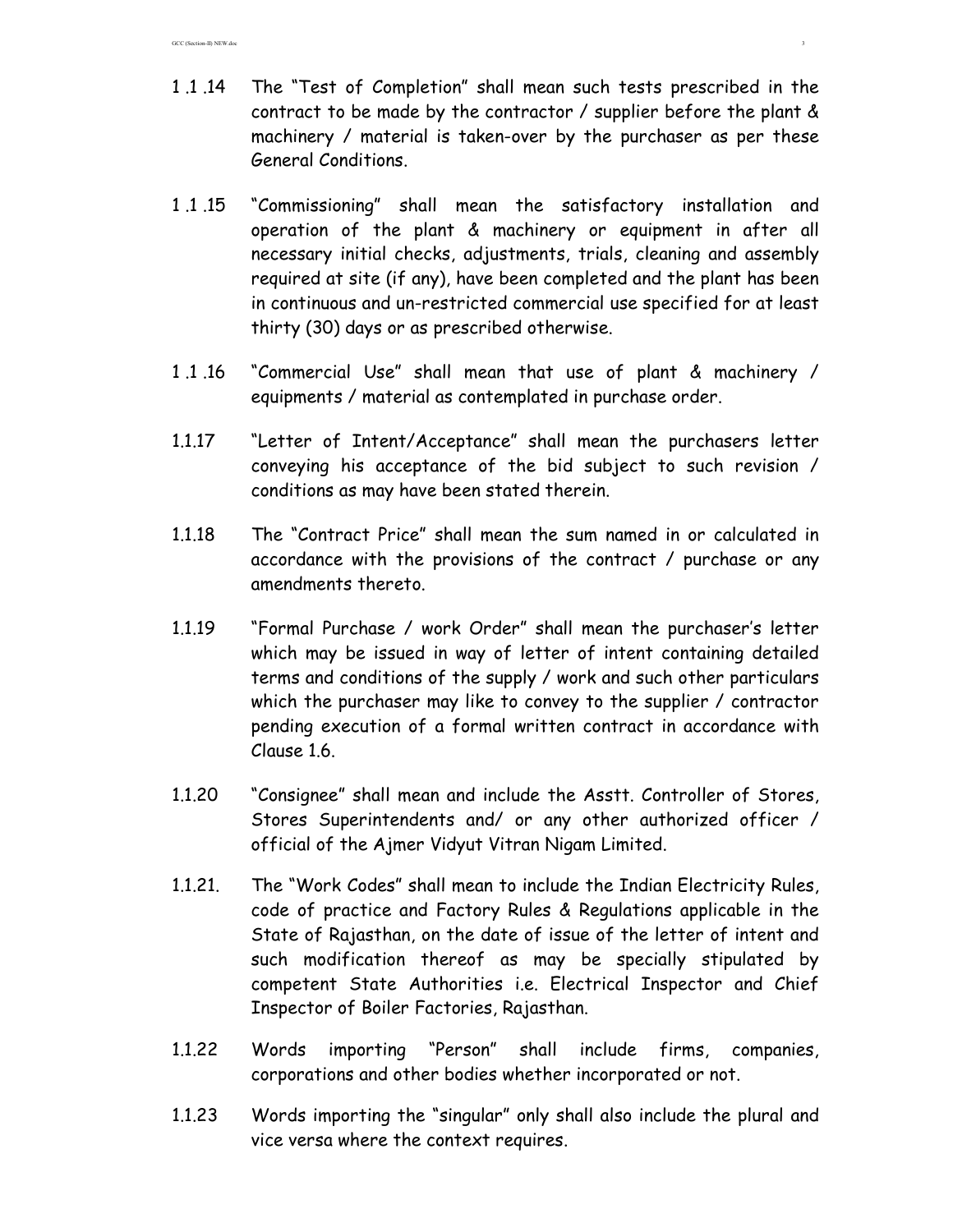1 .1 .14 The "Test of Completion" shall mean such tests prescribed in the contract to be made by the contractor / supplier before the plant & machinery / material is taken-over by the purchaser as per these General Conditions.

1 .1 .15 "Commissioning" shall mean the satisfactory installation and operation of the plant & machinery or equipment in after all necessary initial checks, adjustments, trials, cleaning and assembly required at site (if any), have been completed and the plant has been in continuous and un-restricted commercial use specified for at least thirty (30) days or as prescribed otherwise.

1 .1 .16 "Commercial Use" shall mean that use of plant & machinery / equipments / material as contemplated in purchase order.

1.1.17 "Letter of Intent/Acceptance" shall mean the purchasers letter conveying his acceptance of the bid subject to such revision / conditions as may have been stated therein.

1.1.18 The "Contract Price" shall mean the sum named in or calculated in accordance with the provisions of the contract / purchase or any amendments thereto.

1.1.19 "Formal Purchase / work Order" shall mean the purchaser's letter which may be issued in way of letter of intent containing detailed terms and conditions of the supply / work and such other particulars which the purchaser may like to convey to the supplier / contractor pending execution of a formal written contract in accordance with Clause 1.6.

1.1.20 "Consignee" shall mean and include the Asstt. Controller of Stores, Stores Superintendents and/ or any other authorized officer / official of the Ajmer Vidyut Vitran Nigam Limited.

1.1.21. The "Work Codes" shall mean to include the Indian Electricity Rules, code of practice and Factory Rules & Regulations applicable in the State of Rajasthan, on the date of issue of the letter of intent and such modification thereof as may be specially stipulated by competent State Authorities i.e. Electrical Inspector and Chief Inspector of Boiler Factories, Rajasthan.

1.1.22 Words importing "Person" shall include firms, companies, corporations and other bodies whether incorporated or not.

1.1.23 Words importing the "singular" only shall also include the plural and vice versa where the context requires.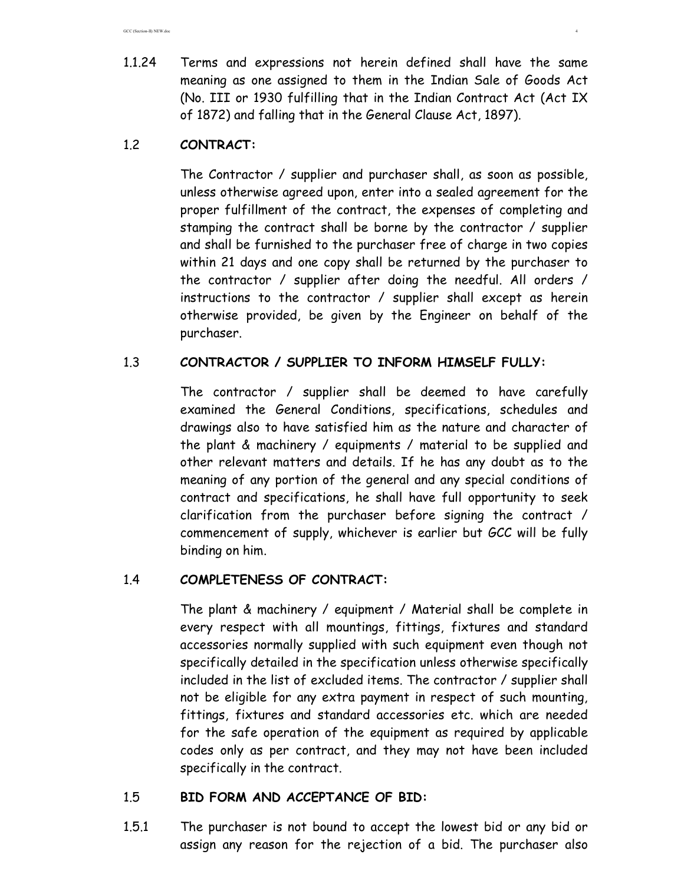1.1.24 Terms and expressions not herein defined shall have the same meaning as one assigned to them in the Indian Sale of Goods Act (No. III or 1930 fulfilling that in the Indian Contract Act (Act IX of 1872) and falling that in the General Clause Act, 1897).

## 1.2 CONTRACT:

The Contractor / supplier and purchaser shall, as soon as possible, unless otherwise agreed upon, enter into a sealed agreement for the proper fulfillment of the contract, the expenses of completing and stamping the contract shall be borne by the contractor / supplier and shall be furnished to the purchaser free of charge in two copies within 21 days and one copy shall be returned by the purchaser to the contractor / supplier after doing the needful. All orders / instructions to the contractor / supplier shall except as herein otherwise provided, be given by the Engineer on behalf of the purchaser.

## 1.3 CONTRACTOR / SUPPLIER TO INFORM HIMSELF FULLY:

The contractor / supplier shall be deemed to have carefully examined the General Conditions, specifications, schedules and drawings also to have satisfied him as the nature and character of the plant & machinery / equipments / material to be supplied and other relevant matters and details. If he has any doubt as to the meaning of any portion of the general and any special conditions of contract and specifications, he shall have full opportunity to seek clarification from the purchaser before signing the contract / commencement of supply, whichever is earlier but GCC will be fully binding on him.

## 1.4 COMPLETENESS OF CONTRACT:

The plant & machinery / equipment / Material shall be complete in every respect with all mountings, fittings, fixtures and standard accessories normally supplied with such equipment even though not specifically detailed in the specification unless otherwise specifically included in the list of excluded items. The contractor / supplier shall not be eligible for any extra payment in respect of such mounting, fittings, fixtures and standard accessories etc. which are needed for the safe operation of the equipment as required by applicable codes only as per contract, and they may not have been included specifically in the contract.

## 1.5 BID FORM AND ACCEPTANCE OF BID:

1.5.1 The purchaser is not bound to accept the lowest bid or any bid or assign any reason for the rejection of a bid. The purchaser also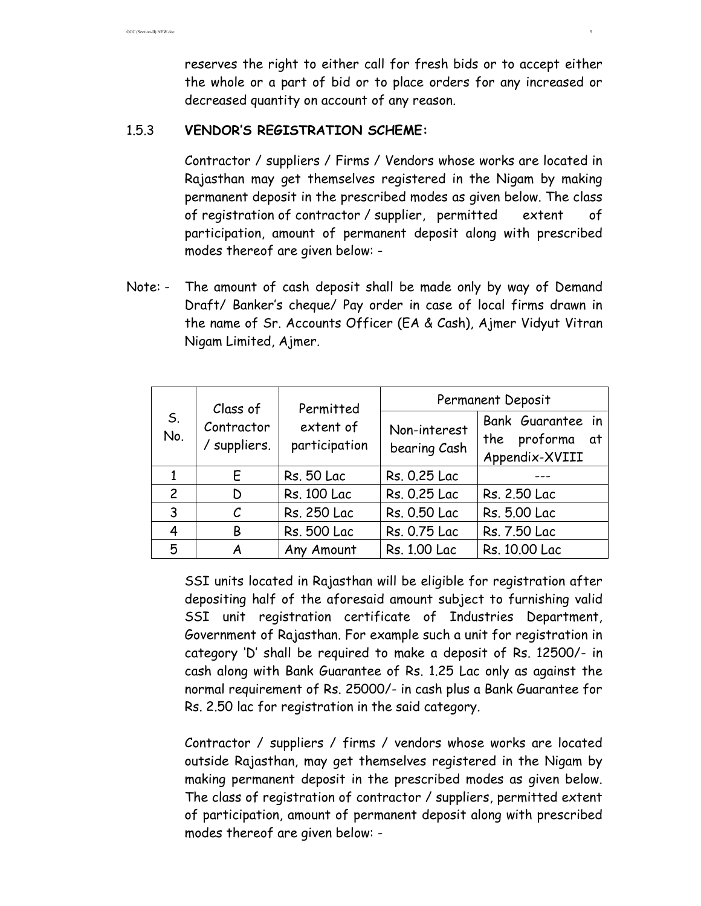reserves the right to either call for fresh bids or to accept either the whole or a part of bid or to place orders for any increased or decreased quantity on account of any reason.

### 1.5.3 VENDOR'S REGISTRATION SCHEME:

Contractor / suppliers / Firms / Vendors whose works are located in Rajasthan may get themselves registered in the Nigam by making permanent deposit in the prescribed modes as given below. The class of registration of contractor / supplier, permitted extent of participation, amount of permanent deposit along with prescribed modes thereof are given below: -

Note: - The amount of cash deposit shall be made only by way of Demand Draft/ Banker's cheque/ Pay order in case of local firms drawn in the name of Sr. Accounts Officer (EA & Cash), Ajmer Vidyut Vitran Nigam Limited, Ajmer.

| S. No. | Class of Contractor / suppliers. | Permitted extent of participation | Permanent Deposit | |
|---|---|---|---|---|
| | | | Non-interest bearing Cash | Bank Guarantee in the proforma at Appendix-XVIII |
| 1 | E | Rs. 50 Lac | Rs. 0.25 Lac | --- |
| 2 | D | Rs. 100 Lac | Rs. 0.25 Lac | Rs. 2.50 Lac |
| 3 | C | Rs. 250 Lac | Rs. 0.50 Lac | Rs. 5.00 Lac |
| 4 | B | Rs. 500 Lac | Rs. 0.75 Lac | Rs. 7.50 Lac |
| 5 | A | Any Amount | Rs. 1.00 Lac | Rs. 10.00 Lac |

SSI units located in Rajasthan will be eligible for registration after depositing half of the aforesaid amount subject to furnishing valid SSI unit registration certificate of Industries Department, Government of Rajasthan. For example such a unit for registration in category 'D' shall be required to make a deposit of Rs. 12500/- in cash along with Bank Guarantee of Rs. 1.25 Lac only as against the normal requirement of Rs. 25000/- in cash plus a Bank Guarantee for Rs. 2.50 lac for registration in the said category.

Contractor / suppliers / firms / vendors whose works are located outside Rajasthan, may get themselves registered in the Nigam by making permanent deposit in the prescribed modes as given below. The class of registration of contractor / suppliers, permitted extent of participation, amount of permanent deposit along with prescribed modes thereof are given below: -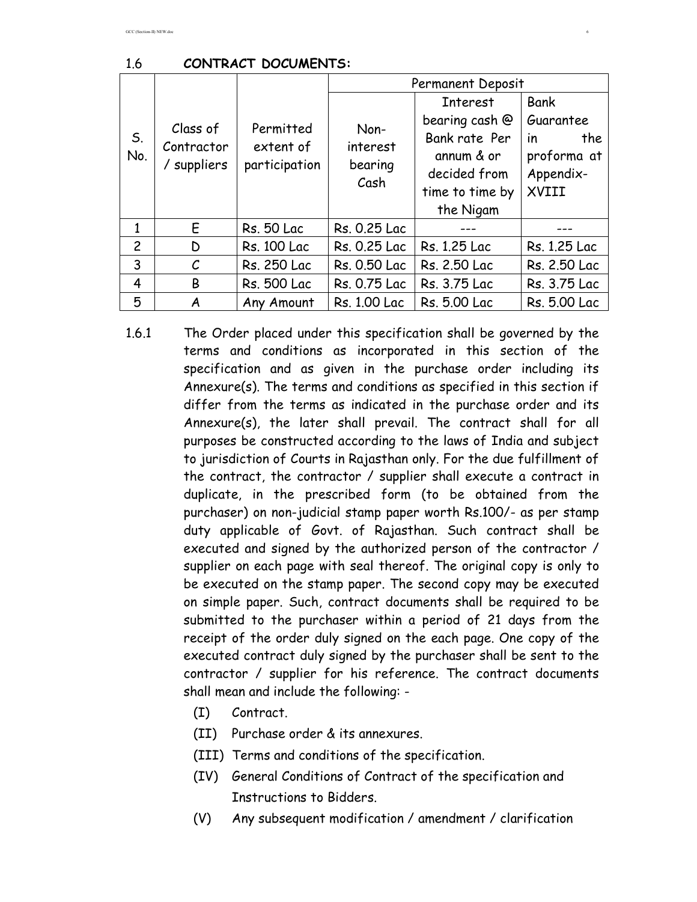## 1.6 CONTRACT DOCUMENTS:

| S. No. | Class of Contractor / suppliers | Permitted extent of participation | Permanent Deposit | | |
|---|---|---|---|---|---|
| | | | Non-interest bearing Cash | Interest bearing cash @ Bank rate Per annum & or decided from time to time by the Nigam | Bank Guarantee in the proforma at Appendix-XVIII |
| 1 | E | Rs. 50 Lac | Rs. 0.25 Lac | --- | --- |
| 2 | D | Rs. 100 Lac | Rs. 0.25 Lac | Rs. 1.25 Lac | Rs. 1.25 Lac |
| 3 | C | Rs. 250 Lac | Rs. 0.50 Lac | Rs. 2.50 Lac | Rs. 2.50 Lac |
| 4 | B | Rs. 500 Lac | Rs. 0.75 Lac | Rs. 3.75 Lac | Rs. 3.75 Lac |
| 5 | A | Any Amount | Rs. 1.00 Lac | Rs. 5.00 Lac | Rs. 5.00 Lac |

1.6.1 The Order placed under this specification shall be governed by the terms and conditions as incorporated in this section of the specification and as given in the purchase order including its Annexure(s). The terms and conditions as specified in this section if differ from the terms as indicated in the purchase order and its Annexure(s), the later shall prevail. The contract shall for all purposes be constructed according to the laws of India and subject to jurisdiction of Courts in Rajasthan only. For the due fulfillment of the contract, the contractor / supplier shall execute a contract in duplicate, in the prescribed form (to be obtained from the purchaser) on non-judicial stamp paper worth Rs.100/- as per stamp duty applicable of Govt. of Rajasthan. Such contract shall be executed and signed by the authorized person of the contractor / supplier on each page with seal thereof. The original copy is only to be executed on the stamp paper. The second copy may be executed on simple paper. Such, contract documents shall be required to be submitted to the purchaser within a period of 21 days from the receipt of the order duly signed on the each page. One copy of the executed contract duly signed by the purchaser shall be sent to the contractor / supplier for his reference. The contract documents shall mean and include the following: -

(I) Contract.

(II) Purchase order & its annexures.

(III) Terms and conditions of the specification.

(IV) General Conditions of Contract of the specification and Instructions to Bidders.

(V) Any subsequent modification / amendment / clarification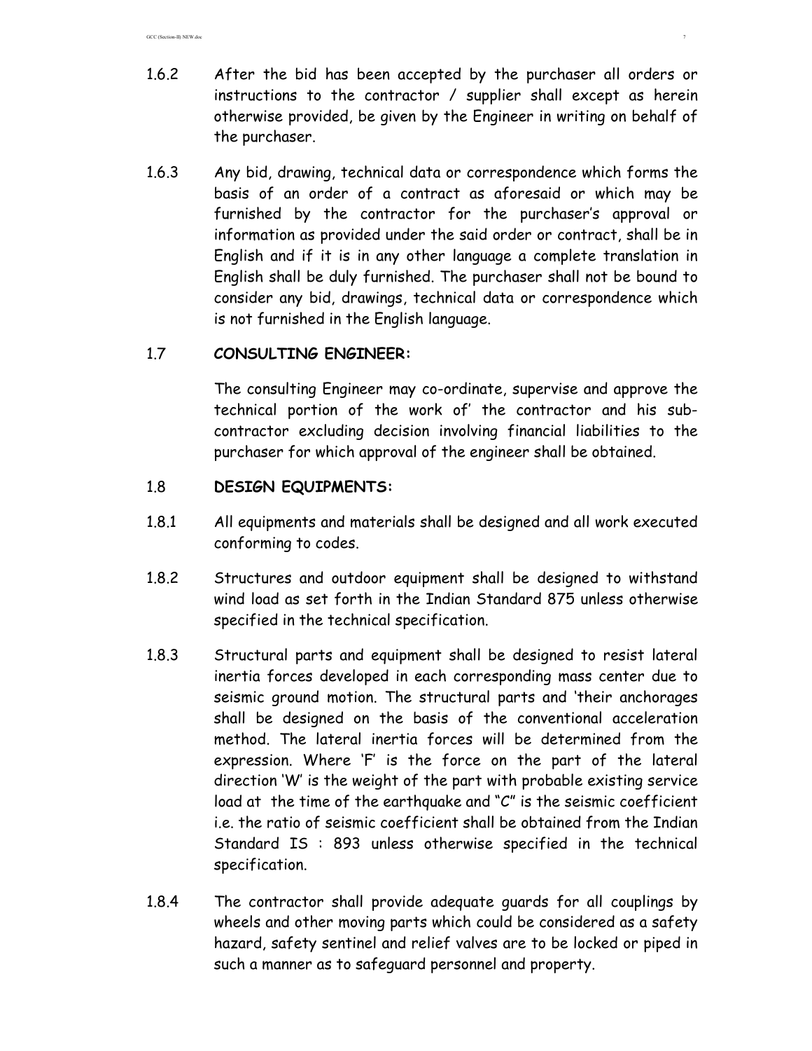1.6.2 After the bid has been accepted by the purchaser all orders or instructions to the contractor / supplier shall except as herein otherwise provided, be given by the Engineer in writing on behalf of the purchaser.

1.6.3 Any bid, drawing, technical data or correspondence which forms the basis of an order of a contract as aforesaid or which may be furnished by the contractor for the purchaser's approval or information as provided under the said order or contract, shall be in English and if it is in any other language a complete translation in English shall be duly furnished. The purchaser shall not be bound to consider any bid, drawings, technical data or correspondence which is not furnished in the English language.

## 1.7 CONSULTING ENGINEER:

The consulting Engineer may co-ordinate, supervise and approve the technical portion of the work of' the contractor and his sub-contractor excluding decision involving financial liabilities to the purchaser for which approval of the engineer shall be obtained.

## 1.8 DESIGN EQUIPMENTS:

1.8.1 All equipments and materials shall be designed and all work executed conforming to codes.

1.8.2 Structures and outdoor equipment shall be designed to withstand wind load as set forth in the Indian Standard 875 unless otherwise specified in the technical specification.

1.8.3 Structural parts and equipment shall be designed to resist lateral inertia forces developed in each corresponding mass center due to seismic ground motion. The structural parts and 'their anchorages shall be designed on the basis of the conventional acceleration method. The lateral inertia forces will be determined from the expression. Where 'F' is the force on the part of the lateral direction 'W' is the weight of the part with probable existing service load at the time of the earthquake and "C" is the seismic coefficient i.e. the ratio of seismic coefficient shall be obtained from the Indian Standard IS : 893 unless otherwise specified in the technical specification.

1.8.4 The contractor shall provide adequate guards for all couplings by wheels and other moving parts which could be considered as a safety hazard, safety sentinel and relief valves are to be locked or piped in such a manner as to safeguard personnel and property.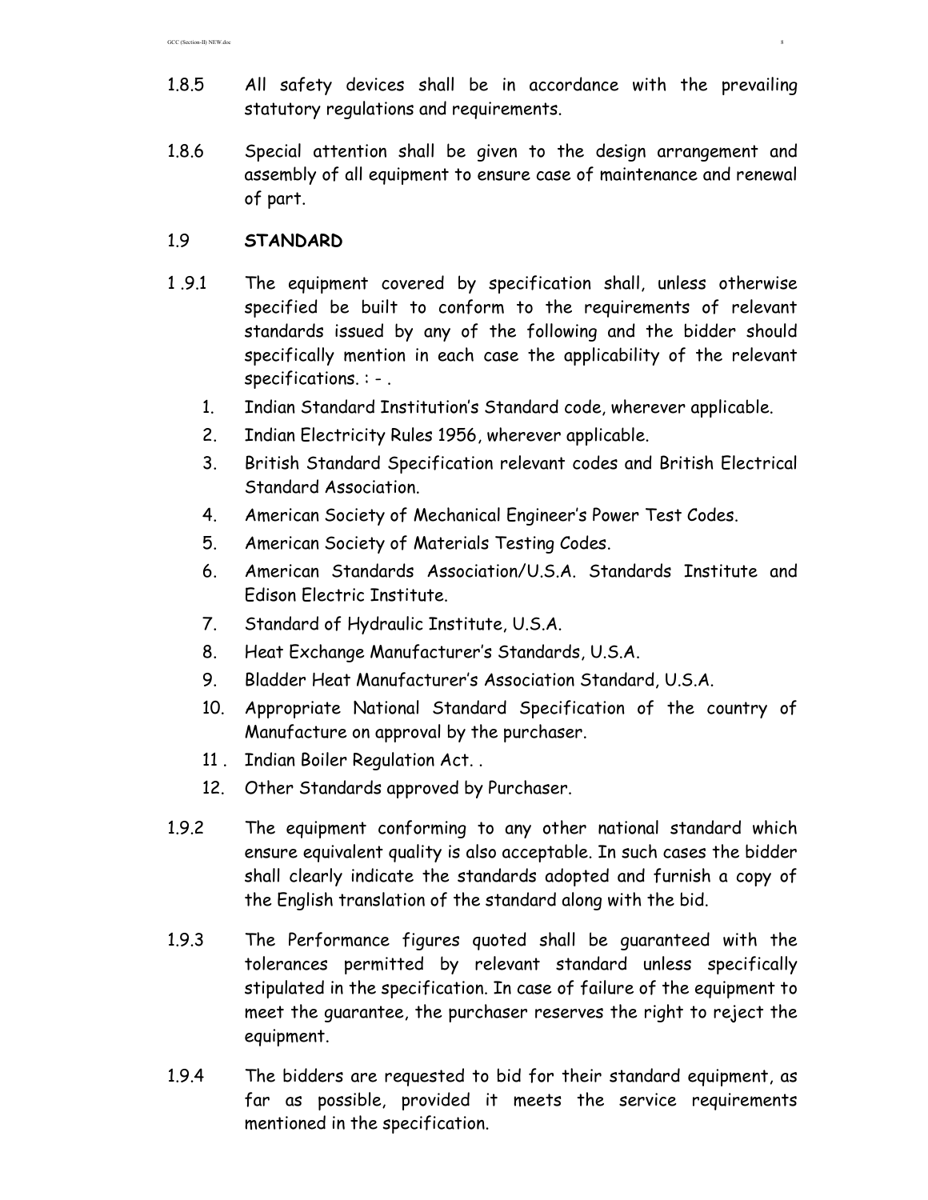1.8.5 All safety devices shall be in accordance with the prevailing statutory regulations and requirements.

1.8.6 Special attention shall be given to the design arrangement and assembly of all equipment to ensure case of maintenance and renewal of part.

## 1.9 STANDARD

1 .9.1 The equipment covered by specification shall, unless otherwise specified be built to conform to the requirements of relevant standards issued by any of the following and the bidder should specifically mention in each case the applicability of the relevant specifications. : - .

1. Indian Standard Institution's Standard code, wherever applicable.
2. Indian Electricity Rules 1956, wherever applicable.
3. British Standard Specification relevant codes and British Electrical Standard Association.
4. American Society of Mechanical Engineer's Power Test Codes.
5. American Society of Materials Testing Codes.
6. American Standards Association/U.S.A. Standards Institute and Edison Electric Institute.
7. Standard of Hydraulic Institute, U.S.A.
8. Heat Exchange Manufacturer's Standards, U.S.A.
9. Bladder Heat Manufacturer's Association Standard, U.S.A.
10. Appropriate National Standard Specification of the country of Manufacture on approval by the purchaser.
11. Indian Boiler Regulation Act. .
12. Other Standards approved by Purchaser.

1.9.2 The equipment conforming to any other national standard which ensure equivalent quality is also acceptable. In such cases the bidder shall clearly indicate the standards adopted and furnish a copy of the English translation of the standard along with the bid.

1.9.3 The Performance figures quoted shall be guaranteed with the tolerances permitted by relevant standard unless specifically stipulated in the specification. In case of failure of the equipment to meet the guarantee, the purchaser reserves the right to reject the equipment.

1.9.4 The bidders are requested to bid for their standard equipment, as far as possible, provided it meets the service requirements mentioned in the specification.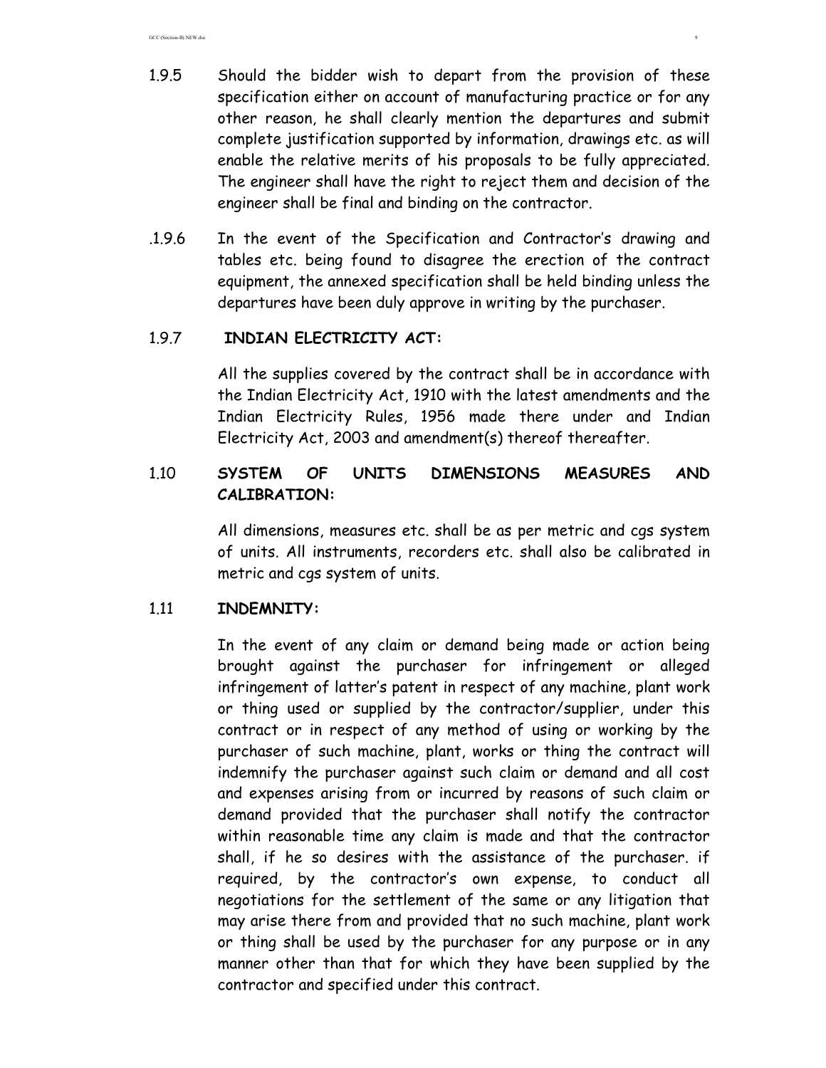1.9.5 Should the bidder wish to depart from the provision of these specification either on account of manufacturing practice or for any other reason, he shall clearly mention the departures and submit complete justification supported by information, drawings etc. as will enable the relative merits of his proposals to be fully appreciated. The engineer shall have the right to reject them and decision of the engineer shall be final and binding on the contractor.

.1.9.6 In the event of the Specification and Contractor's drawing and tables etc. being found to disagree the erection of the contract equipment, the annexed specification shall be held binding unless the departures have been duly approve in writing by the purchaser.

1.9.7 **INDIAN ELECTRICITY ACT:**

All the supplies covered by the contract shall be in accordance with the Indian Electricity Act, 1910 with the latest amendments and the Indian Electricity Rules, 1956 made there under and Indian Electricity Act, 2003 and amendment(s) thereof thereafter.

## 1.10 SYSTEM OF UNITS DIMENSIONS MEASURES AND CALIBRATION:

All dimensions, measures etc. shall be as per metric and cgs system of units. All instruments, recorders etc. shall also be calibrated in metric and cgs system of units.

## 1.11 INDEMNITY:

In the event of any claim or demand being made or action being brought against the purchaser for infringement or alleged infringement of latter's patent in respect of any machine, plant work or thing used or supplied by the contractor/supplier, under this contract or in respect of any method of using or working by the purchaser of such machine, plant, works or thing the contract will indemnify the purchaser against such claim or demand and all cost and expenses arising from or incurred by reasons of such claim or demand provided that the purchaser shall notify the contractor within reasonable time any claim is made and that the contractor shall, if he so desires with the assistance of the purchaser. if required, by the contractor's own expense, to conduct all negotiations for the settlement of the same or any litigation that may arise there from and provided that no such machine, plant work or thing shall be used by the purchaser for any purpose or in any manner other than that for which they have been supplied by the contractor and specified under this contract.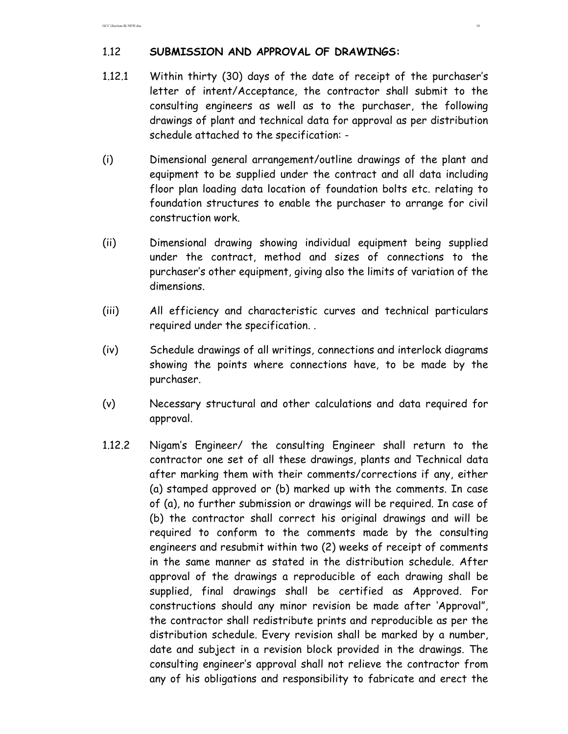## 1.12 SUBMISSION AND APPROVAL OF DRAWINGS:

1.12.1 Within thirty (30) days of the date of receipt of the purchaser's letter of intent/Acceptance, the contractor shall submit to the consulting engineers as well as to the purchaser, the following drawings of plant and technical data for approval as per distribution schedule attached to the specification: -

(i) Dimensional general arrangement/outline drawings of the plant and equipment to be supplied under the contract and all data including floor plan loading data location of foundation bolts etc. relating to foundation structures to enable the purchaser to arrange for civil construction work.

(ii) Dimensional drawing showing individual equipment being supplied under the contract, method and sizes of connections to the purchaser's other equipment, giving also the limits of variation of the dimensions.

(iii) All efficiency and characteristic curves and technical particulars required under the specification. .

(iv) Schedule drawings of all writings, connections and interlock diagrams showing the points where connections have, to be made by the purchaser.

(v) Necessary structural and other calculations and data required for approval.

1.12.2 Nigam's Engineer/ the consulting Engineer shall return to the contractor one set of all these drawings, plants and Technical data after marking them with their comments/corrections if any, either (a) stamped approved or (b) marked up with the comments. In case of (a), no further submission or drawings will be required. In case of (b) the contractor shall correct his original drawings and will be required to conform to the comments made by the consulting engineers and resubmit within two (2) weeks of receipt of comments in the same manner as stated in the distribution schedule. After approval of the drawings a reproducible of each drawing shall be supplied, final drawings shall be certified as Approved. For constructions should any minor revision be made after 'Approval", the contractor shall redistribute prints and reproducible as per the distribution schedule. Every revision shall be marked by a number, date and subject in a revision block provided in the drawings. The consulting engineer's approval shall not relieve the contractor from any of his obligations and responsibility to fabricate and erect the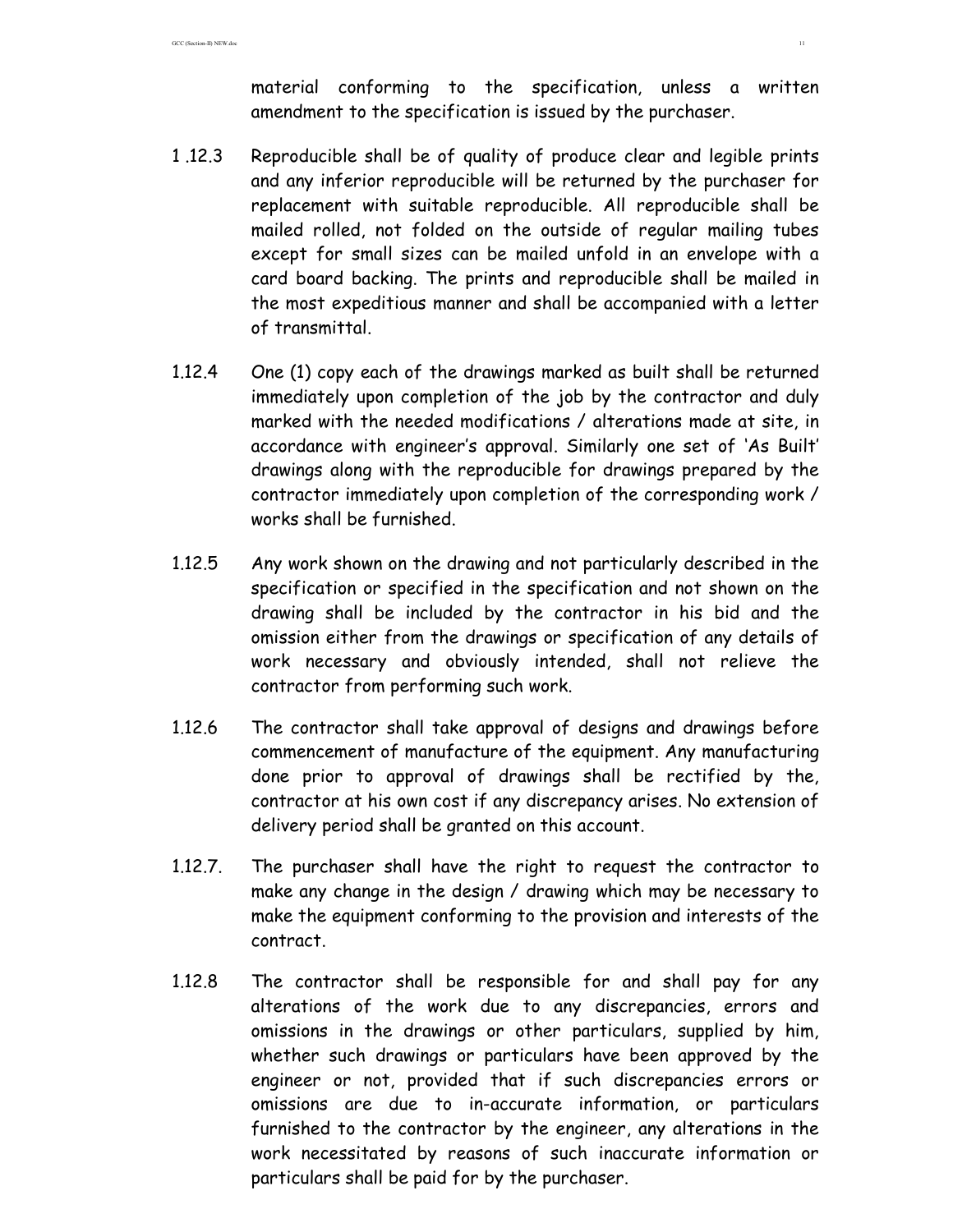material conforming to the specification, unless a written amendment to the specification is issued by the purchaser.

1 .12.3 Reproducible shall be of quality of produce clear and legible prints and any inferior reproducible will be returned by the purchaser for replacement with suitable reproducible. All reproducible shall be mailed rolled, not folded on the outside of regular mailing tubes except for small sizes can be mailed unfold in an envelope with a card board backing. The prints and reproducible shall be mailed in the most expeditious manner and shall be accompanied with a letter of transmittal.

1.12.4 One (1) copy each of the drawings marked as built shall be returned immediately upon completion of the job by the contractor and duly marked with the needed modifications / alterations made at site, in accordance with engineer's approval. Similarly one set of 'As Built' drawings along with the reproducible for drawings prepared by the contractor immediately upon completion of the corresponding work / works shall be furnished.

1.12.5 Any work shown on the drawing and not particularly described in the specification or specified in the specification and not shown on the drawing shall be included by the contractor in his bid and the omission either from the drawings or specification of any details of work necessary and obviously intended, shall not relieve the contractor from performing such work.

1.12.6 The contractor shall take approval of designs and drawings before commencement of manufacture of the equipment. Any manufacturing done prior to approval of drawings shall be rectified by the, contractor at his own cost if any discrepancy arises. No extension of delivery period shall be granted on this account.

1.12.7. The purchaser shall have the right to request the contractor to make any change in the design / drawing which may be necessary to make the equipment conforming to the provision and interests of the contract.

1.12.8 The contractor shall be responsible for and shall pay for any alterations of the work due to any discrepancies, errors and omissions in the drawings or other particulars, supplied by him, whether such drawings or particulars have been approved by the engineer or not, provided that if such discrepancies errors or omissions are due to in-accurate information, or particulars furnished to the contractor by the engineer, any alterations in the work necessitated by reasons of such inaccurate information or particulars shall be paid for by the purchaser.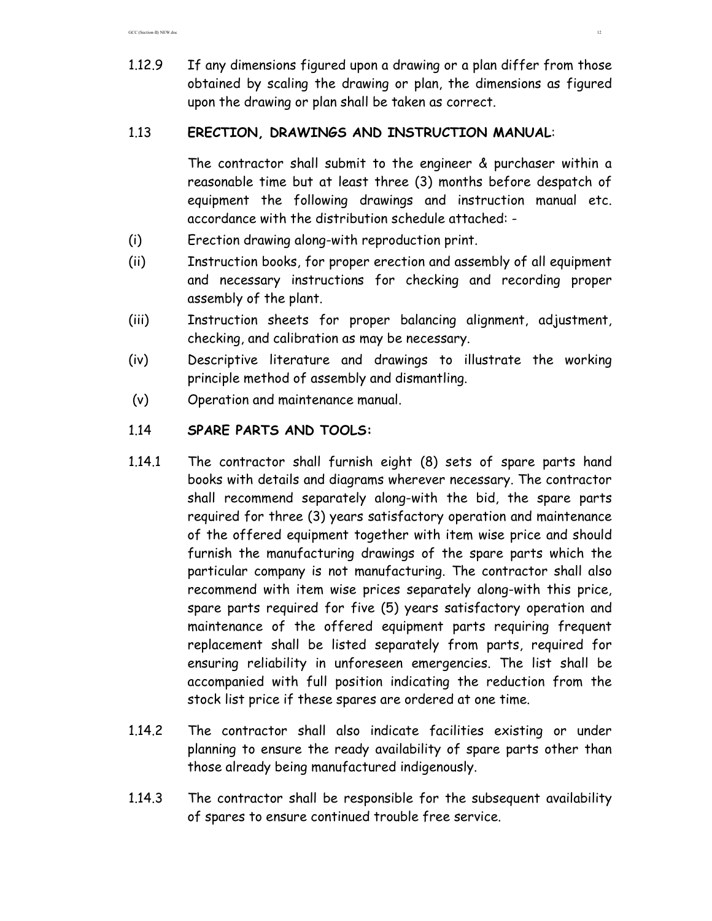1.12.9 If any dimensions figured upon a drawing or a plan differ from those obtained by scaling the drawing or plan, the dimensions as figured upon the drawing or plan shall be taken as correct.

### 1.13 ERECTION, DRAWINGS AND INSTRUCTION MANUAL:

The contractor shall submit to the engineer & purchaser within a reasonable time but at least three (3) months before despatch of equipment the following drawings and instruction manual etc. accordance with the distribution schedule attached: -

(i) Erection drawing along-with reproduction print.

(ii) Instruction books, for proper erection and assembly of all equipment and necessary instructions for checking and recording proper assembly of the plant.

(iii) Instruction sheets for proper balancing alignment, adjustment, checking, and calibration as may be necessary.

(iv) Descriptive literature and drawings to illustrate the working principle method of assembly and dismantling.

(v) Operation and maintenance manual.

### 1.14 SPARE PARTS AND TOOLS:

1.14.1 The contractor shall furnish eight (8) sets of spare parts hand books with details and diagrams wherever necessary. The contractor shall recommend separately along-with the bid, the spare parts required for three (3) years satisfactory operation and maintenance of the offered equipment together with item wise price and should furnish the manufacturing drawings of the spare parts which the particular company is not manufacturing. The contractor shall also recommend with item wise prices separately along-with this price, spare parts required for five (5) years satisfactory operation and maintenance of the offered equipment parts requiring frequent replacement shall be listed separately from parts, required for ensuring reliability in unforeseen emergencies. The list shall be accompanied with full position indicating the reduction from the stock list price if these spares are ordered at one time.

1.14.2 The contractor shall also indicate facilities existing or under planning to ensure the ready availability of spare parts other than those already being manufactured indigenously.

1.14.3 The contractor shall be responsible for the subsequent availability of spares to ensure continued trouble free service.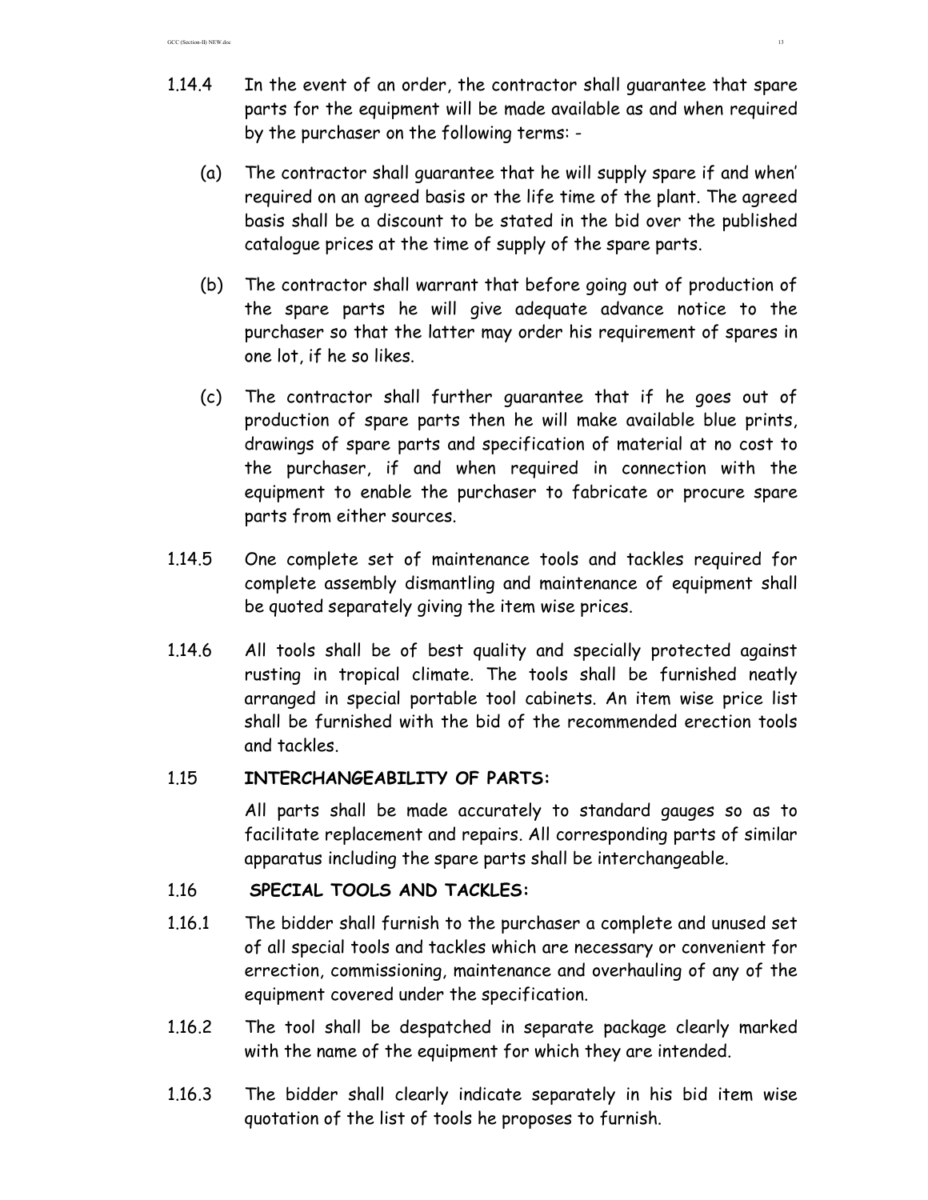1.14.4 In the event of an order, the contractor shall guarantee that spare parts for the equipment will be made available as and when required by the purchaser on the following terms: -

(a) The contractor shall guarantee that he will supply spare if and when' required on an agreed basis or the life time of the plant. The agreed basis shall be a discount to be stated in the bid over the published catalogue prices at the time of supply of the spare parts.

(b) The contractor shall warrant that before going out of production of the spare parts he will give adequate advance notice to the purchaser so that the latter may order his requirement of spares in one lot, if he so likes.

(c) The contractor shall further guarantee that if he goes out of production of spare parts then he will make available blue prints, drawings of spare parts and specification of material at no cost to the purchaser, if and when required in connection with the equipment to enable the purchaser to fabricate or procure spare parts from either sources.

1.14.5 One complete set of maintenance tools and tackles required for complete assembly dismantling and maintenance of equipment shall be quoted separately giving the item wise prices.

1.14.6 All tools shall be of best quality and specially protected against rusting in tropical climate. The tools shall be furnished neatly arranged in special portable tool cabinets. An item wise price list shall be furnished with the bid of the recommended erection tools and tackles.

### 1.15 INTERCHANGEABILITY OF PARTS:

All parts shall be made accurately to standard gauges so as to facilitate replacement and repairs. All corresponding parts of similar apparatus including the spare parts shall be interchangeable.

### 1.16 SPECIAL TOOLS AND TACKLES:

1.16.1 The bidder shall furnish to the purchaser a complete and unused set of all special tools and tackles which are necessary or convenient for errection, commissioning, maintenance and overhauling of any of the equipment covered under the specification.

1.16.2 The tool shall be despatched in separate package clearly marked with the name of the equipment for which they are intended.

1.16.3 The bidder shall clearly indicate separately in his bid item wise quotation of the list of tools he proposes to furnish.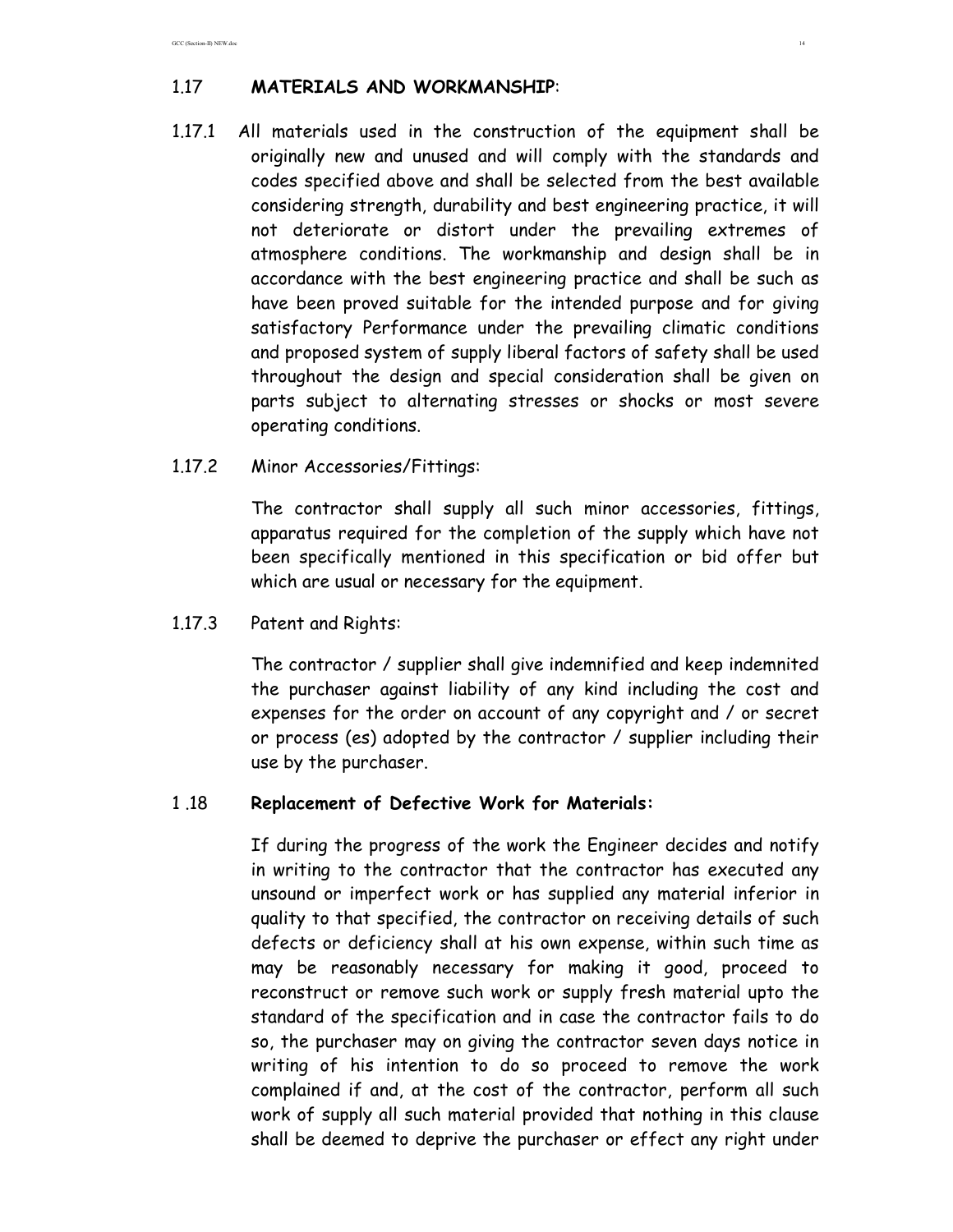## 1.17 **MATERIALS AND WORKMANSHIP**:

1.17.1 All materials used in the construction of the equipment shall be originally new and unused and will comply with the standards and codes specified above and shall be selected from the best available considering strength, durability and best engineering practice, it will not deteriorate or distort under the prevailing extremes of atmosphere conditions. The workmanship and design shall be in accordance with the best engineering practice and shall be such as have been proved suitable for the intended purpose and for giving satisfactory Performance under the prevailing climatic conditions and proposed system of supply liberal factors of safety shall be used throughout the design and special consideration shall be given on parts subject to alternating stresses or shocks or most severe operating conditions.

1.17.2 Minor Accessories/Fittings:

The contractor shall supply all such minor accessories, fittings, apparatus required for the completion of the supply which have not been specifically mentioned in this specification or bid offer but which are usual or necessary for the equipment.

1.17.3 Patent and Rights:

The contractor / supplier shall give indemnified and keep indemnited the purchaser against liability of any kind including the cost and expenses for the order on account of any copyright and / or secret or process (es) adopted by the contractor / supplier including their use by the purchaser.

## 1 .18 **Replacement of Defective Work for Materials:**

If during the progress of the work the Engineer decides and notify in writing to the contractor that the contractor has executed any unsound or imperfect work or has supplied any material inferior in quality to that specified, the contractor on receiving details of such defects or deficiency shall at his own expense, within such time as may be reasonably necessary for making it good, proceed to reconstruct or remove such work or supply fresh material upto the standard of the specification and in case the contractor fails to do so, the purchaser may on giving the contractor seven days notice in writing of his intention to do so proceed to remove the work complained if and, at the cost of the contractor, perform all such work of supply all such material provided that nothing in this clause shall be deemed to deprive the purchaser or effect any right under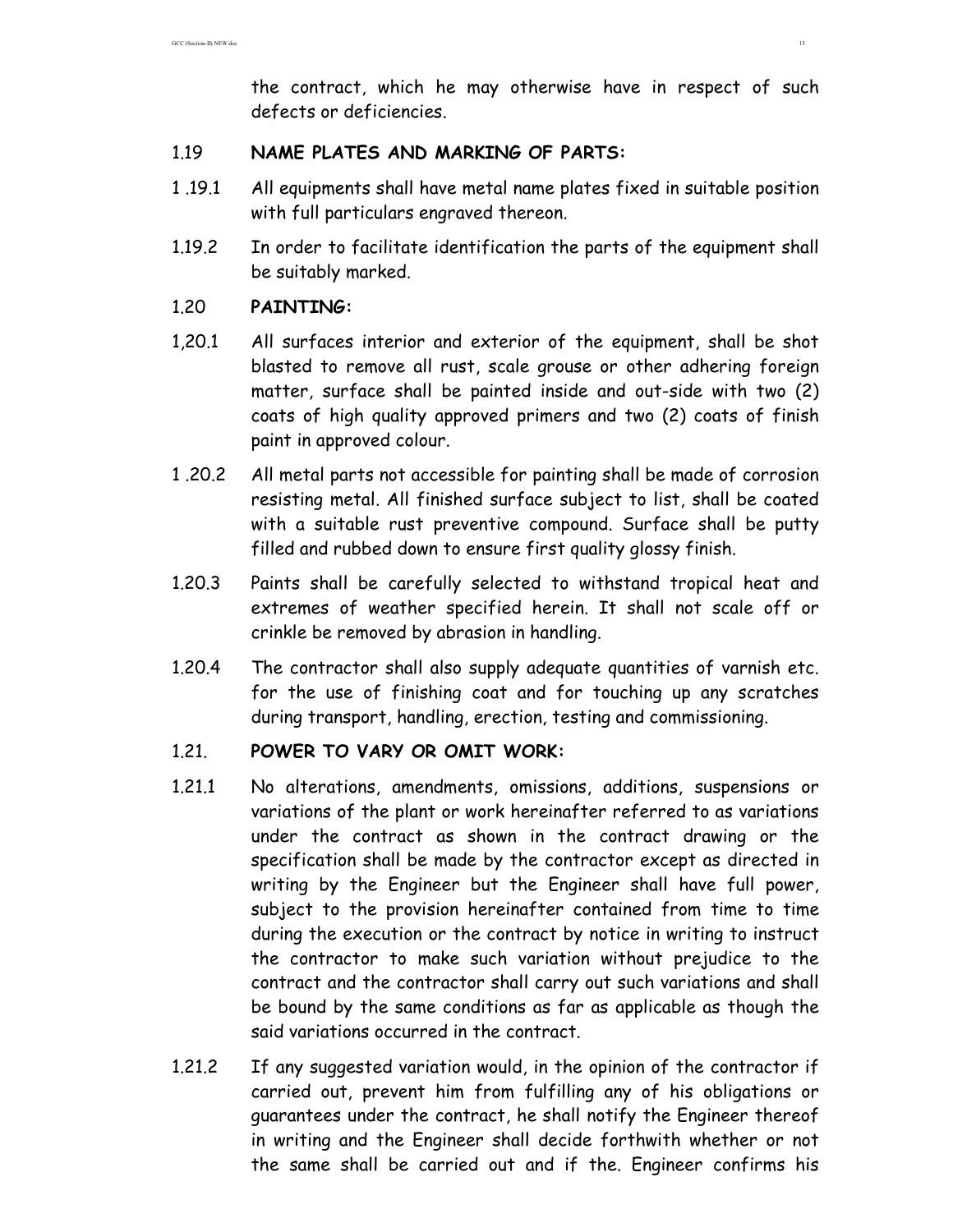the contract, which he may otherwise have in respect of such defects or deficiencies.

## 1.19 NAME PLATES AND MARKING OF PARTS:

1 .19.1 All equipments shall have metal name plates fixed in suitable position with full particulars engraved thereon.

1.19.2 In order to facilitate identification the parts of the equipment shall be suitably marked.

## 1.20 PAINTING:

1,20.1 All surfaces interior and exterior of the equipment, shall be shot blasted to remove all rust, scale grouse or other adhering foreign matter, surface shall be painted inside and out-side with two (2) coats of high quality approved primers and two (2) coats of finish paint in approved colour.

1 .20.2 All metal parts not accessible for painting shall be made of corrosion resisting metal. All finished surface subject to list, shall be coated with a suitable rust preventive compound. Surface shall be putty filled and rubbed down to ensure first quality glossy finish.

1.20.3 Paints shall be carefully selected to withstand tropical heat and extremes of weather specified herein. It shall not scale off or crinkle be removed by abrasion in handling.

1.20.4 The contractor shall also supply adequate quantities of varnish etc. for the use of finishing coat and for touching up any scratches during transport, handling, erection, testing and commissioning.

## 1.21. POWER TO VARY OR OMIT WORK:

1.21.1 No alterations, amendments, omissions, additions, suspensions or variations of the plant or work hereinafter referred to as variations under the contract as shown in the contract drawing or the specification shall be made by the contractor except as directed in writing by the Engineer but the Engineer shall have full power, subject to the provision hereinafter contained from time to time during the execution or the contract by notice in writing to instruct the contractor to make such variation without prejudice to the contract and the contractor shall carry out such variations and shall be bound by the same conditions as far as applicable as though the said variations occurred in the contract.

1.21.2 If any suggested variation would, in the opinion of the contractor if carried out, prevent him from fulfilling any of his obligations or guarantees under the contract, he shall notify the Engineer thereof in writing and the Engineer shall decide forthwith whether or not the same shall be carried out and if the. Engineer confirms his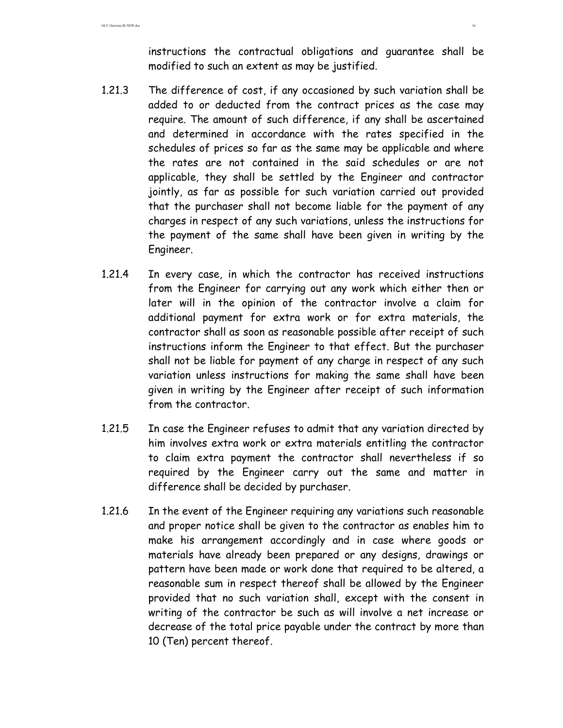instructions the contractual obligations and guarantee shall be modified to such an extent as may be justified.

1.21.3 The difference of cost, if any occasioned by such variation shall be added to or deducted from the contract prices as the case may require. The amount of such difference, if any shall be ascertained and determined in accordance with the rates specified in the schedules of prices so far as the same may be applicable and where the rates are not contained in the said schedules or are not applicable, they shall be settled by the Engineer and contractor jointly, as far as possible for such variation carried out provided that the purchaser shall not become liable for the payment of any charges in respect of any such variations, unless the instructions for the payment of the same shall have been given in writing by the Engineer.

1.21.4 In every case, in which the contractor has received instructions from the Engineer for carrying out any work which either then or later will in the opinion of the contractor involve a claim for additional payment for extra work or for extra materials, the contractor shall as soon as reasonable possible after receipt of such instructions inform the Engineer to that effect. But the purchaser shall not be liable for payment of any charge in respect of any such variation unless instructions for making the same shall have been given in writing by the Engineer after receipt of such information from the contractor.

1.21.5 In case the Engineer refuses to admit that any variation directed by him involves extra work or extra materials entitling the contractor to claim extra payment the contractor shall nevertheless if so required by the Engineer carry out the same and matter in difference shall be decided by purchaser.

1.21.6 In the event of the Engineer requiring any variations such reasonable and proper notice shall be given to the contractor as enables him to make his arrangement accordingly and in case where goods or materials have already been prepared or any designs, drawings or pattern have been made or work done that required to be altered, a reasonable sum in respect thereof shall be allowed by the Engineer provided that no such variation shall, except with the consent in writing of the contractor be such as will involve a net increase or decrease of the total price payable under the contract by more than 10 (Ten) percent thereof.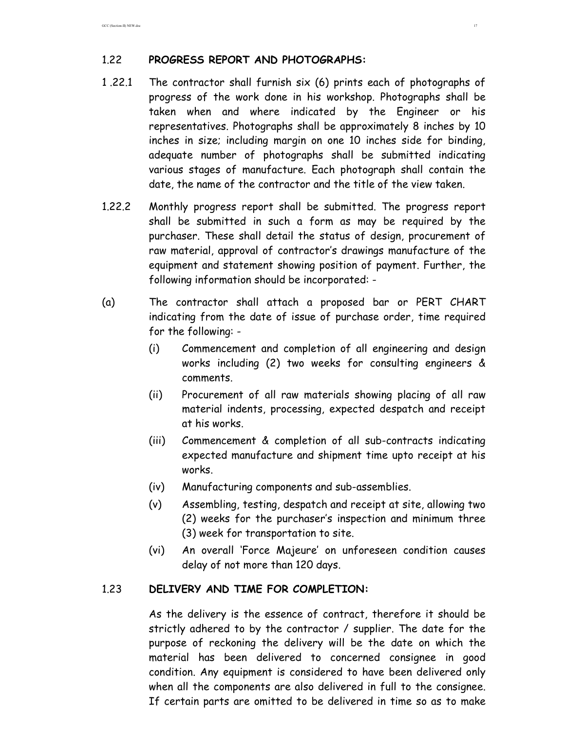## 1.22 PROGRESS REPORT AND PHOTOGRAPHS:

1 .22.1 The contractor shall furnish six (6) prints each of photographs of progress of the work done in his workshop. Photographs shall be taken when and where indicated by the Engineer or his representatives. Photographs shall be approximately 8 inches by 10 inches in size; including margin on one 10 inches side for binding, adequate number of photographs shall be submitted indicating various stages of manufacture. Each photograph shall contain the date, the name of the contractor and the title of the view taken.

1.22.2 Monthly progress report shall be submitted. The progress report shall be submitted in such a form as may be required by the purchaser. These shall detail the status of design, procurement of raw material, approval of contractor's drawings manufacture of the equipment and statement showing position of payment. Further, the following information should be incorporated: -

(a) The contractor shall attach a proposed bar or PERT CHART indicating from the date of issue of purchase order, time required for the following: -

- (i) Commencement and completion of all engineering and design works including (2) two weeks for consulting engineers & comments.
- (ii) Procurement of all raw materials showing placing of all raw material indents, processing, expected despatch and receipt at his works.
- (iii) Commencement & completion of all sub-contracts indicating expected manufacture and shipment time upto receipt at his works.
- (iv) Manufacturing components and sub-assemblies.
- (v) Assembling, testing, despatch and receipt at site, allowing two (2) weeks for the purchaser's inspection and minimum three (3) week for transportation to site.
- (vi) An overall 'Force Majeure' on unforeseen condition causes delay of not more than 120 days.

## 1.23 DELIVERY AND TIME FOR COMPLETION:

As the delivery is the essence of contract, therefore it should be strictly adhered to by the contractor / supplier. The date for the purpose of reckoning the delivery will be the date on which the material has been delivered to concerned consignee in good condition. Any equipment is considered to have been delivered only when all the components are also delivered in full to the consignee. If certain parts are omitted to be delivered in time so as to make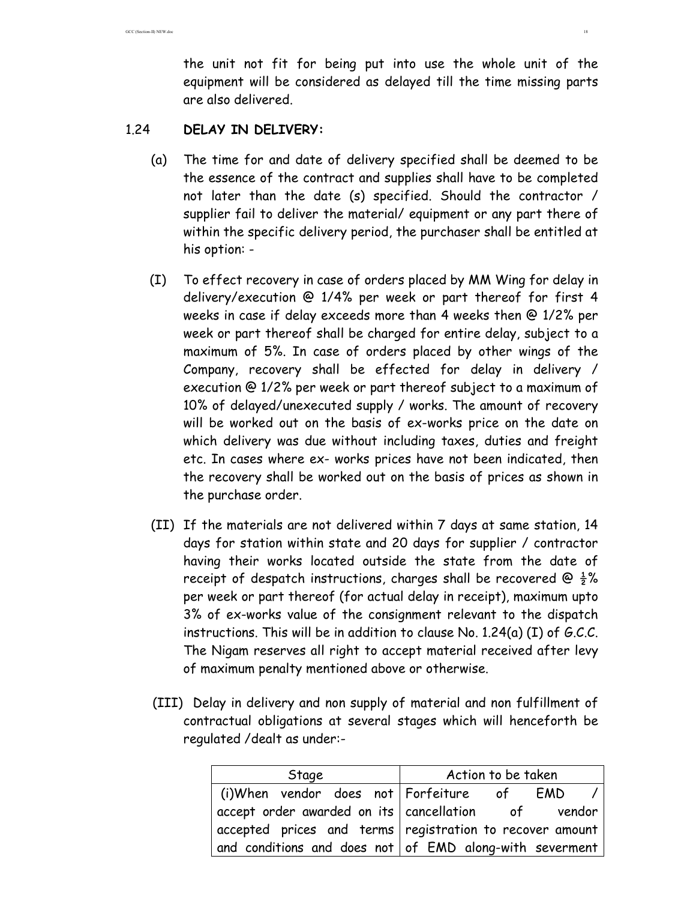the unit not fit for being put into use the whole unit of the equipment will be considered as delayed till the time missing parts are also delivered.

### 1.24 DELAY IN DELIVERY:

(a) The time for and date of delivery specified shall be deemed to be the essence of the contract and supplies shall have to be completed not later than the date (s) specified. Should the contractor / supplier fail to deliver the material/ equipment or any part there of within the specific delivery period, the purchaser shall be entitled at his option: -

(I) To effect recovery in case of orders placed by MM Wing for delay in delivery/execution @ 1/4% per week or part thereof for first 4 weeks in case if delay exceeds more than 4 weeks then @ 1/2% per week or part thereof shall be charged for entire delay, subject to a maximum of 5%. In case of orders placed by other wings of the Company, recovery shall be effected for delay in delivery / execution @ 1/2% per week or part thereof subject to a maximum of 10% of delayed/unexecuted supply / works. The amount of recovery will be worked out on the basis of ex-works price on the date on which delivery was due without including taxes, duties and freight etc. In cases where ex- works prices have not been indicated, then the recovery shall be worked out on the basis of prices as shown in the purchase order.

(II) If the materials are not delivered within 7 days at same station, 14 days for station within state and 20 days for supplier / contractor having their works located outside the state from the date of receipt of despatch instructions, charges shall be recovered @ ½% per week or part thereof (for actual delay in receipt), maximum upto 3% of ex-works value of the consignment relevant to the dispatch instructions. This will be in addition to clause No. 1.24(a) (I) of G.C.C. The Nigam reserves all right to accept material received after levy of maximum penalty mentioned above or otherwise.

(III) Delay in delivery and non supply of material and non fulfillment of contractual obligations at several stages which will henceforth be regulated /dealt as under:-

| Stage | Action to be taken |
|---|---|
| (i)When vendor does not accept order awarded on its accepted prices and terms and conditions and does not | Forfeiture of EMD / cancellation of vendor registration to recover amount of EMD along-with severment |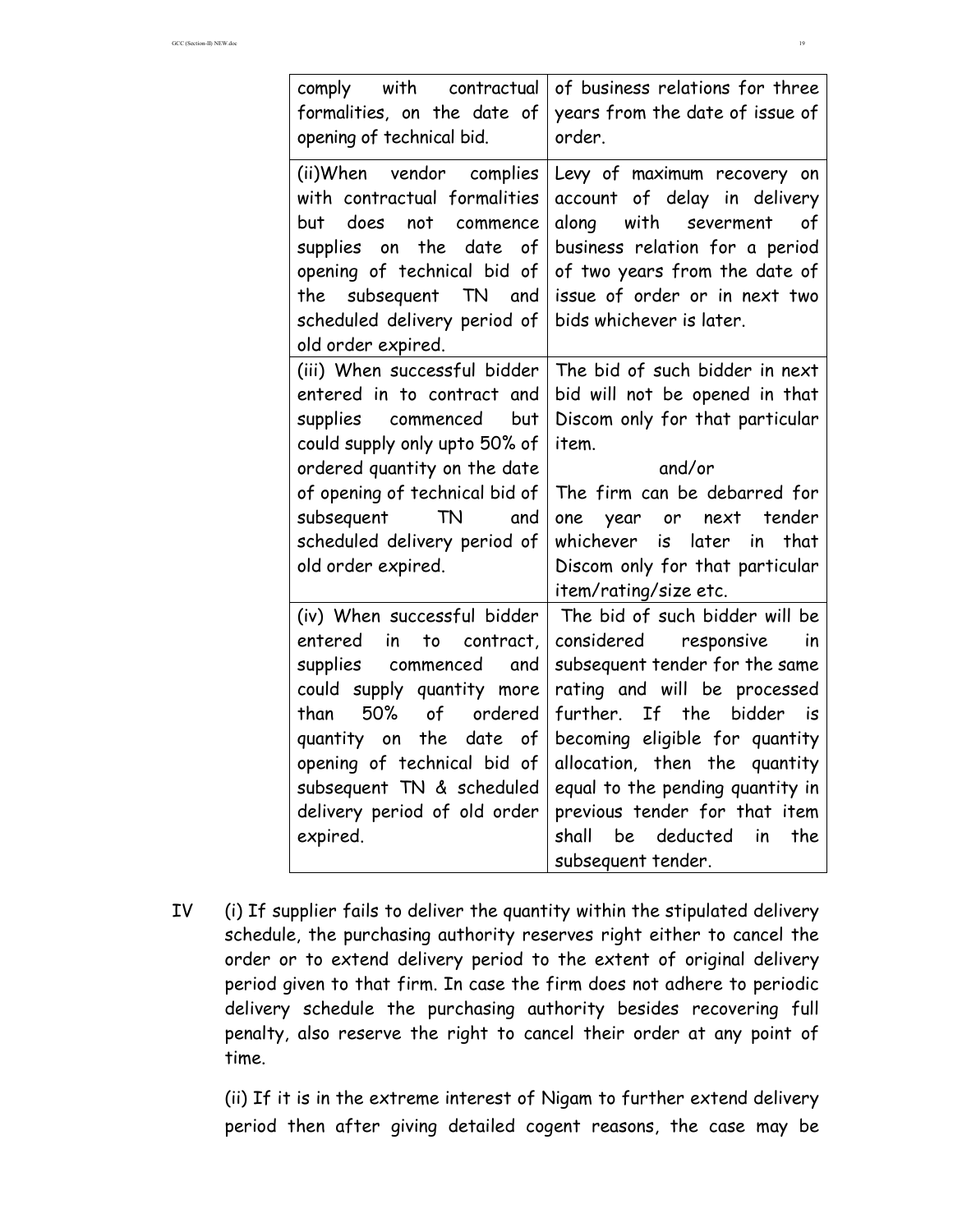| | |
|---|---|
| comply with contractual formalities, on the date of opening of technical bid. | of business relations for three years from the date of issue of order. |
| (ii)When vendor complies with contractual formalities but does not commence supplies on the date of opening of technical bid of the subsequent TN and scheduled delivery period of old order expired. | Levy of maximum recovery on account of delay in delivery along with severment of business relation for a period of two years from the date of issue of order or in next two bids whichever is later. |
| (iii) When successful bidder entered in to contract and supplies commenced but could supply only upto 50% of ordered quantity on the date of opening of technical bid of subsequent TN and scheduled delivery period of old order expired. | The bid of such bidder in next bid will not be opened in that Discom only for that particular item. and/or The firm can be debarred for one year or next tender whichever is later in that Discom only for that particular item/rating/size etc. |
| (iv) When successful bidder entered in to contract, supplies commenced and could supply quantity more than 50% of ordered quantity on the date of opening of technical bid of subsequent TN & scheduled delivery period of old order expired. | The bid of such bidder will be considered responsive in subsequent tender for the same rating and will be processed further. If the bidder is becoming eligible for quantity allocation, then the quantity equal to the pending quantity in previous tender for that item shall be deducted in the subsequent tender. |

IV (i) If supplier fails to deliver the quantity within the stipulated delivery schedule, the purchasing authority reserves right either to cancel the order or to extend delivery period to the extent of original delivery period given to that firm. In case the firm does not adhere to periodic delivery schedule the purchasing authority besides recovering full penalty, also reserve the right to cancel their order at any point of time.

(ii) If it is in the extreme interest of Nigam to further extend delivery period then after giving detailed cogent reasons, the case may be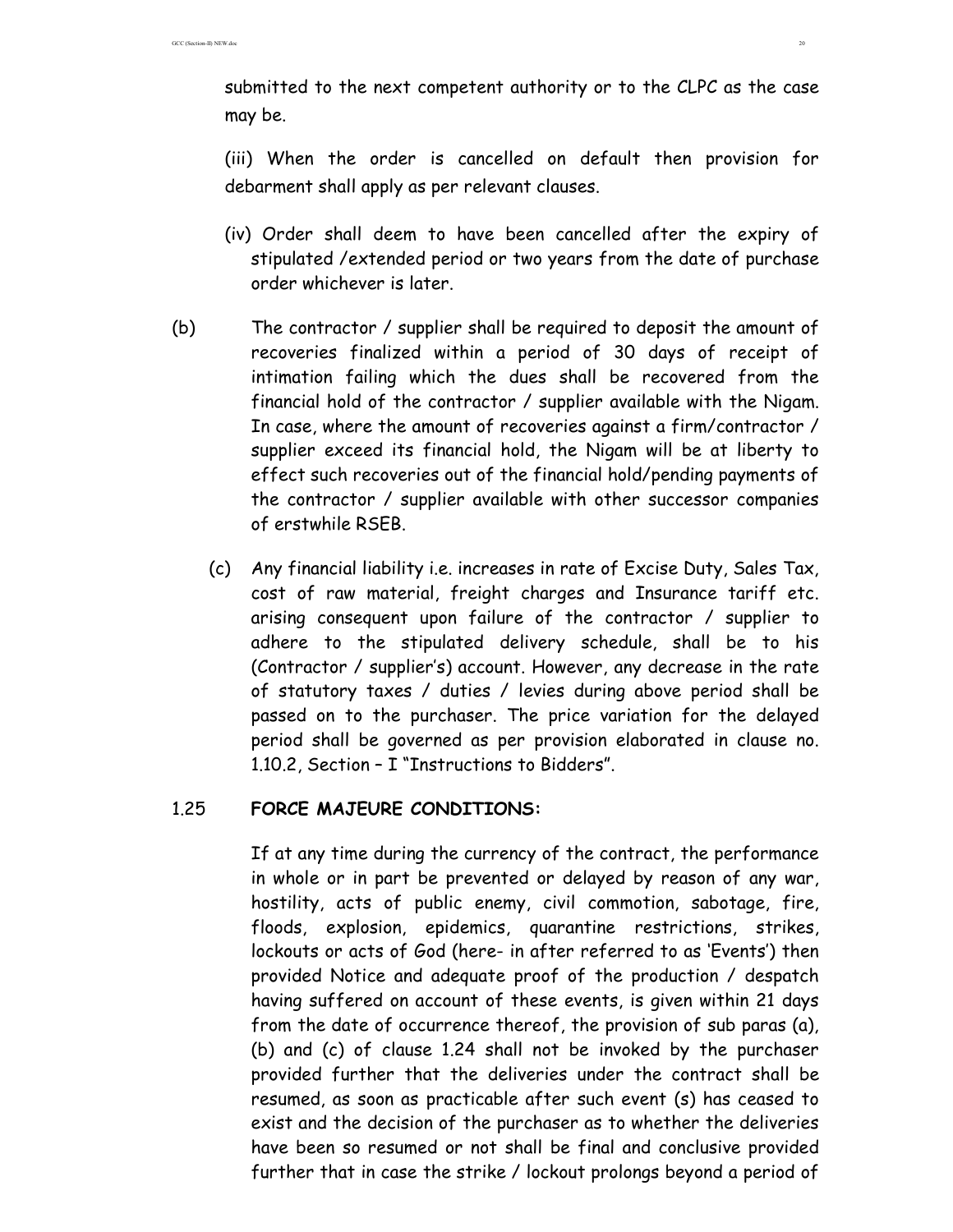submitted to the next competent authority or to the CLPC as the case may be.

(iii) When the order is cancelled on default then provision for debarment shall apply as per relevant clauses.

(iv) Order shall deem to have been cancelled after the expiry of stipulated /extended period or two years from the date of purchase order whichever is later.

(b) The contractor / supplier shall be required to deposit the amount of recoveries finalized within a period of 30 days of receipt of intimation failing which the dues shall be recovered from the financial hold of the contractor / supplier available with the Nigam. In case, where the amount of recoveries against a firm/contractor / supplier exceed its financial hold, the Nigam will be at liberty to effect such recoveries out of the financial hold/pending payments of the contractor / supplier available with other successor companies of erstwhile RSEB.

(c) Any financial liability i.e. increases in rate of Excise Duty, Sales Tax, cost of raw material, freight charges and Insurance tariff etc. arising consequent upon failure of the contractor / supplier to adhere to the stipulated delivery schedule, shall be to his (Contractor / supplier's) account. However, any decrease in the rate of statutory taxes / duties / levies during above period shall be passed on to the purchaser. The price variation for the delayed period shall be governed as per provision elaborated in clause no. 1.10.2, Section – I "Instructions to Bidders".

## 1.25 FORCE MAJEURE CONDITIONS:

If at any time during the currency of the contract, the performance in whole or in part be prevented or delayed by reason of any war, hostility, acts of public enemy, civil commotion, sabotage, fire, floods, explosion, epidemics, quarantine restrictions, strikes, lockouts or acts of God (here- in after referred to as 'Events') then provided Notice and adequate proof of the production / despatch having suffered on account of these events, is given within 21 days from the date of occurrence thereof, the provision of sub paras (a), (b) and (c) of clause 1.24 shall not be invoked by the purchaser provided further that the deliveries under the contract shall be resumed, as soon as practicable after such event (s) has ceased to exist and the decision of the purchaser as to whether the deliveries have been so resumed or not shall be final and conclusive provided further that in case the strike / lockout prolongs beyond a period of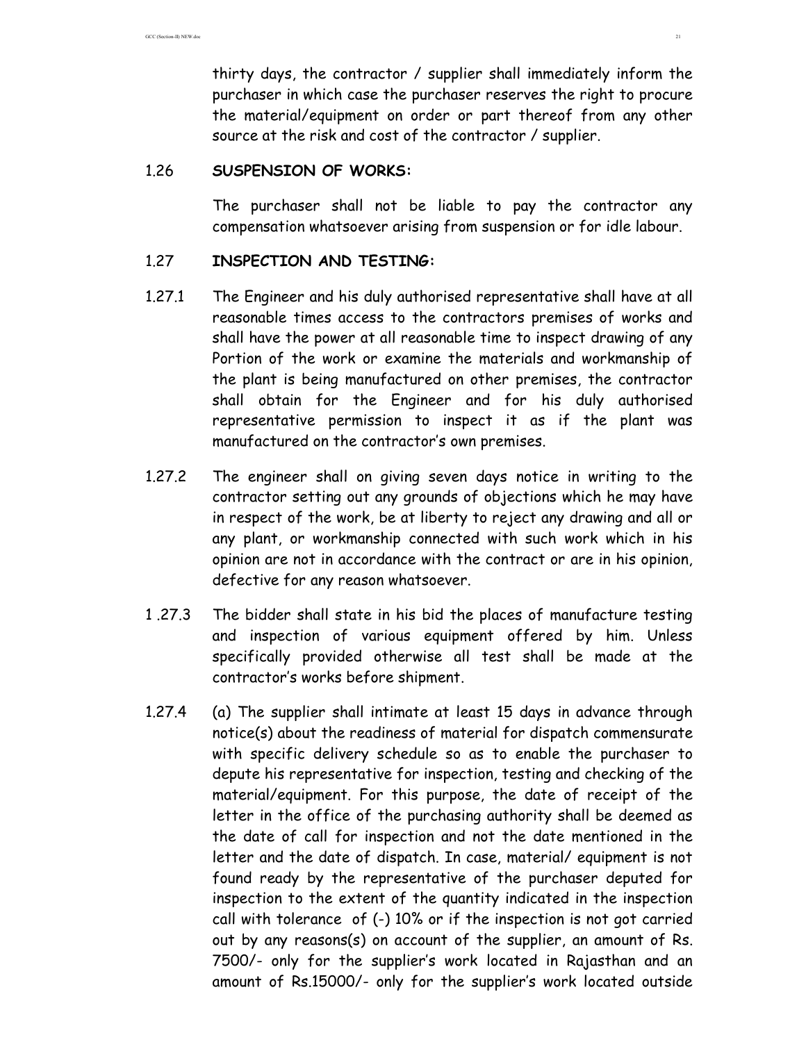thirty days, the contractor / supplier shall immediately inform the purchaser in which case the purchaser reserves the right to procure the material/equipment on order or part thereof from any other source at the risk and cost of the contractor / supplier.

1.26 **SUSPENSION OF WORKS:**

The purchaser shall not be liable to pay the contractor any compensation whatsoever arising from suspension or for idle labour.

1.27 **INSPECTION AND TESTING:**

1.27.1 The Engineer and his duly authorised representative shall have at all reasonable times access to the contractors premises of works and shall have the power at all reasonable time to inspect drawing of any Portion of the work or examine the materials and workmanship of the plant is being manufactured on other premises, the contractor shall obtain for the Engineer and for his duly authorised representative permission to inspect it as if the plant was manufactured on the contractor's own premises.

1.27.2 The engineer shall on giving seven days notice in writing to the contractor setting out any grounds of objections which he may have in respect of the work, be at liberty to reject any drawing and all or any plant, or workmanship connected with such work which in his opinion are not in accordance with the contract or are in his opinion, defective for any reason whatsoever.

1 .27.3 The bidder shall state in his bid the places of manufacture testing and inspection of various equipment offered by him. Unless specifically provided otherwise all test shall be made at the contractor's works before shipment.

1.27.4 (a) The supplier shall intimate at least 15 days in advance through notice(s) about the readiness of material for dispatch commensurate with specific delivery schedule so as to enable the purchaser to depute his representative for inspection, testing and checking of the material/equipment. For this purpose, the date of receipt of the letter in the office of the purchasing authority shall be deemed as the date of call for inspection and not the date mentioned in the letter and the date of dispatch. In case, material/ equipment is not found ready by the representative of the purchaser deputed for inspection to the extent of the quantity indicated in the inspection call with tolerance of (-) 10% or if the inspection is not got carried out by any reasons(s) on account of the supplier, an amount of Rs. 7500/- only for the supplier's work located in Rajasthan and an amount of Rs.15000/- only for the supplier's work located outside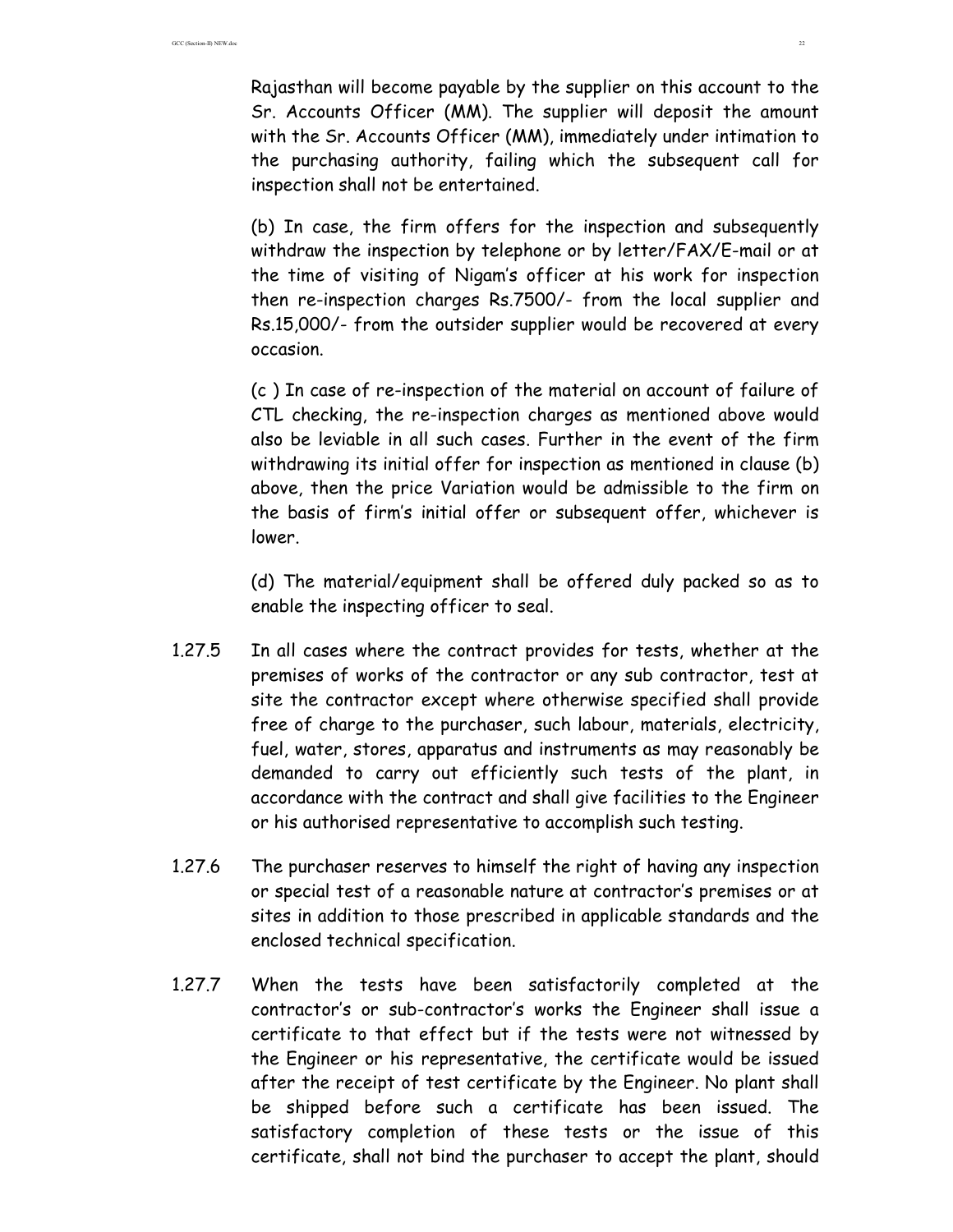Rajasthan will become payable by the supplier on this account to the Sr. Accounts Officer (MM). The supplier will deposit the amount with the Sr. Accounts Officer (MM), immediately under intimation to the purchasing authority, failing which the subsequent call for inspection shall not be entertained.

(b) In case, the firm offers for the inspection and subsequently withdraw the inspection by telephone or by letter/FAX/E-mail or at the time of visiting of Nigam's officer at his work for inspection then re-inspection charges Rs.7500/- from the local supplier and Rs.15,000/- from the outsider supplier would be recovered at every occasion.

(c ) In case of re-inspection of the material on account of failure of CTL checking, the re-inspection charges as mentioned above would also be leviable in all such cases. Further in the event of the firm withdrawing its initial offer for inspection as mentioned in clause (b) above, then the price Variation would be admissible to the firm on the basis of firm's initial offer or subsequent offer, whichever is lower.

(d) The material/equipment shall be offered duly packed so as to enable the inspecting officer to seal.

1.27.5 In all cases where the contract provides for tests, whether at the premises of works of the contractor or any sub contractor, test at site the contractor except where otherwise specified shall provide free of charge to the purchaser, such labour, materials, electricity, fuel, water, stores, apparatus and instruments as may reasonably be demanded to carry out efficiently such tests of the plant, in accordance with the contract and shall give facilities to the Engineer or his authorised representative to accomplish such testing.

1.27.6 The purchaser reserves to himself the right of having any inspection or special test of a reasonable nature at contractor's premises or at sites in addition to those prescribed in applicable standards and the enclosed technical specification.

1.27.7 When the tests have been satisfactorily completed at the contractor's or sub-contractor's works the Engineer shall issue a certificate to that effect but if the tests were not witnessed by the Engineer or his representative, the certificate would be issued after the receipt of test certificate by the Engineer. No plant shall be shipped before such a certificate has been issued. The satisfactory completion of these tests or the issue of this certificate, shall not bind the purchaser to accept the plant, should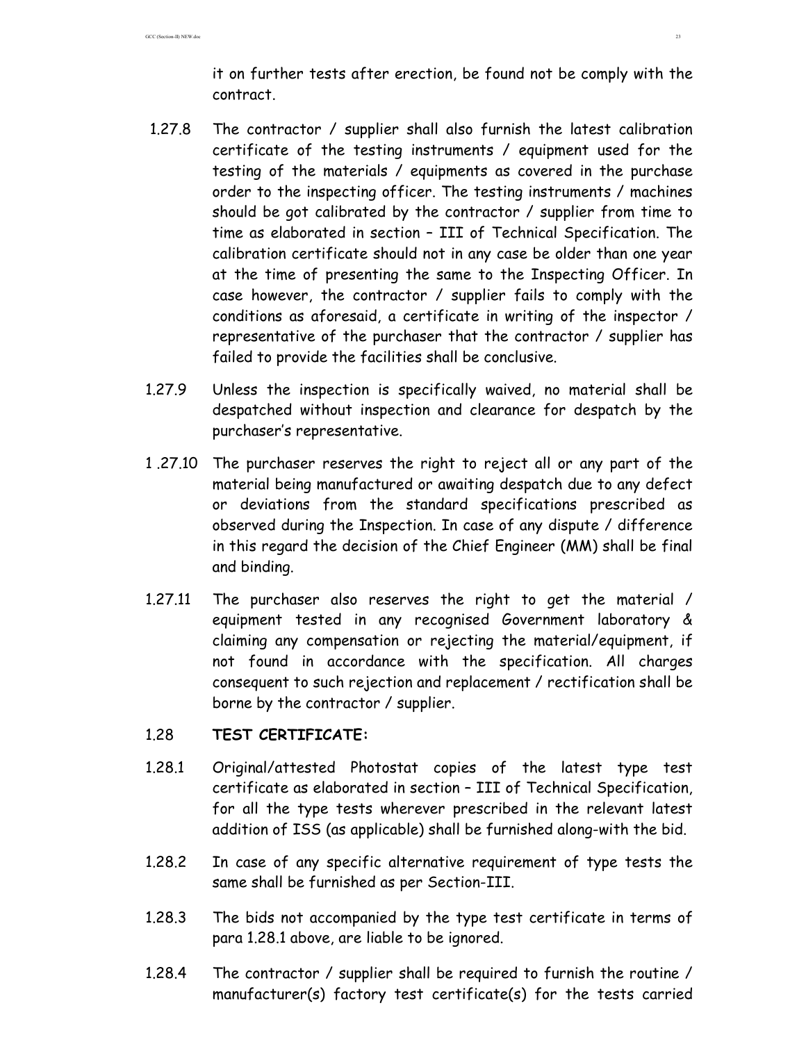it on further tests after erection, be found not be comply with the contract.

1.27.8 The contractor / supplier shall also furnish the latest calibration certificate of the testing instruments / equipment used for the testing of the materials / equipments as covered in the purchase order to the inspecting officer. The testing instruments / machines should be got calibrated by the contractor / supplier from time to time as elaborated in section – III of Technical Specification. The calibration certificate should not in any case be older than one year at the time of presenting the same to the Inspecting Officer. In case however, the contractor / supplier fails to comply with the conditions as aforesaid, a certificate in writing of the inspector / representative of the purchaser that the contractor / supplier has failed to provide the facilities shall be conclusive.

1.27.9 Unless the inspection is specifically waived, no material shall be despatched without inspection and clearance for despatch by the purchaser's representative.

1 .27.10 The purchaser reserves the right to reject all or any part of the material being manufactured or awaiting despatch due to any defect or deviations from the standard specifications prescribed as observed during the Inspection. In case of any dispute / difference in this regard the decision of the Chief Engineer (MM) shall be final and binding.

1.27.11 The purchaser also reserves the right to get the material / equipment tested in any recognised Government laboratory & claiming any compensation or rejecting the material/equipment, if not found in accordance with the specification. All charges consequent to such rejection and replacement / rectification shall be borne by the contractor / supplier.

1.28 **TEST CERTIFICATE:**

1.28.1 Original/attested Photostat copies of the latest type test certificate as elaborated in section – III of Technical Specification, for all the type tests wherever prescribed in the relevant latest addition of ISS (as applicable) shall be furnished along-with the bid.

1.28.2 In case of any specific alternative requirement of type tests the same shall be furnished as per Section-III.

1.28.3 The bids not accompanied by the type test certificate in terms of para 1.28.1 above, are liable to be ignored.

1.28.4 The contractor / supplier shall be required to furnish the routine / manufacturer(s) factory test certificate(s) for the tests carried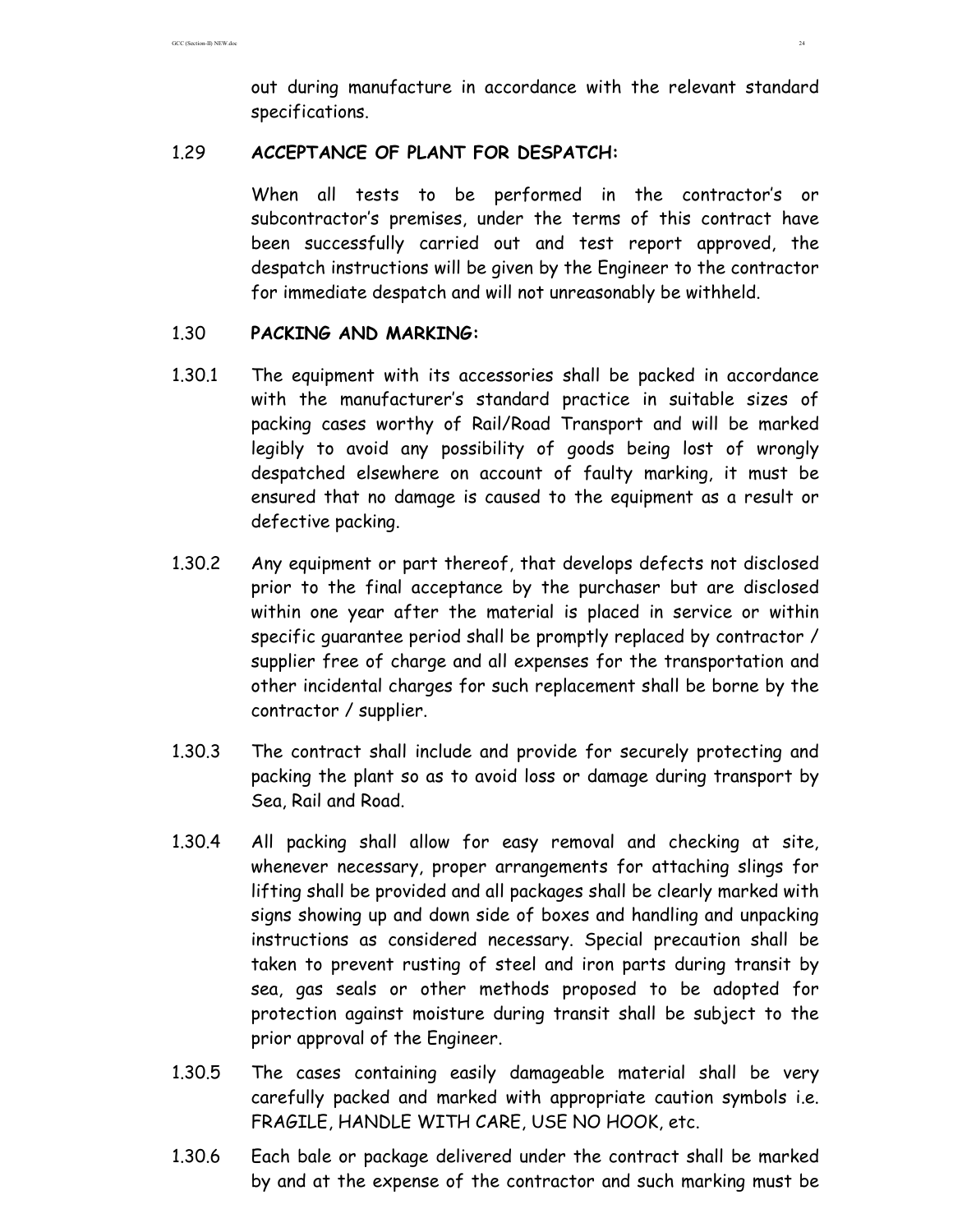out during manufacture in accordance with the relevant standard specifications.

### 1.29 ACCEPTANCE OF PLANT FOR DESPATCH:

When all tests to be performed in the contractor's or subcontractor's premises, under the terms of this contract have been successfully carried out and test report approved, the despatch instructions will be given by the Engineer to the contractor for immediate despatch and will not unreasonably be withheld.

### 1.30 PACKING AND MARKING:

1.30.1 The equipment with its accessories shall be packed in accordance with the manufacturer's standard practice in suitable sizes of packing cases worthy of Rail/Road Transport and will be marked legibly to avoid any possibility of goods being lost of wrongly despatched elsewhere on account of faulty marking, it must be ensured that no damage is caused to the equipment as a result or defective packing.

1.30.2 Any equipment or part thereof, that develops defects not disclosed prior to the final acceptance by the purchaser but are disclosed within one year after the material is placed in service or within specific guarantee period shall be promptly replaced by contractor / supplier free of charge and all expenses for the transportation and other incidental charges for such replacement shall be borne by the contractor / supplier.

1.30.3 The contract shall include and provide for securely protecting and packing the plant so as to avoid loss or damage during transport by Sea, Rail and Road.

1.30.4 All packing shall allow for easy removal and checking at site, whenever necessary, proper arrangements for attaching slings for lifting shall be provided and all packages shall be clearly marked with signs showing up and down side of boxes and handling and unpacking instructions as considered necessary. Special precaution shall be taken to prevent rusting of steel and iron parts during transit by sea, gas seals or other methods proposed to be adopted for protection against moisture during transit shall be subject to the prior approval of the Engineer.

1.30.5 The cases containing easily damageable material shall be very carefully packed and marked with appropriate caution symbols i.e. FRAGILE, HANDLE WITH CARE, USE NO HOOK, etc.

1.30.6 Each bale or package delivered under the contract shall be marked by and at the expense of the contractor and such marking must be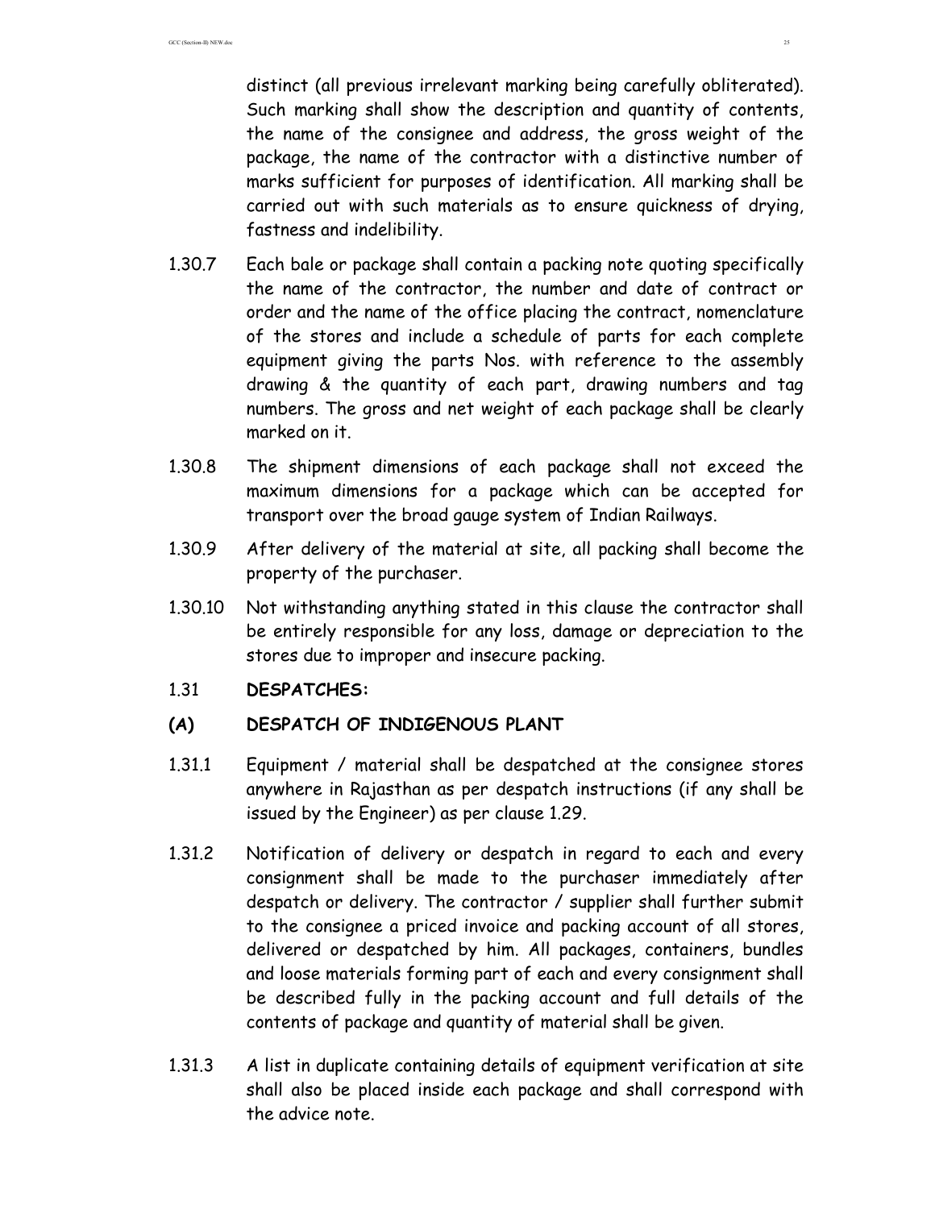distinct (all previous irrelevant marking being carefully obliterated). Such marking shall show the description and quantity of contents, the name of the consignee and address, the gross weight of the package, the name of the contractor with a distinctive number of marks sufficient for purposes of identification. All marking shall be carried out with such materials as to ensure quickness of drying, fastness and indelibility.

1.30.7 Each bale or package shall contain a packing note quoting specifically the name of the contractor, the number and date of contract or order and the name of the office placing the contract, nomenclature of the stores and include a schedule of parts for each complete equipment giving the parts Nos. with reference to the assembly drawing & the quantity of each part, drawing numbers and tag numbers. The gross and net weight of each package shall be clearly marked on it.

1.30.8 The shipment dimensions of each package shall not exceed the maximum dimensions for a package which can be accepted for transport over the broad gauge system of Indian Railways.

1.30.9 After delivery of the material at site, all packing shall become the property of the purchaser.

1.30.10 Not withstanding anything stated in this clause the contractor shall be entirely responsible for any loss, damage or depreciation to the stores due to improper and insecure packing.

1.31 **DESPATCHES:**

**(A) DESPATCH OF INDIGENOUS PLANT**

1.31.1 Equipment / material shall be despatched at the consignee stores anywhere in Rajasthan as per despatch instructions (if any shall be issued by the Engineer) as per clause 1.29.

1.31.2 Notification of delivery or despatch in regard to each and every consignment shall be made to the purchaser immediately after despatch or delivery. The contractor / supplier shall further submit to the consignee a priced invoice and packing account of all stores, delivered or despatched by him. All packages, containers, bundles and loose materials forming part of each and every consignment shall be described fully in the packing account and full details of the contents of package and quantity of material shall be given.

1.31.3 A list in duplicate containing details of equipment verification at site shall also be placed inside each package and shall correspond with the advice note.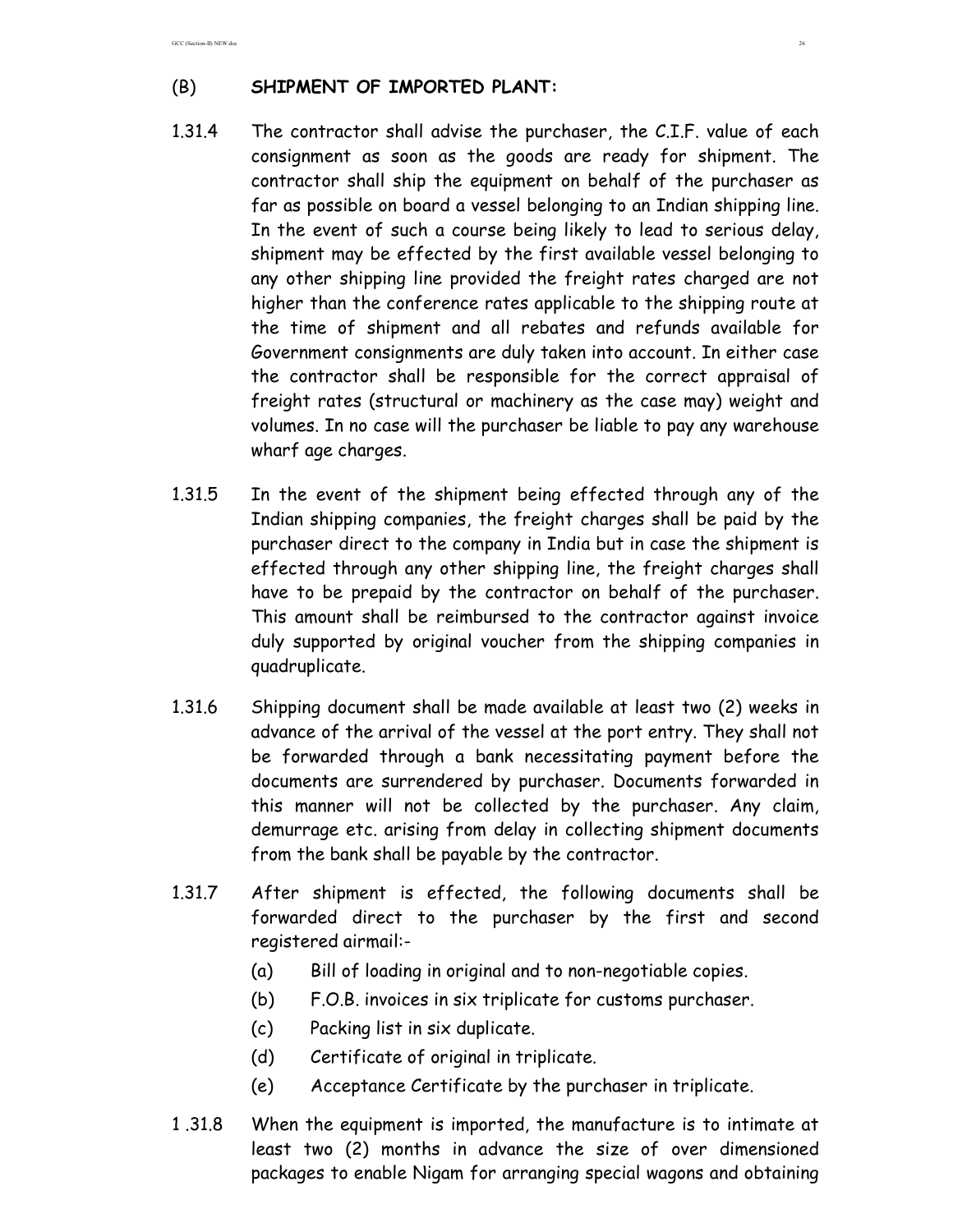## (B) SHIPMENT OF IMPORTED PLANT:

1.31.4 The contractor shall advise the purchaser, the C.I.F. value of each consignment as soon as the goods are ready for shipment. The contractor shall ship the equipment on behalf of the purchaser as far as possible on board a vessel belonging to an Indian shipping line. In the event of such a course being likely to lead to serious delay, shipment may be effected by the first available vessel belonging to any other shipping line provided the freight rates charged are not higher than the conference rates applicable to the shipping route at the time of shipment and all rebates and refunds available for Government consignments are duly taken into account. In either case the contractor shall be responsible for the correct appraisal of freight rates (structural or machinery as the case may) weight and volumes. In no case will the purchaser be liable to pay any warehouse wharf age charges.

1.31.5 In the event of the shipment being effected through any of the Indian shipping companies, the freight charges shall be paid by the purchaser direct to the company in India but in case the shipment is effected through any other shipping line, the freight charges shall have to be prepaid by the contractor on behalf of the purchaser. This amount shall be reimbursed to the contractor against invoice duly supported by original voucher from the shipping companies in quadruplicate.

1.31.6 Shipping document shall be made available at least two (2) weeks in advance of the arrival of the vessel at the port entry. They shall not be forwarded through a bank necessitating payment before the documents are surrendered by purchaser. Documents forwarded in this manner will not be collected by the purchaser. Any claim, demurrage etc. arising from delay in collecting shipment documents from the bank shall be payable by the contractor.

1.31.7 After shipment is effected, the following documents shall be forwarded direct to the purchaser by the first and second registered airmail:-

(a) Bill of loading in original and to non-negotiable copies.
(b) F.O.B. invoices in six triplicate for customs purchaser.
(c) Packing list in six duplicate.
(d) Certificate of original in triplicate.
(e) Acceptance Certificate by the purchaser in triplicate.

1 .31.8 When the equipment is imported, the manufacture is to intimate at least two (2) months in advance the size of over dimensioned packages to enable Nigam for arranging special wagons and obtaining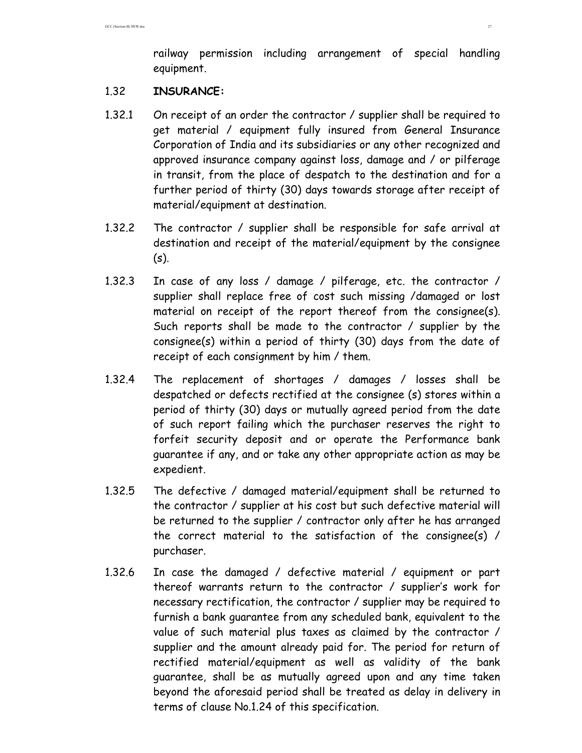railway permission including arrangement of special handling equipment.

1.32 **INSURANCE:**

1.32.1 On receipt of an order the contractor / supplier shall be required to get material / equipment fully insured from General Insurance Corporation of India and its subsidiaries or any other recognized and approved insurance company against loss, damage and / or pilferage in transit, from the place of despatch to the destination and for a further period of thirty (30) days towards storage after receipt of material/equipment at destination.

1.32.2 The contractor / supplier shall be responsible for safe arrival at destination and receipt of the material/equipment by the consignee (s).

1.32.3 In case of any loss / damage / pilferage, etc. the contractor / supplier shall replace free of cost such missing /damaged or lost material on receipt of the report thereof from the consignee(s). Such reports shall be made to the contractor / supplier by the consignee(s) within a period of thirty (30) days from the date of receipt of each consignment by him / them.

1.32.4 The replacement of shortages / damages / losses shall be despatched or defects rectified at the consignee (s) stores within a period of thirty (30) days or mutually agreed period from the date of such report failing which the purchaser reserves the right to forfeit security deposit and or operate the Performance bank guarantee if any, and or take any other appropriate action as may be expedient.

1.32.5 The defective / damaged material/equipment shall be returned to the contractor / supplier at his cost but such defective material will be returned to the supplier / contractor only after he has arranged the correct material to the satisfaction of the consignee(s) / purchaser.

1.32.6 In case the damaged / defective material / equipment or part thereof warrants return to the contractor / supplier's work for necessary rectification, the contractor / supplier may be required to furnish a bank guarantee from any scheduled bank, equivalent to the value of such material plus taxes as claimed by the contractor / supplier and the amount already paid for. The period for return of rectified material/equipment as well as validity of the bank guarantee, shall be as mutually agreed upon and any time taken beyond the aforesaid period shall be treated as delay in delivery in terms of clause No.1.24 of this specification.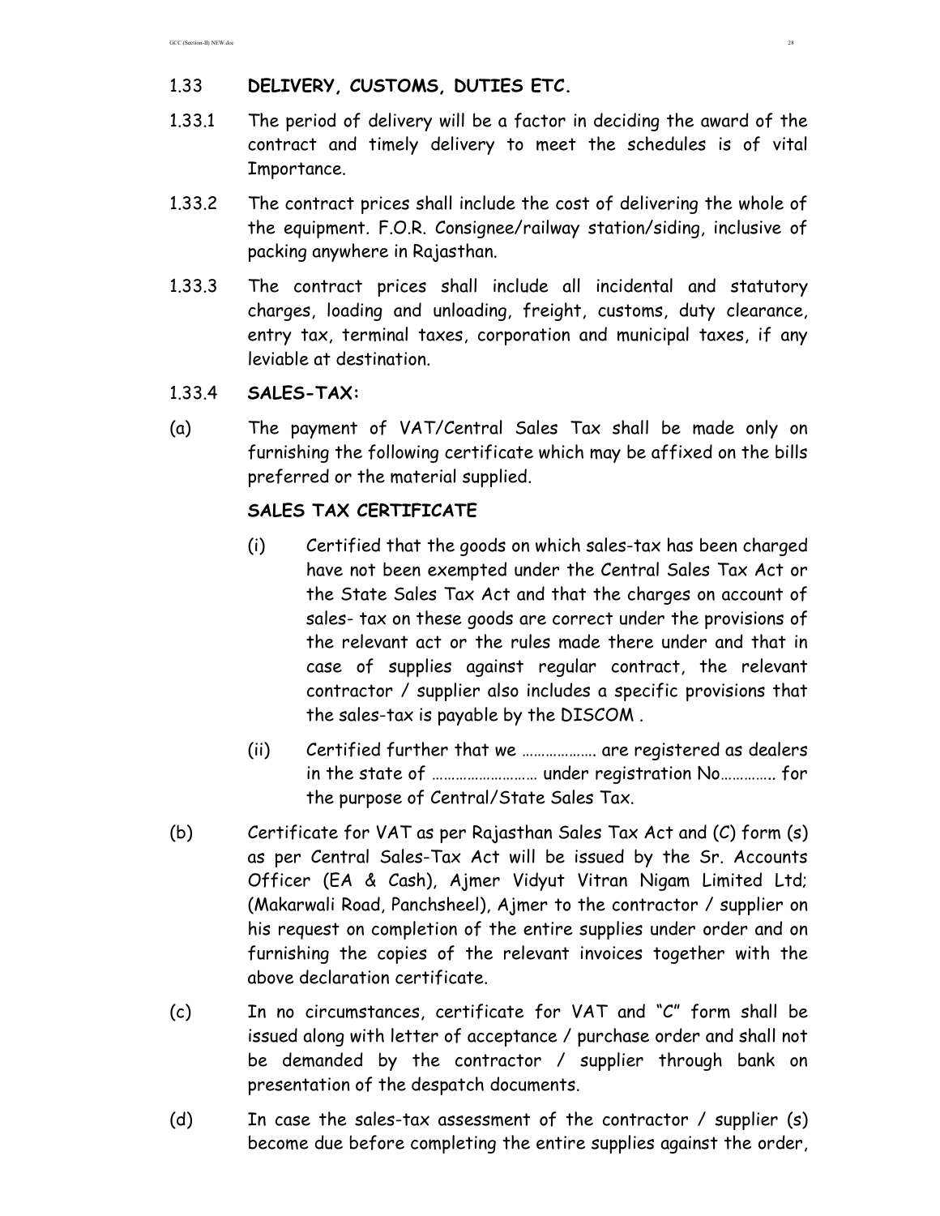## 1.33 DELIVERY, CUSTOMS, DUTIES ETC.

1.33.1 The period of delivery will be a factor in deciding the award of the contract and timely delivery to meet the schedules is of vital Importance.

1.33.2 The contract prices shall include the cost of delivering the whole of the equipment. F.O.R. Consignee/railway station/siding, inclusive of packing anywhere in Rajasthan.

1.33.3 The contract prices shall include all incidental and statutory charges, loading and unloading, freight, customs, duty clearance, entry tax, terminal taxes, corporation and municipal taxes, if any leviable at destination.

### 1.33.4 SALES-TAX:

(a) The payment of VAT/Central Sales Tax shall be made only on furnishing the following certificate which may be affixed on the bills preferred or the material supplied.

**SALES TAX CERTIFICATE**

(i) Certified that the goods on which sales-tax has been charged have not been exempted under the Central Sales Tax Act or the State Sales Tax Act and that the charges on account of sales- tax on these goods are correct under the provisions of the relevant act or the rules made there under and that in case of supplies against regular contract, the relevant contractor / supplier also includes a specific provisions that the sales-tax is payable by the DISCOM .

(ii) Certified further that we ………………. are registered as dealers in the state of ……………………… under registration No………….. for the purpose of Central/State Sales Tax.

(b) Certificate for VAT as per Rajasthan Sales Tax Act and (C) form (s) as per Central Sales-Tax Act will be issued by the Sr. Accounts Officer (EA & Cash), Ajmer Vidyut Vitran Nigam Limited Ltd; (Makarwali Road, Panchsheel), Ajmer to the contractor / supplier on his request on completion of the entire supplies under order and on furnishing the copies of the relevant invoices together with the above declaration certificate.

(c) In no circumstances, certificate for VAT and "C" form shall be issued along with letter of acceptance / purchase order and shall not be demanded by the contractor / supplier through bank on presentation of the despatch documents.

(d) In case the sales-tax assessment of the contractor / supplier (s) become due before completing the entire supplies against the order,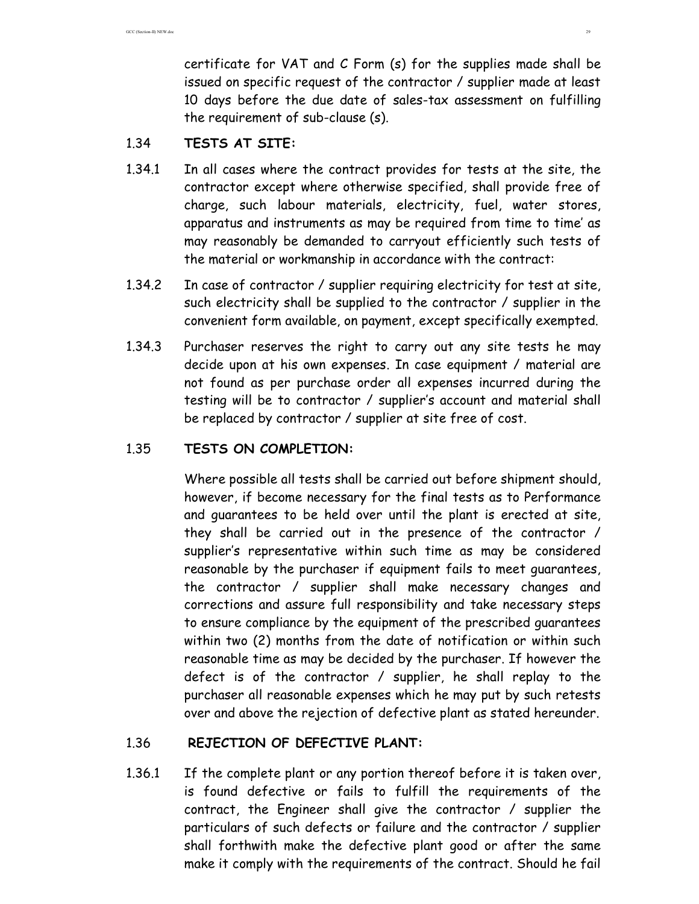certificate for VAT and C Form (s) for the supplies made shall be issued on specific request of the contractor / supplier made at least 10 days before the due date of sales-tax assessment on fulfilling the requirement of sub-clause (s).

**1.34 TESTS AT SITE:**

1.34.1 In all cases where the contract provides for tests at the site, the contractor except where otherwise specified, shall provide free of charge, such labour materials, electricity, fuel, water stores, apparatus and instruments as may be required from time to time' as may reasonably be demanded to carryout efficiently such tests of the material or workmanship in accordance with the contract:

1.34.2 In case of contractor / supplier requiring electricity for test at site, such electricity shall be supplied to the contractor / supplier in the convenient form available, on payment, except specifically exempted.

1.34.3 Purchaser reserves the right to carry out any site tests he may decide upon at his own expenses. In case equipment / material are not found as per purchase order all expenses incurred during the testing will be to contractor / supplier's account and material shall be replaced by contractor / supplier at site free of cost.

**1.35 TESTS ON COMPLETION:**

Where possible all tests shall be carried out before shipment should, however, if become necessary for the final tests as to Performance and guarantees to be held over until the plant is erected at site, they shall be carried out in the presence of the contractor / supplier's representative within such time as may be considered reasonable by the purchaser if equipment fails to meet guarantees, the contractor / supplier shall make necessary changes and corrections and assure full responsibility and take necessary steps to ensure compliance by the equipment of the prescribed guarantees within two (2) months from the date of notification or within such reasonable time as may be decided by the purchaser. If however the defect is of the contractor / supplier, he shall replay to the purchaser all reasonable expenses which he may put by such retests over and above the rejection of defective plant as stated hereunder.

**1.36 REJECTION OF DEFECTIVE PLANT:**

1.36.1 If the complete plant or any portion thereof before it is taken over, is found defective or fails to fulfill the requirements of the contract, the Engineer shall give the contractor / supplier the particulars of such defects or failure and the contractor / supplier shall forthwith make the defective plant good or after the same make it comply with the requirements of the contract. Should he fail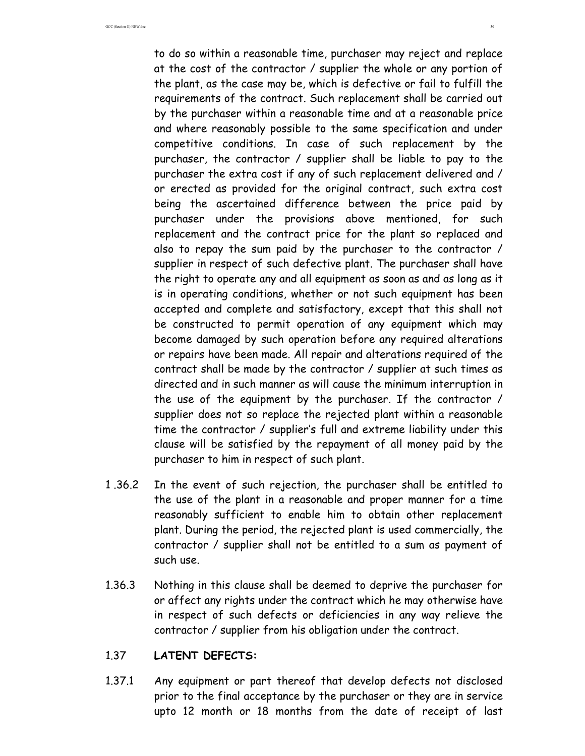to do so within a reasonable time, purchaser may reject and replace at the cost of the contractor / supplier the whole or any portion of the plant, as the case may be, which is defective or fail to fulfill the requirements of the contract. Such replacement shall be carried out by the purchaser within a reasonable time and at a reasonable price and where reasonably possible to the same specification and under competitive conditions. In case of such replacement by the purchaser, the contractor / supplier shall be liable to pay to the purchaser the extra cost if any of such replacement delivered and / or erected as provided for the original contract, such extra cost being the ascertained difference between the price paid by purchaser under the provisions above mentioned, for such replacement and the contract price for the plant so replaced and also to repay the sum paid by the purchaser to the contractor / supplier in respect of such defective plant. The purchaser shall have the right to operate any and all equipment as soon as and as long as it is in operating conditions, whether or not such equipment has been accepted and complete and satisfactory, except that this shall not be constructed to permit operation of any equipment which may become damaged by such operation before any required alterations or repairs have been made. All repair and alterations required of the contract shall be made by the contractor / supplier at such times as directed and in such manner as will cause the minimum interruption in the use of the equipment by the purchaser. If the contractor / supplier does not so replace the rejected plant within a reasonable time the contractor / supplier's full and extreme liability under this clause will be satisfied by the repayment of all money paid by the purchaser to him in respect of such plant.

1 .36.2 In the event of such rejection, the purchaser shall be entitled to the use of the plant in a reasonable and proper manner for a time reasonably sufficient to enable him to obtain other replacement plant. During the period, the rejected plant is used commercially, the contractor / supplier shall not be entitled to a sum as payment of such use.

1.36.3 Nothing in this clause shall be deemed to deprive the purchaser for or affect any rights under the contract which he may otherwise have in respect of such defects or deficiencies in any way relieve the contractor / supplier from his obligation under the contract.

### 1.37 LATENT DEFECTS:

1.37.1 Any equipment or part thereof that develop defects not disclosed prior to the final acceptance by the purchaser or they are in service upto 12 month or 18 months from the date of receipt of last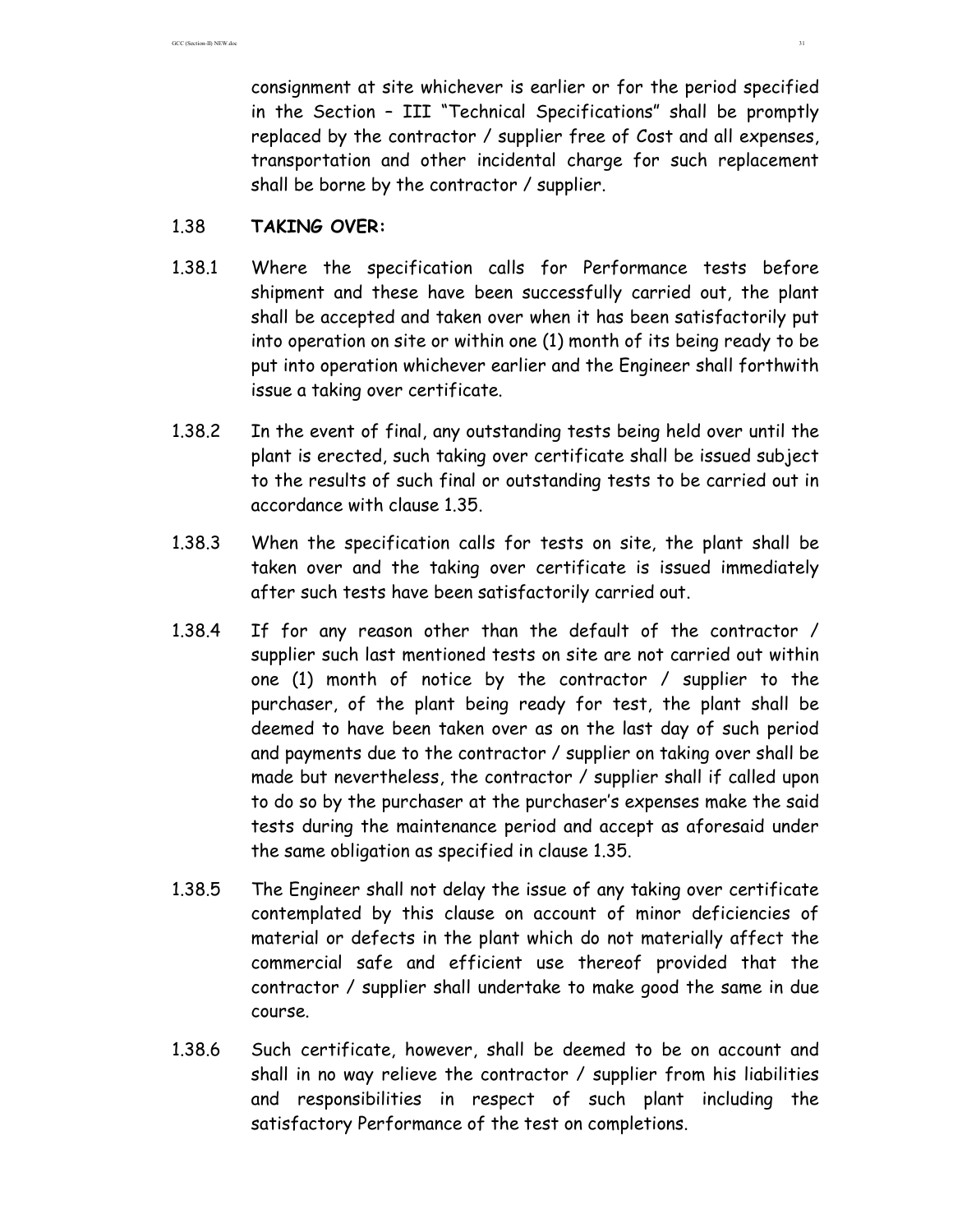consignment at site whichever is earlier or for the period specified in the Section – III "Technical Specifications" shall be promptly replaced by the contractor / supplier free of Cost and all expenses, transportation and other incidental charge for such replacement shall be borne by the contractor / supplier.

## 1.38 TAKING OVER:

1.38.1 Where the specification calls for Performance tests before shipment and these have been successfully carried out, the plant shall be accepted and taken over when it has been satisfactorily put into operation on site or within one (1) month of its being ready to be put into operation whichever earlier and the Engineer shall forthwith issue a taking over certificate.

1.38.2 In the event of final, any outstanding tests being held over until the plant is erected, such taking over certificate shall be issued subject to the results of such final or outstanding tests to be carried out in accordance with clause 1.35.

1.38.3 When the specification calls for tests on site, the plant shall be taken over and the taking over certificate is issued immediately after such tests have been satisfactorily carried out.

1.38.4 If for any reason other than the default of the contractor / supplier such last mentioned tests on site are not carried out within one (1) month of notice by the contractor / supplier to the purchaser, of the plant being ready for test, the plant shall be deemed to have been taken over as on the last day of such period and payments due to the contractor / supplier on taking over shall be made but nevertheless, the contractor / supplier shall if called upon to do so by the purchaser at the purchaser's expenses make the said tests during the maintenance period and accept as aforesaid under the same obligation as specified in clause 1.35.

1.38.5 The Engineer shall not delay the issue of any taking over certificate contemplated by this clause on account of minor deficiencies of material or defects in the plant which do not materially affect the commercial safe and efficient use thereof provided that the contractor / supplier shall undertake to make good the same in due course.

1.38.6 Such certificate, however, shall be deemed to be on account and shall in no way relieve the contractor / supplier from his liabilities and responsibilities in respect of such plant including the satisfactory Performance of the test on completions.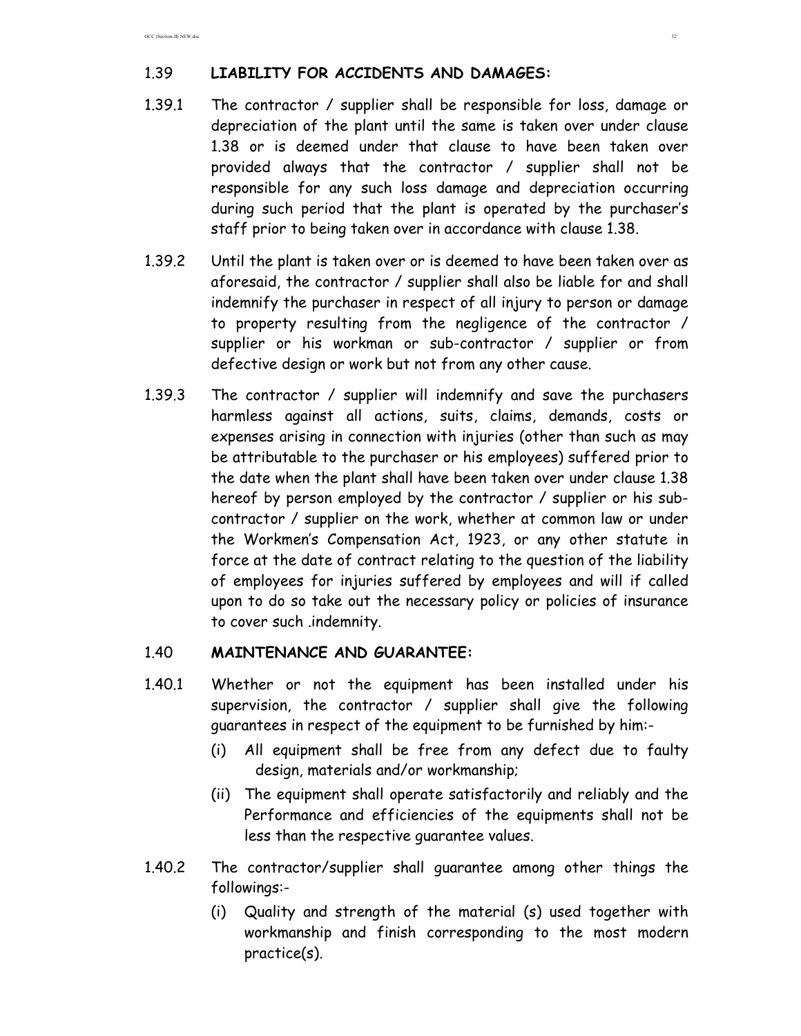## 1.39 LIABILITY FOR ACCIDENTS AND DAMAGES:

1.39.1 The contractor / supplier shall be responsible for loss, damage or depreciation of the plant until the same is taken over under clause 1.38 or is deemed under that clause to have been taken over provided always that the contractor / supplier shall not be responsible for any such loss damage and depreciation occurring during such period that the plant is operated by the purchaser's staff prior to being taken over in accordance with clause 1.38.

1.39.2 Until the plant is taken over or is deemed to have been taken over as aforesaid, the contractor / supplier shall also be liable for and shall indemnify the purchaser in respect of all injury to person or damage to property resulting from the negligence of the contractor / supplier or his workman or sub-contractor / supplier or from defective design or work but not from any other cause.

1.39.3 The contractor / supplier will indemnify and save the purchasers harmless against all actions, suits, claims, demands, costs or expenses arising in connection with injuries (other than such as may be attributable to the purchaser or his employees) suffered prior to the date when the plant shall have been taken over under clause 1.38 hereof by person employed by the contractor / supplier or his sub-contractor / supplier on the work, whether at common law or under the Workmen's Compensation Act, 1923, or any other statute in force at the date of contract relating to the question of the liability of employees for injuries suffered by employees and will if called upon to do so take out the necessary policy or policies of insurance to cover such .indemnity.

## 1.40 MAINTENANCE AND GUARANTEE:

1.40.1 Whether or not the equipment has been installed under his supervision, the contractor / supplier shall give the following guarantees in respect of the equipment to be furnished by him:-

(i) All equipment shall be free from any defect due to faulty design, materials and/or workmanship;

(ii) The equipment shall operate satisfactorily and reliably and the Performance and efficiencies of the equipments shall not be less than the respective guarantee values.

1.40.2 The contractor/supplier shall guarantee among other things the followings:-

(i) Quality and strength of the material (s) used together with workmanship and finish corresponding to the most modern practice(s).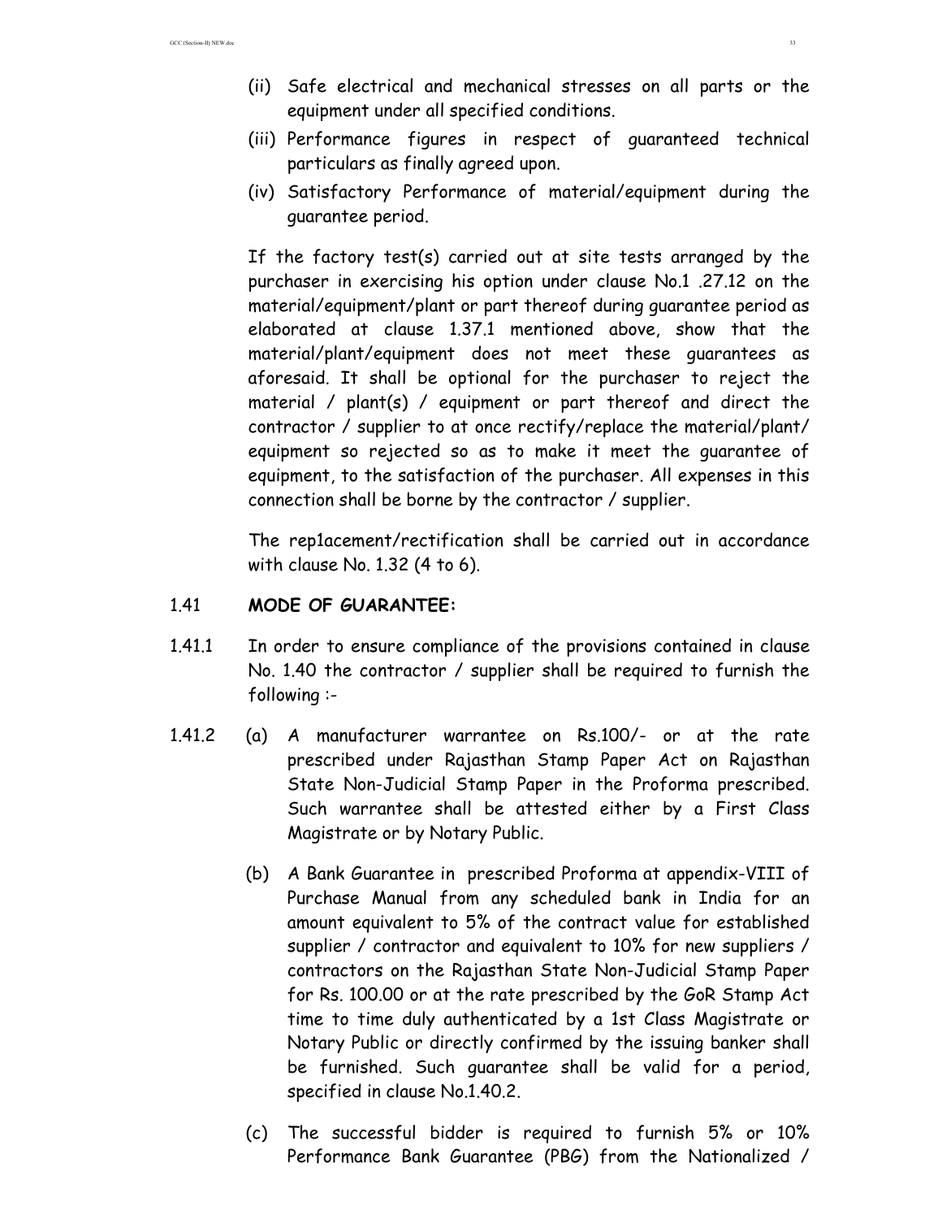(ii) Safe electrical and mechanical stresses on all parts or the equipment under all specified conditions.

(iii) Performance figures in respect of guaranteed technical particulars as finally agreed upon.

(iv) Satisfactory Performance of material/equipment during the guarantee period.

If the factory test(s) carried out at site tests arranged by the purchaser in exercising his option under clause No.1 .27.12 on the material/equipment/plant or part thereof during guarantee period as elaborated at clause 1.37.1 mentioned above, show that the material/plant/equipment does not meet these guarantees as aforesaid. It shall be optional for the purchaser to reject the material / plant(s) / equipment or part thereof and direct the contractor / supplier to at once rectify/replace the material/plant/ equipment so rejected so as to make it meet the guarantee of equipment, to the satisfaction of the purchaser. All expenses in this connection shall be borne by the contractor / supplier.

The rep1acement/rectification shall be carried out in accordance with clause No. 1.32 (4 to 6).

## 1.41 MODE OF GUARANTEE:

1.41.1 In order to ensure compliance of the provisions contained in clause No. 1.40 the contractor / supplier shall be required to furnish the following :-

1.41.2 (a) A manufacturer warrantee on Rs.100/- or at the rate prescribed under Rajasthan Stamp Paper Act on Rajasthan State Non-Judicial Stamp Paper in the Proforma prescribed. Such warrantee shall be attested either by a First Class Magistrate or by Notary Public.

(b) A Bank Guarantee in prescribed Proforma at appendix-VIII of Purchase Manual from any scheduled bank in India for an amount equivalent to 5% of the contract value for established supplier / contractor and equivalent to 10% for new suppliers / contractors on the Rajasthan State Non-Judicial Stamp Paper for Rs. 100.00 or at the rate prescribed by the GoR Stamp Act time to time duly authenticated by a 1st Class Magistrate or Notary Public or directly confirmed by the issuing banker shall be furnished. Such guarantee shall be valid for a period, specified in clause No.1.40.2.

(c) The successful bidder is required to furnish 5% or 10% Performance Bank Guarantee (PBG) from the Nationalized /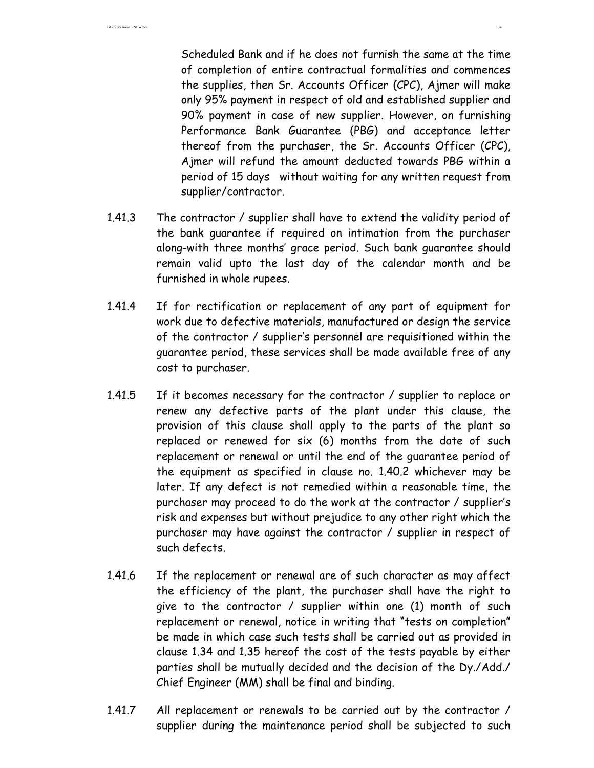Scheduled Bank and if he does not furnish the same at the time of completion of entire contractual formalities and commences the supplies, then Sr. Accounts Officer (CPC), Ajmer will make only 95% payment in respect of old and established supplier and 90% payment in case of new supplier. However, on furnishing Performance Bank Guarantee (PBG) and acceptance letter thereof from the purchaser, the Sr. Accounts Officer (CPC), Ajmer will refund the amount deducted towards PBG within a period of 15 days without waiting for any written request from supplier/contractor.

1.41.3 The contractor / supplier shall have to extend the validity period of the bank guarantee if required on intimation from the purchaser along-with three months' grace period. Such bank guarantee should remain valid upto the last day of the calendar month and be furnished in whole rupees.

1.41.4 If for rectification or replacement of any part of equipment for work due to defective materials, manufactured or design the service of the contractor / supplier's personnel are requisitioned within the guarantee period, these services shall be made available free of any cost to purchaser.

1.41.5 If it becomes necessary for the contractor / supplier to replace or renew any defective parts of the plant under this clause, the provision of this clause shall apply to the parts of the plant so replaced or renewed for six (6) months from the date of such replacement or renewal or until the end of the guarantee period of the equipment as specified in clause no. 1.40.2 whichever may be later. If any defect is not remedied within a reasonable time, the purchaser may proceed to do the work at the contractor / supplier's risk and expenses but without prejudice to any other right which the purchaser may have against the contractor / supplier in respect of such defects.

1.41.6 If the replacement or renewal are of such character as may affect the efficiency of the plant, the purchaser shall have the right to give to the contractor / supplier within one (1) month of such replacement or renewal, notice in writing that "tests on completion" be made in which case such tests shall be carried out as provided in clause 1.34 and 1.35 hereof the cost of the tests payable by either parties shall be mutually decided and the decision of the Dy./Add./ Chief Engineer (MM) shall be final and binding.

1.41.7 All replacement or renewals to be carried out by the contractor / supplier during the maintenance period shall be subjected to such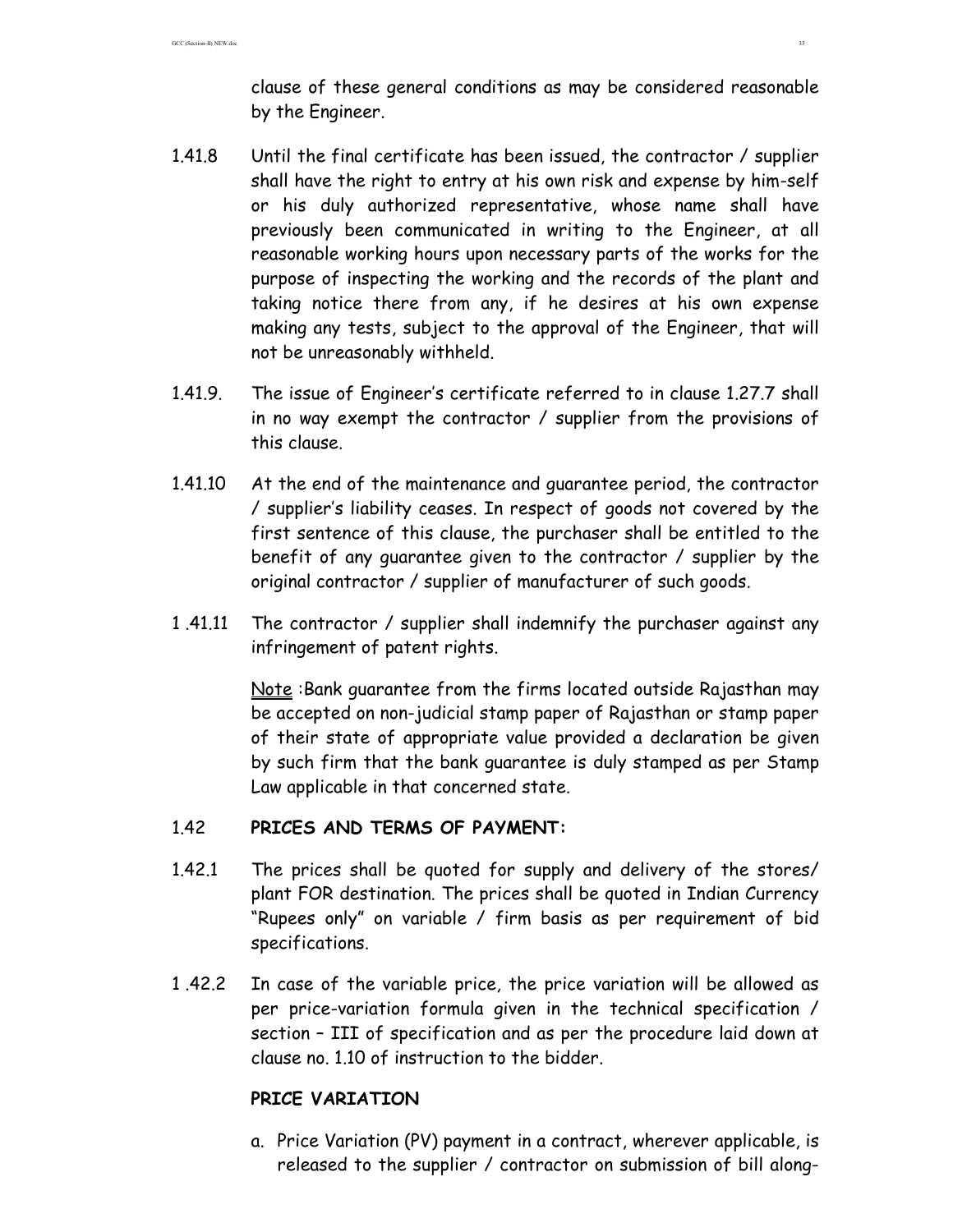clause of these general conditions as may be considered reasonable by the Engineer.

1.41.8 Until the final certificate has been issued, the contractor / supplier shall have the right to entry at his own risk and expense by him-self or his duly authorized representative, whose name shall have previously been communicated in writing to the Engineer, at all reasonable working hours upon necessary parts of the works for the purpose of inspecting the working and the records of the plant and taking notice there from any, if he desires at his own expense making any tests, subject to the approval of the Engineer, that will not be unreasonably withheld.

1.41.9. The issue of Engineer's certificate referred to in clause 1.27.7 shall in no way exempt the contractor / supplier from the provisions of this clause.

1.41.10 At the end of the maintenance and guarantee period, the contractor / supplier's liability ceases. In respect of goods not covered by the first sentence of this clause, the purchaser shall be entitled to the benefit of any guarantee given to the contractor / supplier by the original contractor / supplier of manufacturer of such goods.

1 .41.11 The contractor / supplier shall indemnify the purchaser against any infringement of patent rights.

<u>Note</u> :Bank guarantee from the firms located outside Rajasthan may be accepted on non-judicial stamp paper of Rajasthan or stamp paper of their state of appropriate value provided a declaration be given by such firm that the bank guarantee is duly stamped as per Stamp Law applicable in that concerned state.

## 1.42 PRICES AND TERMS OF PAYMENT:

1.42.1 The prices shall be quoted for supply and delivery of the stores/ plant FOR destination. The prices shall be quoted in Indian Currency "Rupees only" on variable / firm basis as per requirement of bid specifications.

1 .42.2 In case of the variable price, the price variation will be allowed as per price-variation formula given in the technical specification / section – III of specification and as per the procedure laid down at clause no. 1.10 of instruction to the bidder.

### PRICE VARIATION

a. Price Variation (PV) payment in a contract, wherever applicable, is released to the supplier / contractor on submission of bill along-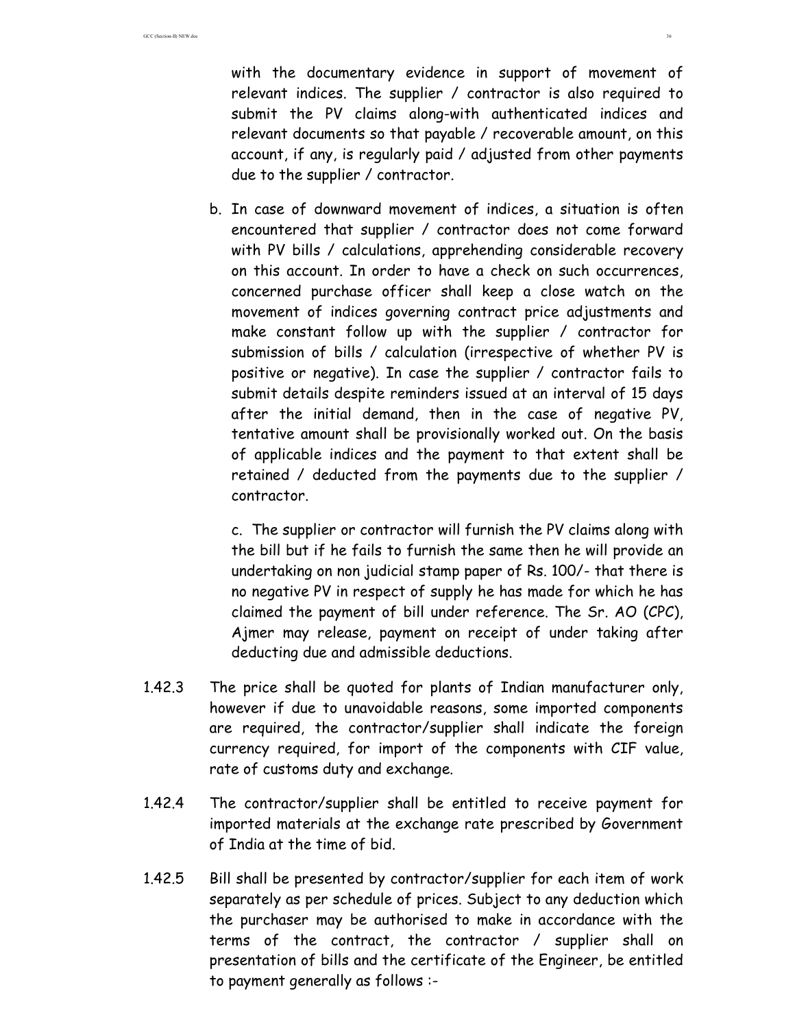with the documentary evidence in support of movement of relevant indices. The supplier / contractor is also required to submit the PV claims along-with authenticated indices and relevant documents so that payable / recoverable amount, on this account, if any, is regularly paid / adjusted from other payments due to the supplier / contractor.

b. In case of downward movement of indices, a situation is often encountered that supplier / contractor does not come forward with PV bills / calculations, apprehending considerable recovery on this account. In order to have a check on such occurrences, concerned purchase officer shall keep a close watch on the movement of indices governing contract price adjustments and make constant follow up with the supplier / contractor for submission of bills / calculation (irrespective of whether PV is positive or negative). In case the supplier / contractor fails to submit details despite reminders issued at an interval of 15 days after the initial demand, then in the case of negative PV, tentative amount shall be provisionally worked out. On the basis of applicable indices and the payment to that extent shall be retained / deducted from the payments due to the supplier / contractor.

c. The supplier or contractor will furnish the PV claims along with the bill but if he fails to furnish the same then he will provide an undertaking on non judicial stamp paper of Rs. 100/- that there is no negative PV in respect of supply he has made for which he has claimed the payment of bill under reference. The Sr. AO (CPC), Ajmer may release, payment on receipt of under taking after deducting due and admissible deductions.

1.42.3 The price shall be quoted for plants of Indian manufacturer only, however if due to unavoidable reasons, some imported components are required, the contractor/supplier shall indicate the foreign currency required, for import of the components with CIF value, rate of customs duty and exchange.

1.42.4 The contractor/supplier shall be entitled to receive payment for imported materials at the exchange rate prescribed by Government of India at the time of bid.

1.42.5 Bill shall be presented by contractor/supplier for each item of work separately as per schedule of prices. Subject to any deduction which the purchaser may be authorised to make in accordance with the terms of the contract, the contractor / supplier shall on presentation of bills and the certificate of the Engineer, be entitled to payment generally as follows :-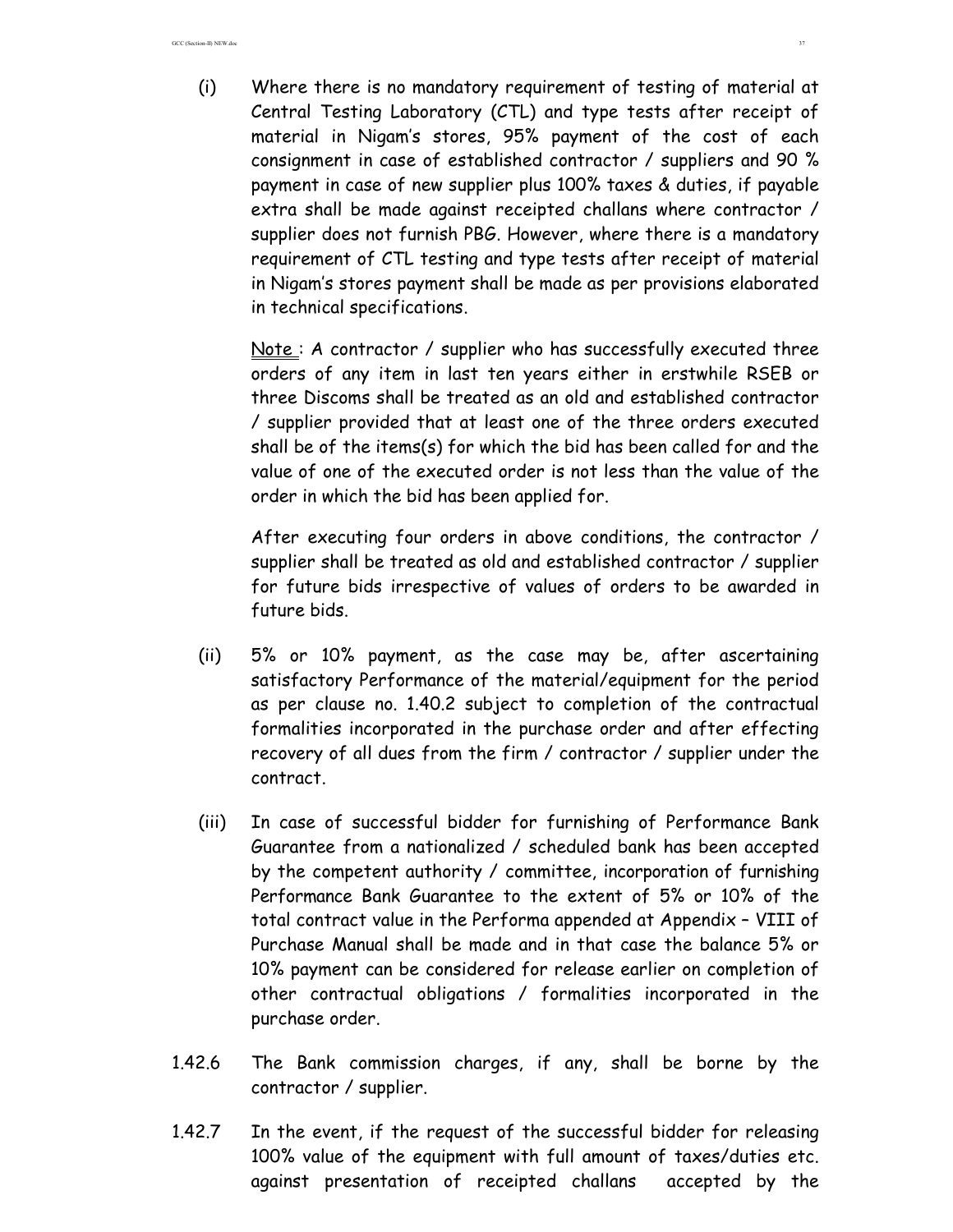(i) Where there is no mandatory requirement of testing of material at Central Testing Laboratory (CTL) and type tests after receipt of material in Nigam's stores, 95% payment of the cost of each consignment in case of established contractor / suppliers and 90 % payment in case of new supplier plus 100% taxes & duties, if payable extra shall be made against receipted challans where contractor / supplier does not furnish PBG. However, where there is a mandatory requirement of CTL testing and type tests after receipt of material in Nigam's stores payment shall be made as per provisions elaborated in technical specifications.

<u>Note</u> : A contractor / supplier who has successfully executed three orders of any item in last ten years either in erstwhile RSEB or three Discoms shall be treated as an old and established contractor / supplier provided that at least one of the three orders executed shall be of the items(s) for which the bid has been called for and the value of one of the executed order is not less than the value of the order in which the bid has been applied for.

After executing four orders in above conditions, the contractor / supplier shall be treated as old and established contractor / supplier for future bids irrespective of values of orders to be awarded in future bids.

(ii) 5% or 10% payment, as the case may be, after ascertaining satisfactory Performance of the material/equipment for the period as per clause no. 1.40.2 subject to completion of the contractual formalities incorporated in the purchase order and after effecting recovery of all dues from the firm / contractor / supplier under the contract.

(iii) In case of successful bidder for furnishing of Performance Bank Guarantee from a nationalized / scheduled bank has been accepted by the competent authority / committee, incorporation of furnishing Performance Bank Guarantee to the extent of 5% or 10% of the total contract value in the Performa appended at Appendix – VIII of Purchase Manual shall be made and in that case the balance 5% or 10% payment can be considered for release earlier on completion of other contractual obligations / formalities incorporated in the purchase order.

1.42.6 The Bank commission charges, if any, shall be borne by the contractor / supplier.

1.42.7 In the event, if the request of the successful bidder for releasing 100% value of the equipment with full amount of taxes/duties etc. against presentation of receipted challans accepted by the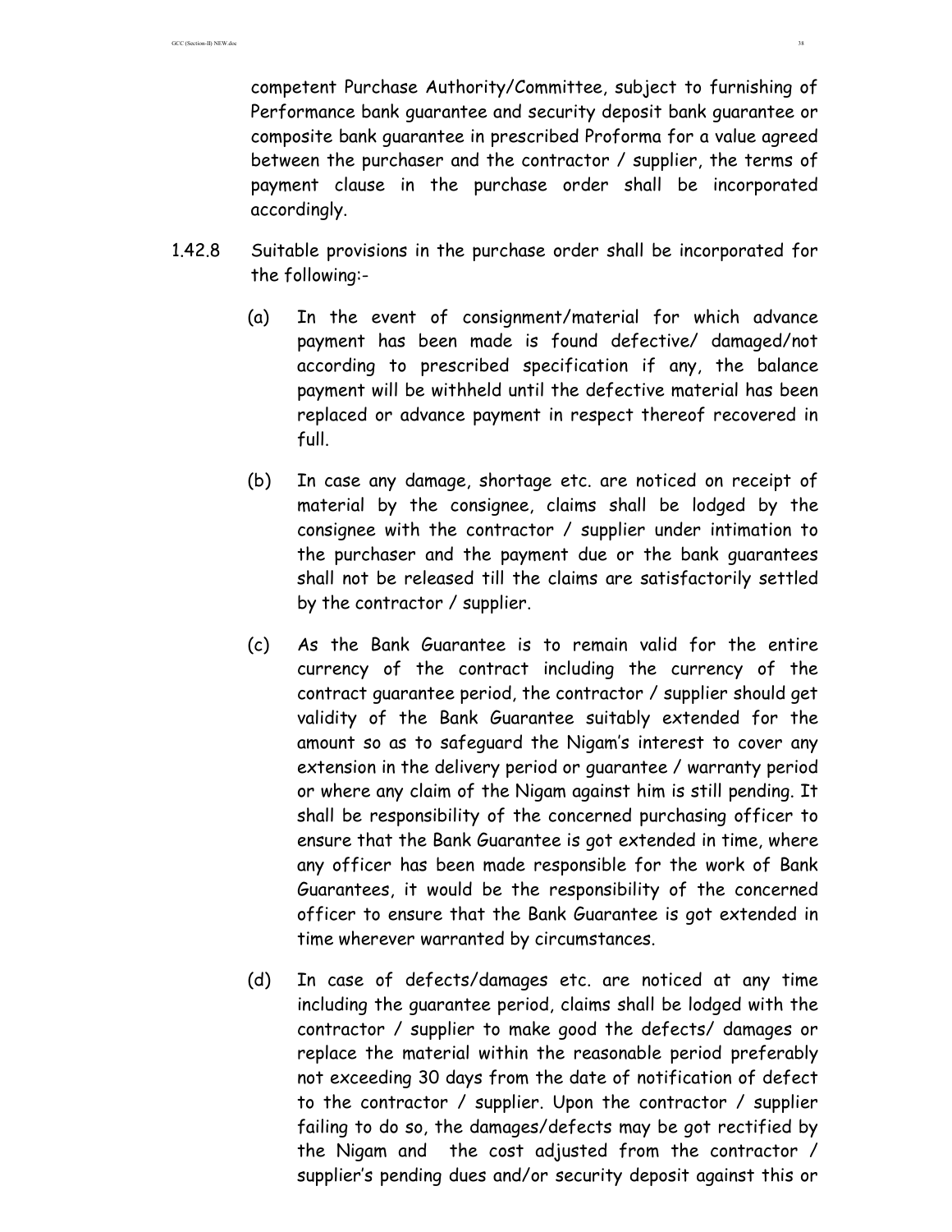competent Purchase Authority/Committee, subject to furnishing of Performance bank guarantee and security deposit bank guarantee or composite bank guarantee in prescribed Proforma for a value agreed between the purchaser and the contractor / supplier, the terms of payment clause in the purchase order shall be incorporated accordingly.

1.42.8 Suitable provisions in the purchase order shall be incorporated for the following:-

(a) In the event of consignment/material for which advance payment has been made is found defective/ damaged/not according to prescribed specification if any, the balance payment will be withheld until the defective material has been replaced or advance payment in respect thereof recovered in full.

(b) In case any damage, shortage etc. are noticed on receipt of material by the consignee, claims shall be lodged by the consignee with the contractor / supplier under intimation to the purchaser and the payment due or the bank guarantees shall not be released till the claims are satisfactorily settled by the contractor / supplier.

(c) As the Bank Guarantee is to remain valid for the entire currency of the contract including the currency of the contract guarantee period, the contractor / supplier should get validity of the Bank Guarantee suitably extended for the amount so as to safeguard the Nigam's interest to cover any extension in the delivery period or guarantee / warranty period or where any claim of the Nigam against him is still pending. It shall be responsibility of the concerned purchasing officer to ensure that the Bank Guarantee is got extended in time, where any officer has been made responsible for the work of Bank Guarantees, it would be the responsibility of the concerned officer to ensure that the Bank Guarantee is got extended in time wherever warranted by circumstances.

(d) In case of defects/damages etc. are noticed at any time including the guarantee period, claims shall be lodged with the contractor / supplier to make good the defects/ damages or replace the material within the reasonable period preferably not exceeding 30 days from the date of notification of defect to the contractor / supplier. Upon the contractor / supplier failing to do so, the damages/defects may be got rectified by the Nigam and the cost adjusted from the contractor / supplier's pending dues and/or security deposit against this or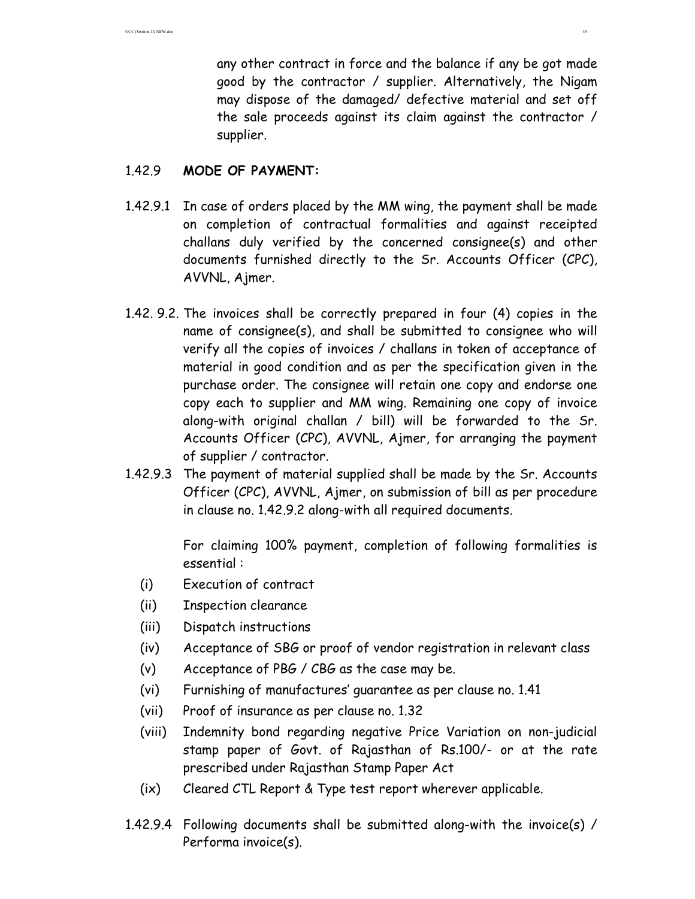any other contract in force and the balance if any be got made good by the contractor / supplier. Alternatively, the Nigam may dispose of the damaged/ defective material and set off the sale proceeds against its claim against the contractor / supplier.

1.42.9 **MODE OF PAYMENT:**

1.42.9.1 In case of orders placed by the MM wing, the payment shall be made on completion of contractual formalities and against receipted challans duly verified by the concerned consignee(s) and other documents furnished directly to the Sr. Accounts Officer (CPC), AVVNL, Ajmer.

1.42. 9.2. The invoices shall be correctly prepared in four (4) copies in the name of consignee(s), and shall be submitted to consignee who will verify all the copies of invoices / challans in token of acceptance of material in good condition and as per the specification given in the purchase order. The consignee will retain one copy and endorse one copy each to supplier and MM wing. Remaining one copy of invoice along-with original challan / bill) will be forwarded to the Sr. Accounts Officer (CPC), AVVNL, Ajmer, for arranging the payment of supplier / contractor.

1.42.9.3 The payment of material supplied shall be made by the Sr. Accounts Officer (CPC), AVVNL, Ajmer, on submission of bill as per procedure in clause no. 1.42.9.2 along-with all required documents.

For claiming 100% payment, completion of following formalities is essential :

(i) Execution of contract

(ii) Inspection clearance

(iii) Dispatch instructions

(iv) Acceptance of SBG or proof of vendor registration in relevant class

(v) Acceptance of PBG / CBG as the case may be.

(vi) Furnishing of manufactures' guarantee as per clause no. 1.41

(vii) Proof of insurance as per clause no. 1.32

(viii) Indemnity bond regarding negative Price Variation on non-judicial stamp paper of Govt. of Rajasthan of Rs.100/- or at the rate prescribed under Rajasthan Stamp Paper Act

(ix) Cleared CTL Report & Type test report wherever applicable.

1.42.9.4 Following documents shall be submitted along-with the invoice(s) / Performa invoice(s).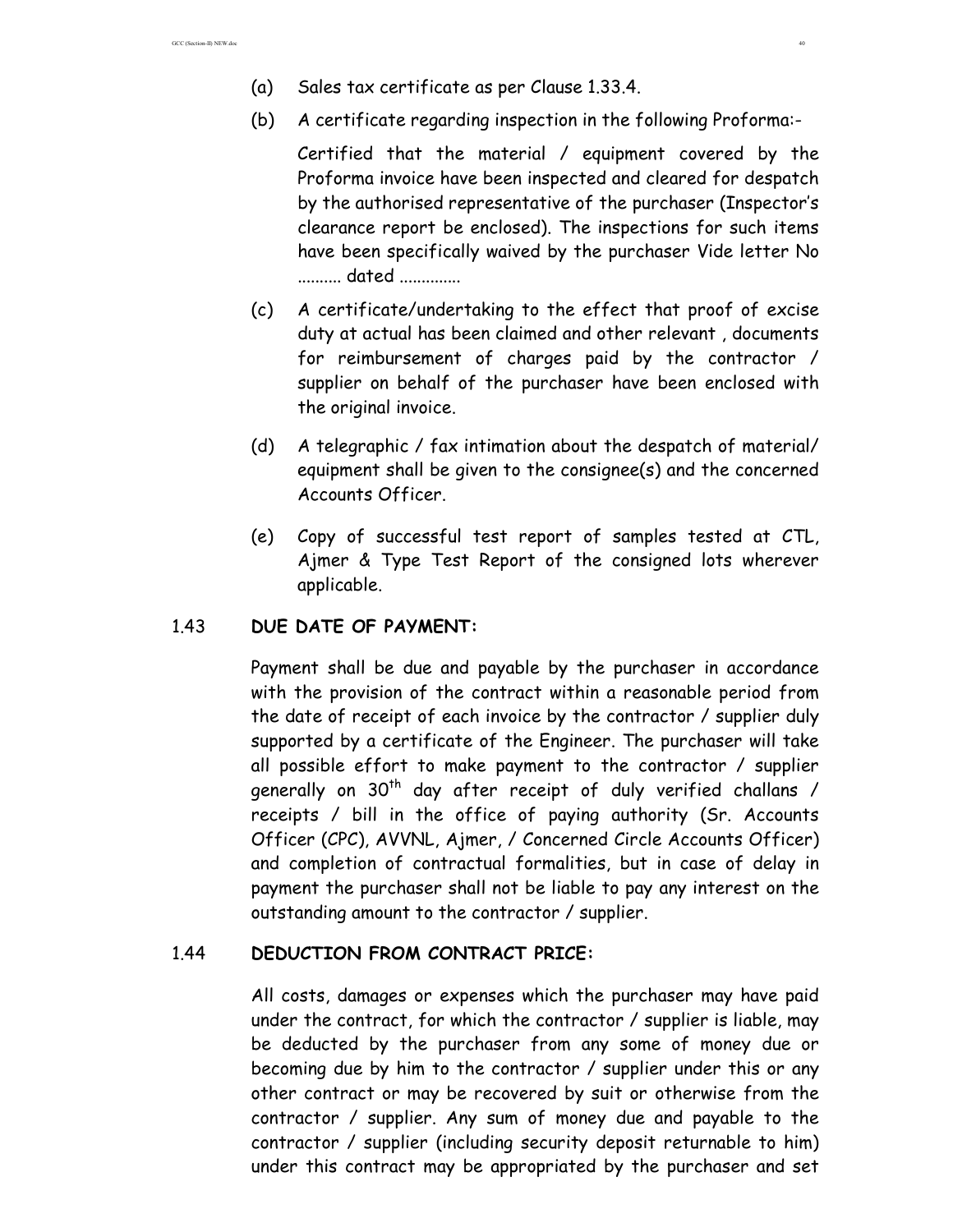(a) Sales tax certificate as per Clause 1.33.4.

(b) A certificate regarding inspection in the following Proforma:-

Certified that the material / equipment covered by the Proforma invoice have been inspected and cleared for despatch by the authorised representative of the purchaser (Inspector's clearance report be enclosed). The inspections for such items have been specifically waived by the purchaser Vide letter No .......... dated ..............

(c) A certificate/undertaking to the effect that proof of excise duty at actual has been claimed and other relevant , documents for reimbursement of charges paid by the contractor / supplier on behalf of the purchaser have been enclosed with the original invoice.

(d) A telegraphic / fax intimation about the despatch of material/ equipment shall be given to the consignee(s) and the concerned Accounts Officer.

(e) Copy of successful test report of samples tested at CTL, Ajmer & Type Test Report of the consigned lots wherever applicable.

## 1.43 DUE DATE OF PAYMENT:

Payment shall be due and payable by the purchaser in accordance with the provision of the contract within a reasonable period from the date of receipt of each invoice by the contractor / supplier duly supported by a certificate of the Engineer. The purchaser will take all possible effort to make payment to the contractor / supplier generally on 30th day after receipt of duly verified challans / receipts / bill in the office of paying authority (Sr. Accounts Officer (CPC), AVVNL, Ajmer, / Concerned Circle Accounts Officer) and completion of contractual formalities, but in case of delay in payment the purchaser shall not be liable to pay any interest on the outstanding amount to the contractor / supplier.

## 1.44 DEDUCTION FROM CONTRACT PRICE:

All costs, damages or expenses which the purchaser may have paid under the contract, for which the contractor / supplier is liable, may be deducted by the purchaser from any some of money due or becoming due by him to the contractor / supplier under this or any other contract or may be recovered by suit or otherwise from the contractor / supplier. Any sum of money due and payable to the contractor / supplier (including security deposit returnable to him) under this contract may be appropriated by the purchaser and set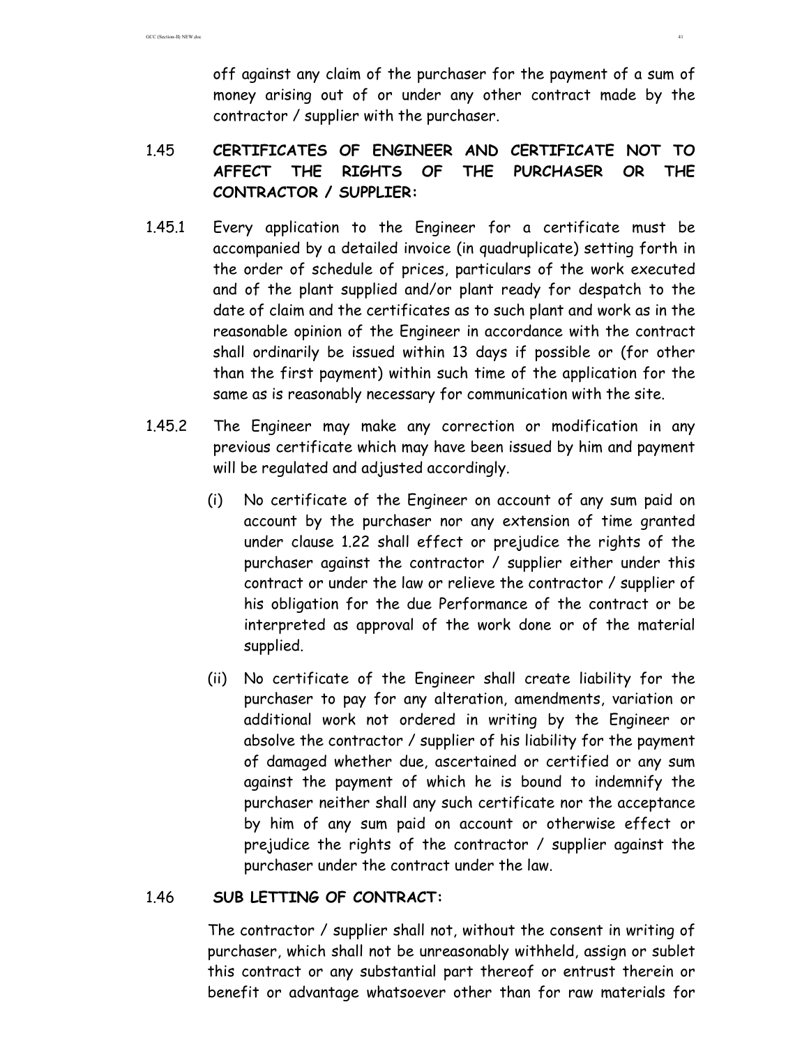off against any claim of the purchaser for the payment of a sum of money arising out of or under any other contract made by the contractor / supplier with the purchaser.

1.45 **CERTIFICATES OF ENGINEER AND CERTIFICATE NOT TO AFFECT THE RIGHTS OF THE PURCHASER OR THE CONTRACTOR / SUPPLIER:**

1.45.1 Every application to the Engineer for a certificate must be accompanied by a detailed invoice (in quadruplicate) setting forth in the order of schedule of prices, particulars of the work executed and of the plant supplied and/or plant ready for despatch to the date of claim and the certificates as to such plant and work as in the reasonable opinion of the Engineer in accordance with the contract shall ordinarily be issued within 13 days if possible or (for other than the first payment) within such time of the application for the same as is reasonably necessary for communication with the site.

1.45.2 The Engineer may make any correction or modification in any previous certificate which may have been issued by him and payment will be regulated and adjusted accordingly.

(i) No certificate of the Engineer on account of any sum paid on account by the purchaser nor any extension of time granted under clause 1.22 shall effect or prejudice the rights of the purchaser against the contractor / supplier either under this contract or under the law or relieve the contractor / supplier of his obligation for the due Performance of the contract or be interpreted as approval of the work done or of the material supplied.

(ii) No certificate of the Engineer shall create liability for the purchaser to pay for any alteration, amendments, variation or additional work not ordered in writing by the Engineer or absolve the contractor / supplier of his liability for the payment of damaged whether due, ascertained or certified or any sum against the payment of which he is bound to indemnify the purchaser neither shall any such certificate nor the acceptance by him of any sum paid on account or otherwise effect or prejudice the rights of the contractor / supplier against the purchaser under the contract under the law.

1.46 **SUB LETTING OF CONTRACT:**

The contractor / supplier shall not, without the consent in writing of purchaser, which shall not be unreasonably withheld, assign or sublet this contract or any substantial part thereof or entrust therein or benefit or advantage whatsoever other than for raw materials for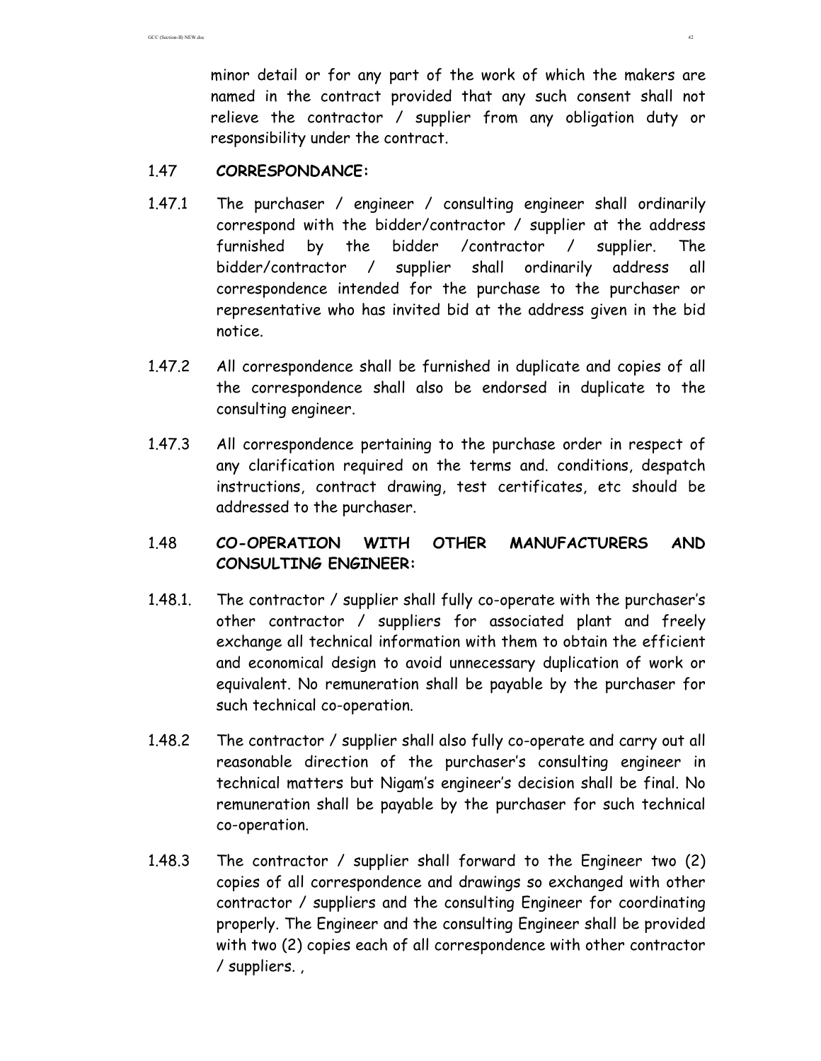minor detail or for any part of the work of which the makers are named in the contract provided that any such consent shall not relieve the contractor / supplier from any obligation duty or responsibility under the contract.

1.47 **CORRESPONDANCE:**

1.47.1 The purchaser / engineer / consulting engineer shall ordinarily correspond with the bidder/contractor / supplier at the address furnished by the bidder /contractor / supplier. The bidder/contractor / supplier shall ordinarily address all correspondence intended for the purchase to the purchaser or representative who has invited bid at the address given in the bid notice.

1.47.2 All correspondence shall be furnished in duplicate and copies of all the correspondence shall also be endorsed in duplicate to the consulting engineer.

1.47.3 All correspondence pertaining to the purchase order in respect of any clarification required on the terms and. conditions, despatch instructions, contract drawing, test certificates, etc should be addressed to the purchaser.

1.48 **CO-OPERATION WITH OTHER MANUFACTURERS AND CONSULTING ENGINEER:**

1.48.1. The contractor / supplier shall fully co-operate with the purchaser's other contractor / suppliers for associated plant and freely exchange all technical information with them to obtain the efficient and economical design to avoid unnecessary duplication of work or equivalent. No remuneration shall be payable by the purchaser for such technical co-operation.

1.48.2 The contractor / supplier shall also fully co-operate and carry out all reasonable direction of the purchaser's consulting engineer in technical matters but Nigam's engineer's decision shall be final. No remuneration shall be payable by the purchaser for such technical co-operation.

1.48.3 The contractor / supplier shall forward to the Engineer two (2) copies of all correspondence and drawings so exchanged with other contractor / suppliers and the consulting Engineer for coordinating properly. The Engineer and the consulting Engineer shall be provided with two (2) copies each of all correspondence with other contractor / suppliers. ,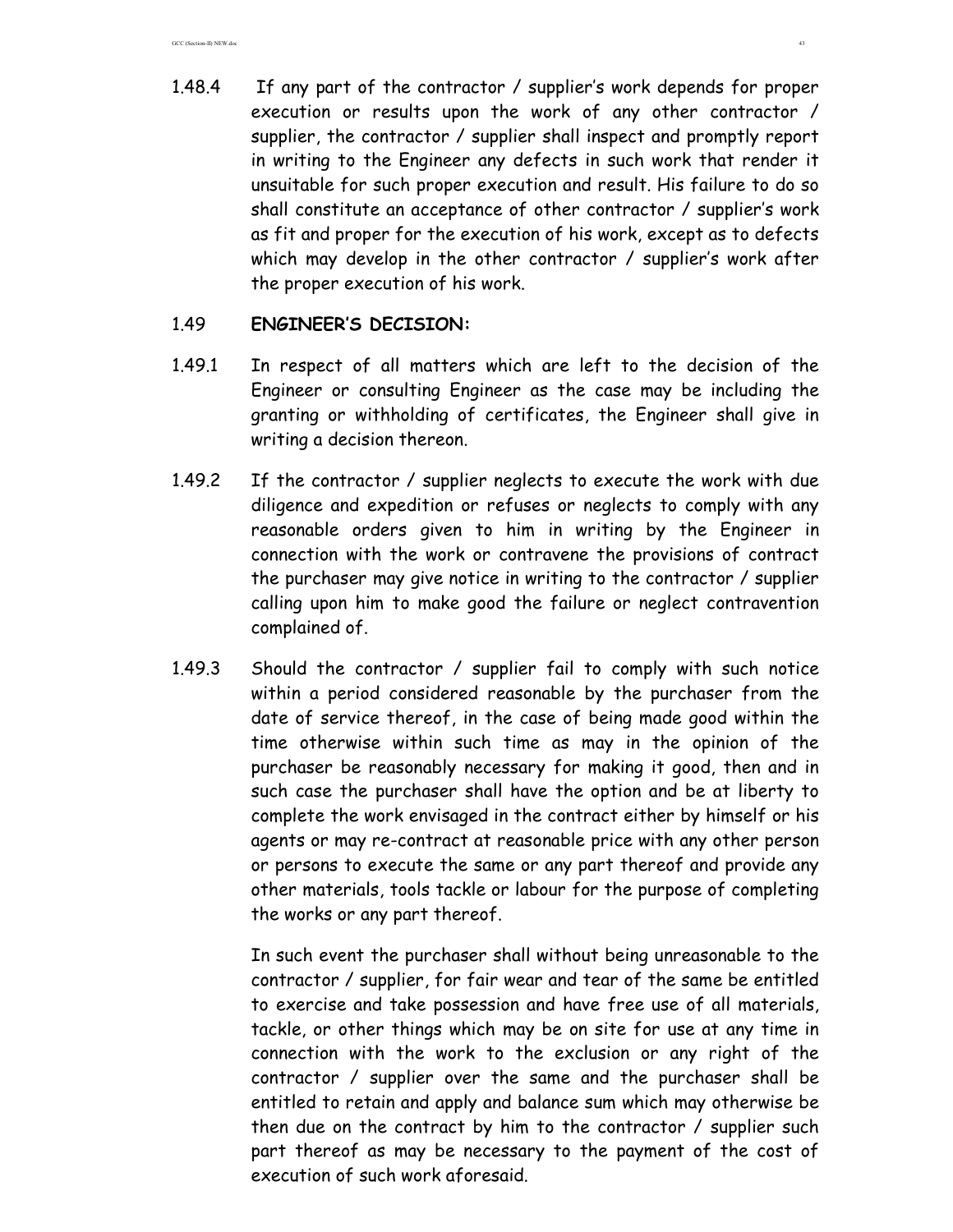1.48.4 If any part of the contractor / supplier's work depends for proper execution or results upon the work of any other contractor / supplier, the contractor / supplier shall inspect and promptly report in writing to the Engineer any defects in such work that render it unsuitable for such proper execution and result. His failure to do so shall constitute an acceptance of other contractor / supplier's work as fit and proper for the execution of his work, except as to defects which may develop in the other contractor / supplier's work after the proper execution of his work.

### 1.49 ENGINEER'S DECISION:

1.49.1 In respect of all matters which are left to the decision of the Engineer or consulting Engineer as the case may be including the granting or withholding of certificates, the Engineer shall give in writing a decision thereon.

1.49.2 If the contractor / supplier neglects to execute the work with due diligence and expedition or refuses or neglects to comply with any reasonable orders given to him in writing by the Engineer in connection with the work or contravene the provisions of contract the purchaser may give notice in writing to the contractor / supplier calling upon him to make good the failure or neglect contravention complained of.

1.49.3 Should the contractor / supplier fail to comply with such notice within a period considered reasonable by the purchaser from the date of service thereof, in the case of being made good within the time otherwise within such time as may in the opinion of the purchaser be reasonably necessary for making it good, then and in such case the purchaser shall have the option and be at liberty to complete the work envisaged in the contract either by himself or his agents or may re-contract at reasonable price with any other person or persons to execute the same or any part thereof and provide any other materials, tools tackle or labour for the purpose of completing the works or any part thereof.

In such event the purchaser shall without being unreasonable to the contractor / supplier, for fair wear and tear of the same be entitled to exercise and take possession and have free use of all materials, tackle, or other things which may be on site for use at any time in connection with the work to the exclusion or any right of the contractor / supplier over the same and the purchaser shall be entitled to retain and apply and balance sum which may otherwise be then due on the contract by him to the contractor / supplier such part thereof as may be necessary to the payment of the cost of execution of such work aforesaid.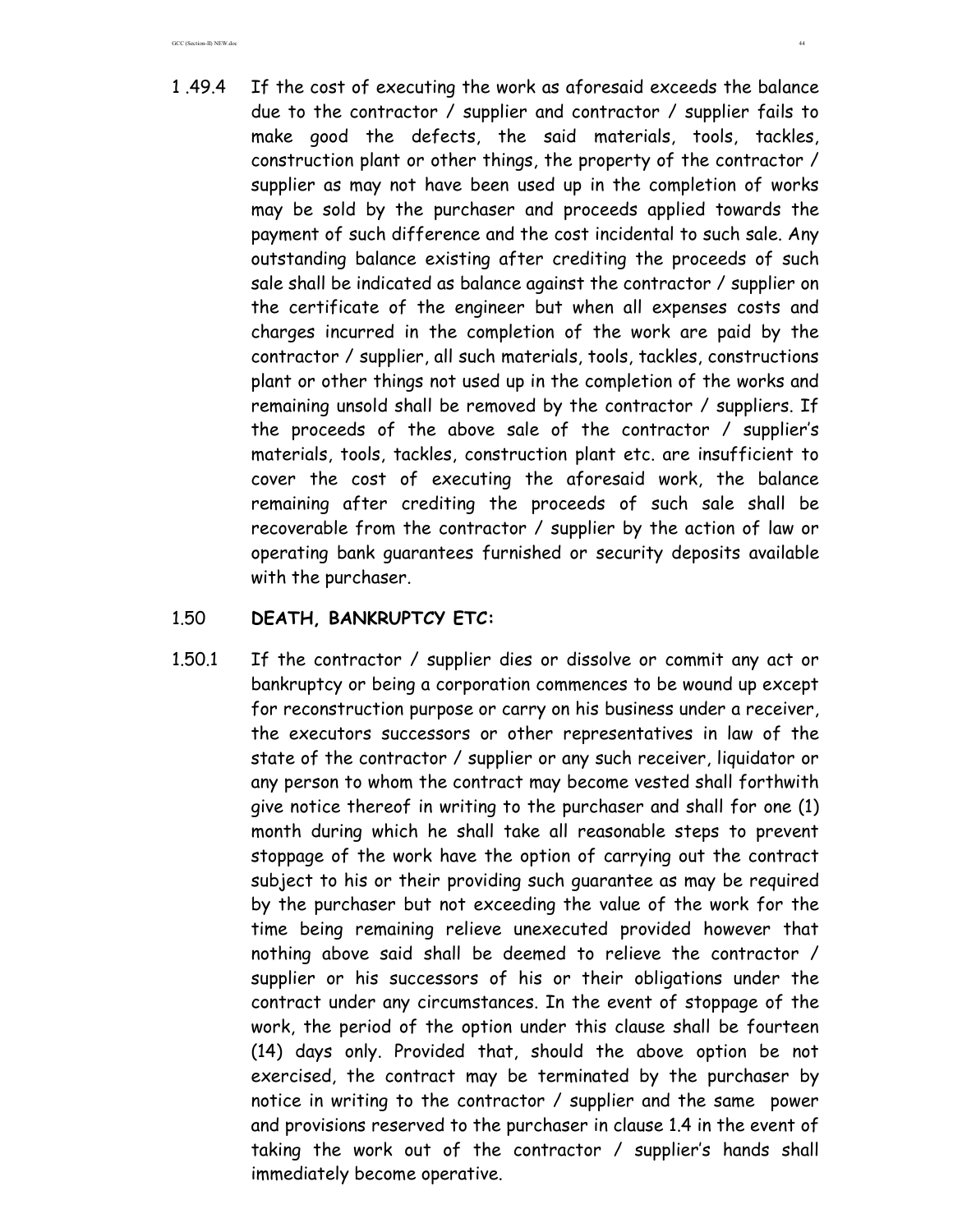1 .49.4 If the cost of executing the work as aforesaid exceeds the balance due to the contractor / supplier and contractor / supplier fails to make good the defects, the said materials, tools, tackles, construction plant or other things, the property of the contractor / supplier as may not have been used up in the completion of works may be sold by the purchaser and proceeds applied towards the payment of such difference and the cost incidental to such sale. Any outstanding balance existing after crediting the proceeds of such sale shall be indicated as balance against the contractor / supplier on the certificate of the engineer but when all expenses costs and charges incurred in the completion of the work are paid by the contractor / supplier, all such materials, tools, tackles, constructions plant or other things not used up in the completion of the works and remaining unsold shall be removed by the contractor / suppliers. If the proceeds of the above sale of the contractor / supplier's materials, tools, tackles, construction plant etc. are insufficient to cover the cost of executing the aforesaid work, the balance remaining after crediting the proceeds of such sale shall be recoverable from the contractor / supplier by the action of law or operating bank guarantees furnished or security deposits available with the purchaser.

1.50 **DEATH, BANKRUPTCY ETC:**

1.50.1 If the contractor / supplier dies or dissolve or commit any act or bankruptcy or being a corporation commences to be wound up except for reconstruction purpose or carry on his business under a receiver, the executors successors or other representatives in law of the state of the contractor / supplier or any such receiver, liquidator or any person to whom the contract may become vested shall forthwith give notice thereof in writing to the purchaser and shall for one (1) month during which he shall take all reasonable steps to prevent stoppage of the work have the option of carrying out the contract subject to his or their providing such guarantee as may be required by the purchaser but not exceeding the value of the work for the time being remaining relieve unexecuted provided however that nothing above said shall be deemed to relieve the contractor / supplier or his successors of his or their obligations under the contract under any circumstances. In the event of stoppage of the work, the period of the option under this clause shall be fourteen (14) days only. Provided that, should the above option be not exercised, the contract may be terminated by the purchaser by notice in writing to the contractor / supplier and the same power and provisions reserved to the purchaser in clause 1.4 in the event of taking the work out of the contractor / supplier's hands shall immediately become operative.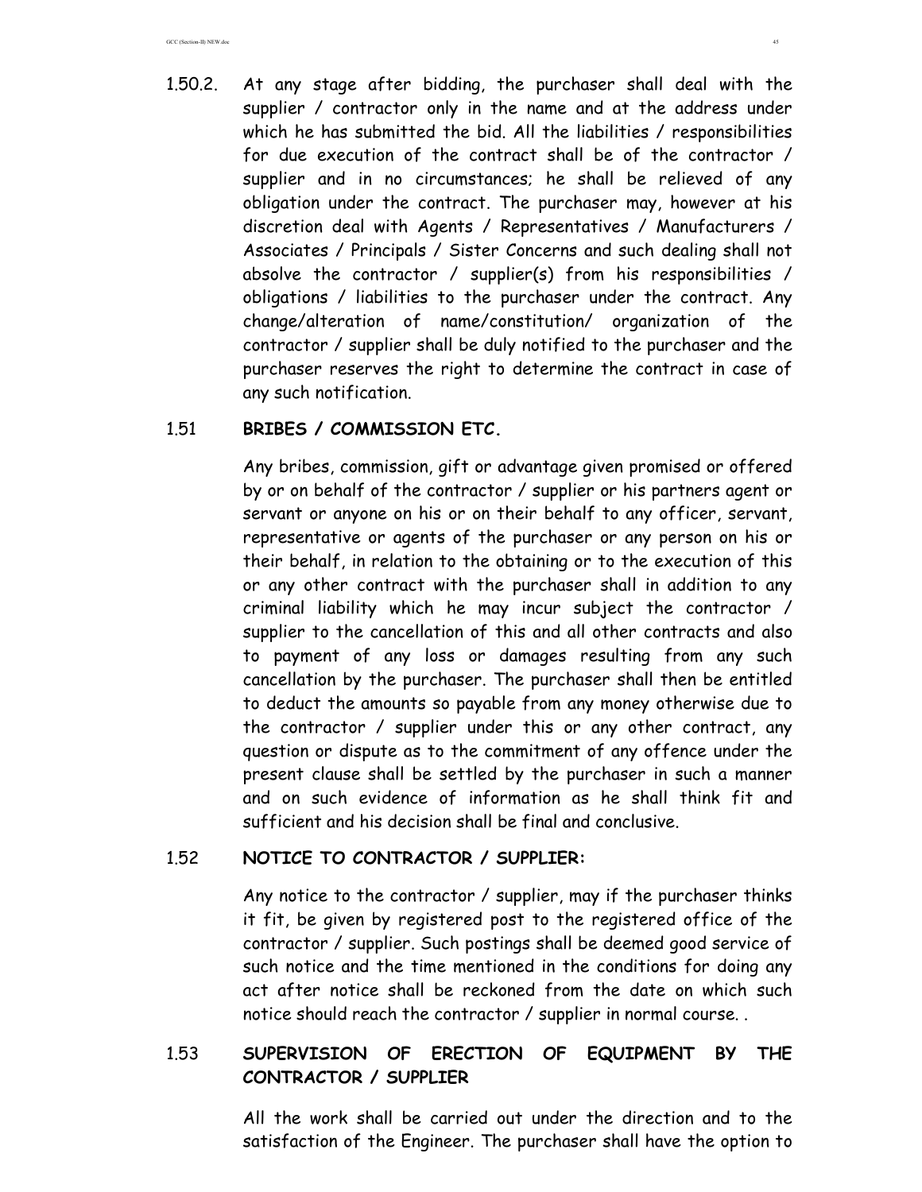1.50.2. At any stage after bidding, the purchaser shall deal with the supplier / contractor only in the name and at the address under which he has submitted the bid. All the liabilities / responsibilities for due execution of the contract shall be of the contractor / supplier and in no circumstances; he shall be relieved of any obligation under the contract. The purchaser may, however at his discretion deal with Agents / Representatives / Manufacturers / Associates / Principals / Sister Concerns and such dealing shall not absolve the contractor / supplier(s) from his responsibilities / obligations / liabilities to the purchaser under the contract. Any change/alteration of name/constitution/ organization of the contractor / supplier shall be duly notified to the purchaser and the purchaser reserves the right to determine the contract in case of any such notification.

### 1.51 BRIBES / COMMISSION ETC.

Any bribes, commission, gift or advantage given promised or offered by or on behalf of the contractor / supplier or his partners agent or servant or anyone on his or on their behalf to any officer, servant, representative or agents of the purchaser or any person on his or their behalf, in relation to the obtaining or to the execution of this or any other contract with the purchaser shall in addition to any criminal liability which he may incur subject the contractor / supplier to the cancellation of this and all other contracts and also to payment of any loss or damages resulting from any such cancellation by the purchaser. The purchaser shall then be entitled to deduct the amounts so payable from any money otherwise due to the contractor / supplier under this or any other contract, any question or dispute as to the commitment of any offence under the present clause shall be settled by the purchaser in such a manner and on such evidence of information as he shall think fit and sufficient and his decision shall be final and conclusive.

### 1.52 NOTICE TO CONTRACTOR / SUPPLIER:

Any notice to the contractor / supplier, may if the purchaser thinks it fit, be given by registered post to the registered office of the contractor / supplier. Such postings shall be deemed good service of such notice and the time mentioned in the conditions for doing any act after notice shall be reckoned from the date on which such notice should reach the contractor / supplier in normal course. .

### 1.53 SUPERVISION OF ERECTION OF EQUIPMENT BY THE CONTRACTOR / SUPPLIER

All the work shall be carried out under the direction and to the satisfaction of the Engineer. The purchaser shall have the option to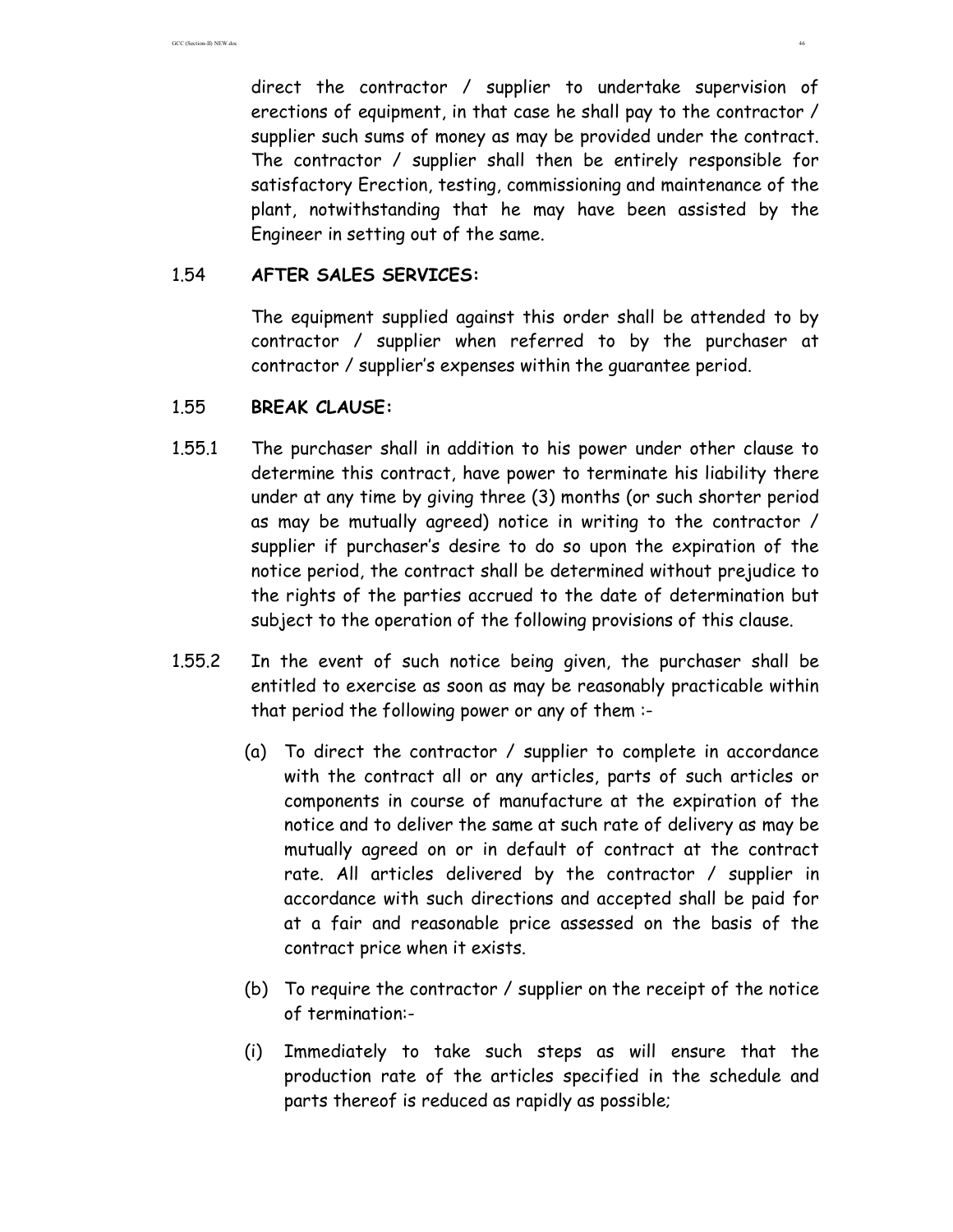direct the contractor / supplier to undertake supervision of erections of equipment, in that case he shall pay to the contractor / supplier such sums of money as may be provided under the contract. The contractor / supplier shall then be entirely responsible for satisfactory Erection, testing, commissioning and maintenance of the plant, notwithstanding that he may have been assisted by the Engineer in setting out of the same.

1.54 **AFTER SALES SERVICES:**

The equipment supplied against this order shall be attended to by contractor / supplier when referred to by the purchaser at contractor / supplier's expenses within the guarantee period.

1.55 **BREAK CLAUSE:**

1.55.1 The purchaser shall in addition to his power under other clause to determine this contract, have power to terminate his liability there under at any time by giving three (3) months (or such shorter period as may be mutually agreed) notice in writing to the contractor / supplier if purchaser's desire to do so upon the expiration of the notice period, the contract shall be determined without prejudice to the rights of the parties accrued to the date of determination but subject to the operation of the following provisions of this clause.

1.55.2 In the event of such notice being given, the purchaser shall be entitled to exercise as soon as may be reasonably practicable within that period the following power or any of them :-

(a) To direct the contractor / supplier to complete in accordance with the contract all or any articles, parts of such articles or components in course of manufacture at the expiration of the notice and to deliver the same at such rate of delivery as may be mutually agreed on or in default of contract at the contract rate. All articles delivered by the contractor / supplier in accordance with such directions and accepted shall be paid for at a fair and reasonable price assessed on the basis of the contract price when it exists.

(b) To require the contractor / supplier on the receipt of the notice of termination:-

(i) Immediately to take such steps as will ensure that the production rate of the articles specified in the schedule and parts thereof is reduced as rapidly as possible;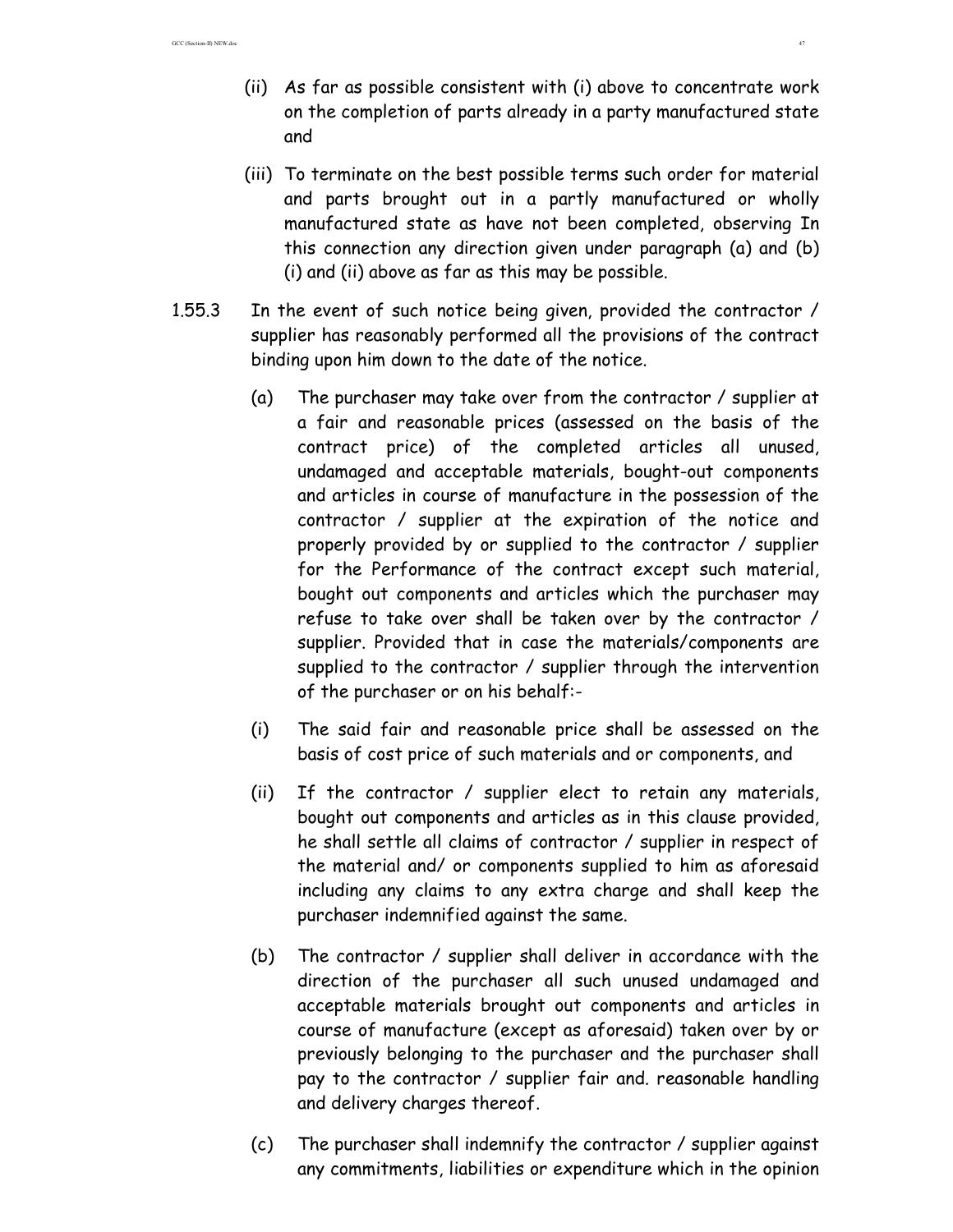(ii) As far as possible consistent with (i) above to concentrate work on the completion of parts already in a party manufactured state and

(iii) To terminate on the best possible terms such order for material and parts brought out in a partly manufactured or wholly manufactured state as have not been completed, observing In this connection any direction given under paragraph (a) and (b) (i) and (ii) above as far as this may be possible.

1.55.3 In the event of such notice being given, provided the contractor / supplier has reasonably performed all the provisions of the contract binding upon him down to the date of the notice.

(a) The purchaser may take over from the contractor / supplier at a fair and reasonable prices (assessed on the basis of the contract price) of the completed articles all unused, undamaged and acceptable materials, bought-out components and articles in course of manufacture in the possession of the contractor / supplier at the expiration of the notice and properly provided by or supplied to the contractor / supplier for the Performance of the contract except such material, bought out components and articles which the purchaser may refuse to take over shall be taken over by the contractor / supplier. Provided that in case the materials/components are supplied to the contractor / supplier through the intervention of the purchaser or on his behalf:-

(i) The said fair and reasonable price shall be assessed on the basis of cost price of such materials and or components, and

(ii) If the contractor / supplier elect to retain any materials, bought out components and articles as in this clause provided, he shall settle all claims of contractor / supplier in respect of the material and/ or components supplied to him as aforesaid including any claims to any extra charge and shall keep the purchaser indemnified against the same.

(b) The contractor / supplier shall deliver in accordance with the direction of the purchaser all such unused undamaged and acceptable materials brought out components and articles in course of manufacture (except as aforesaid) taken over by or previously belonging to the purchaser and the purchaser shall pay to the contractor / supplier fair and. reasonable handling and delivery charges thereof.

(c) The purchaser shall indemnify the contractor / supplier against any commitments, liabilities or expenditure which in the opinion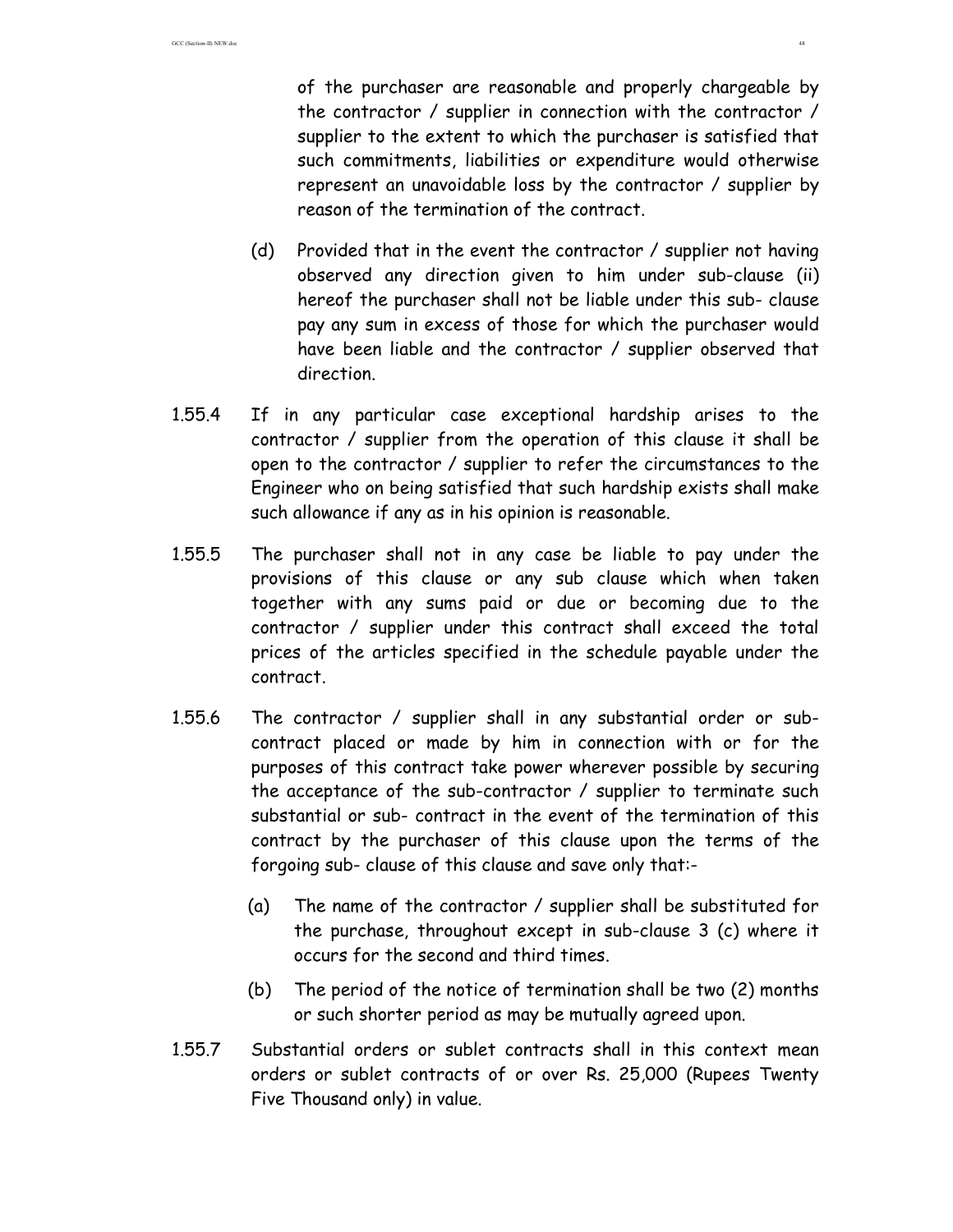of the purchaser are reasonable and properly chargeable by the contractor / supplier in connection with the contractor / supplier to the extent to which the purchaser is satisfied that such commitments, liabilities or expenditure would otherwise represent an unavoidable loss by the contractor / supplier by reason of the termination of the contract.

(d) Provided that in the event the contractor / supplier not having observed any direction given to him under sub-clause (ii) hereof the purchaser shall not be liable under this sub- clause pay any sum in excess of those for which the purchaser would have been liable and the contractor / supplier observed that direction.

1.55.4 If in any particular case exceptional hardship arises to the contractor / supplier from the operation of this clause it shall be open to the contractor / supplier to refer the circumstances to the Engineer who on being satisfied that such hardship exists shall make such allowance if any as in his opinion is reasonable.

1.55.5 The purchaser shall not in any case be liable to pay under the provisions of this clause or any sub clause which when taken together with any sums paid or due or becoming due to the contractor / supplier under this contract shall exceed the total prices of the articles specified in the schedule payable under the contract.

1.55.6 The contractor / supplier shall in any substantial order or sub-contract placed or made by him in connection with or for the purposes of this contract take power wherever possible by securing the acceptance of the sub-contractor / supplier to terminate such substantial or sub- contract in the event of the termination of this contract by the purchaser of this clause upon the terms of the forgoing sub- clause of this clause and save only that:-

(a) The name of the contractor / supplier shall be substituted for the purchase, throughout except in sub-clause 3 (c) where it occurs for the second and third times.

(b) The period of the notice of termination shall be two (2) months or such shorter period as may be mutually agreed upon.

1.55.7 Substantial orders or sublet contracts shall in this context mean orders or sublet contracts of or over Rs. 25,000 (Rupees Twenty Five Thousand only) in value.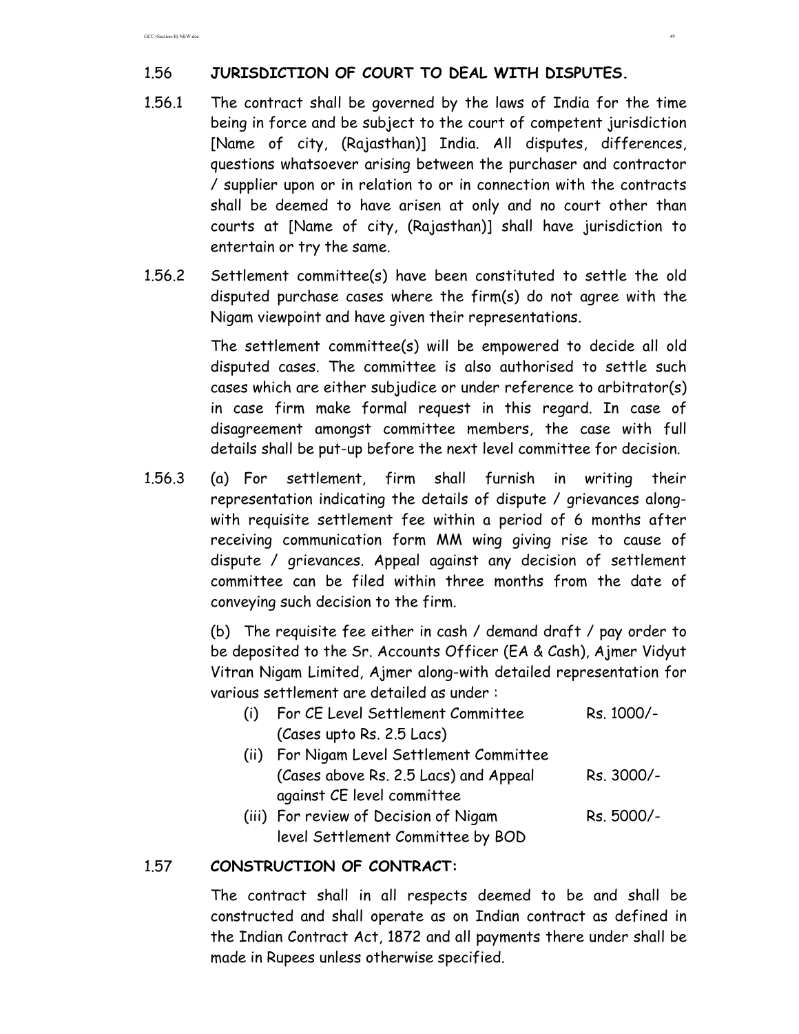## 1.56 JURISDICTION OF COURT TO DEAL WITH DISPUTES.

1.56.1 The contract shall be governed by the laws of India for the time being in force and be subject to the court of competent jurisdiction [Name of city, (Rajasthan)] India. All disputes, differences, questions whatsoever arising between the purchaser and contractor / supplier upon or in relation to or in connection with the contracts shall be deemed to have arisen at only and no court other than courts at [Name of city, (Rajasthan)] shall have jurisdiction to entertain or try the same.

1.56.2 Settlement committee(s) have been constituted to settle the old disputed purchase cases where the firm(s) do not agree with the Nigam viewpoint and have given their representations.

The settlement committee(s) will be empowered to decide all old disputed cases. The committee is also authorised to settle such cases which are either subjudice or under reference to arbitrator(s) in case firm make formal request in this regard. In case of disagreement amongst committee members, the case with full details shall be put-up before the next level committee for decision.

1.56.3 (a) For settlement, firm shall furnish in writing their representation indicating the details of dispute / grievances along-with requisite settlement fee within a period of 6 months after receiving communication form MM wing giving rise to cause of dispute / grievances. Appeal against any decision of settlement committee can be filed within three months from the date of conveying such decision to the firm.

(b) The requisite fee either in cash / demand draft / pay order to be deposited to the Sr. Accounts Officer (EA & Cash), Ajmer Vidyut Vitran Nigam Limited, Ajmer along-with detailed representation for various settlement are detailed as under :

| | | |
|---|---|---|
| (i) | For CE Level Settlement Committee (Cases upto Rs. 2.5 Lacs) | Rs. 1000/- |
| (ii) | For Nigam Level Settlement Committee (Cases above Rs. 2.5 Lacs) and Appeal against CE level committee | Rs. 3000/- |
| (iii) | For review of Decision of Nigam level Settlement Committee by BOD | Rs. 5000/- |

## 1.57 CONSTRUCTION OF CONTRACT:

The contract shall in all respects deemed to be and shall be constructed and shall operate as on Indian contract as defined in the Indian Contract Act, 1872 and all payments there under shall be made in Rupees unless otherwise specified.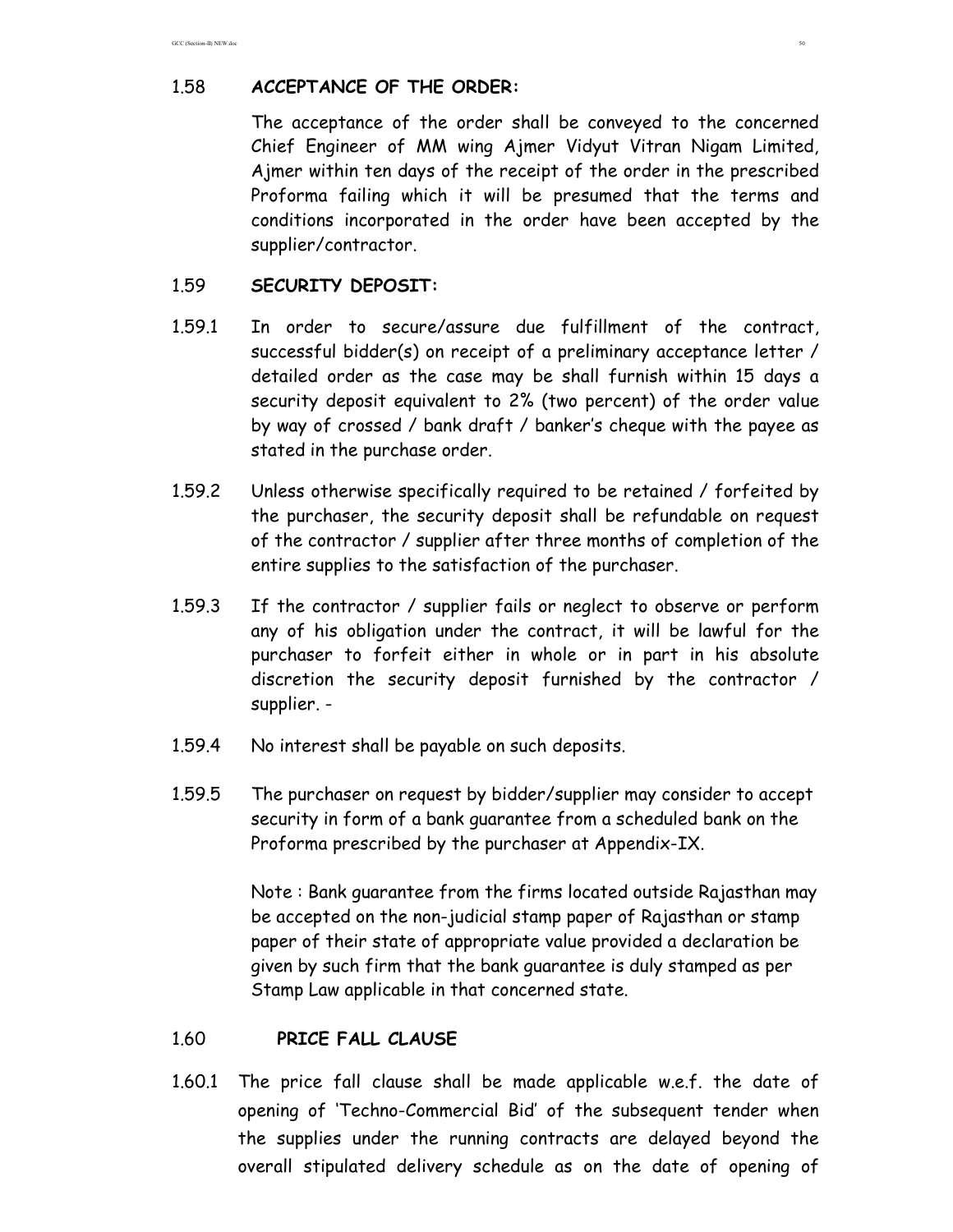## 1.58 ACCEPTANCE OF THE ORDER:

The acceptance of the order shall be conveyed to the concerned Chief Engineer of MM wing Ajmer Vidyut Vitran Nigam Limited, Ajmer within ten days of the receipt of the order in the prescribed Proforma failing which it will be presumed that the terms and conditions incorporated in the order have been accepted by the supplier/contractor.

## 1.59 SECURITY DEPOSIT:

1.59.1 In order to secure/assure due fulfillment of the contract, successful bidder(s) on receipt of a preliminary acceptance letter / detailed order as the case may be shall furnish within 15 days a security deposit equivalent to 2% (two percent) of the order value by way of crossed / bank draft / banker's cheque with the payee as stated in the purchase order.

1.59.2 Unless otherwise specifically required to be retained / forfeited by the purchaser, the security deposit shall be refundable on request of the contractor / supplier after three months of completion of the entire supplies to the satisfaction of the purchaser.

1.59.3 If the contractor / supplier fails or neglect to observe or perform any of his obligation under the contract, it will be lawful for the purchaser to forfeit either in whole or in part in his absolute discretion the security deposit furnished by the contractor / supplier. -

1.59.4 No interest shall be payable on such deposits.

1.59.5 The purchaser on request by bidder/supplier may consider to accept security in form of a bank guarantee from a scheduled bank on the Proforma prescribed by the purchaser at Appendix-IX.

Note : Bank guarantee from the firms located outside Rajasthan may be accepted on the non-judicial stamp paper of Rajasthan or stamp paper of their state of appropriate value provided a declaration be given by such firm that the bank guarantee is duly stamped as per Stamp Law applicable in that concerned state.

## 1.60 PRICE FALL CLAUSE

1.60.1 The price fall clause shall be made applicable w.e.f. the date of opening of 'Techno-Commercial Bid' of the subsequent tender when the supplies under the running contracts are delayed beyond the overall stipulated delivery schedule as on the date of opening of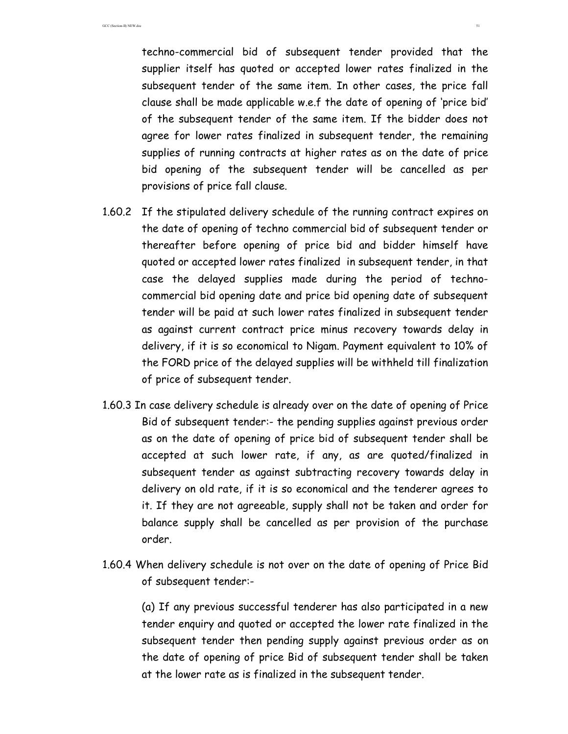techno-commercial bid of subsequent tender provided that the supplier itself has quoted or accepted lower rates finalized in the subsequent tender of the same item. In other cases, the price fall clause shall be made applicable w.e.f the date of opening of 'price bid' of the subsequent tender of the same item. If the bidder does not agree for lower rates finalized in subsequent tender, the remaining supplies of running contracts at higher rates as on the date of price bid opening of the subsequent tender will be cancelled as per provisions of price fall clause.

1.60.2 If the stipulated delivery schedule of the running contract expires on the date of opening of techno commercial bid of subsequent tender or thereafter before opening of price bid and bidder himself have quoted or accepted lower rates finalized in subsequent tender, in that case the delayed supplies made during the period of techno-commercial bid opening date and price bid opening date of subsequent tender will be paid at such lower rates finalized in subsequent tender as against current contract price minus recovery towards delay in delivery, if it is so economical to Nigam. Payment equivalent to 10% of the FORD price of the delayed supplies will be withheld till finalization of price of subsequent tender.

1.60.3 In case delivery schedule is already over on the date of opening of Price Bid of subsequent tender:- the pending supplies against previous order as on the date of opening of price bid of subsequent tender shall be accepted at such lower rate, if any, as are quoted/finalized in subsequent tender as against subtracting recovery towards delay in delivery on old rate, if it is so economical and the tenderer agrees to it. If they are not agreeable, supply shall not be taken and order for balance supply shall be cancelled as per provision of the purchase order.

1.60.4 When delivery schedule is not over on the date of opening of Price Bid of subsequent tender:-

(a) If any previous successful tenderer has also participated in a new tender enquiry and quoted or accepted the lower rate finalized in the subsequent tender then pending supply against previous order as on the date of opening of price Bid of subsequent tender shall be taken at the lower rate as is finalized in the subsequent tender.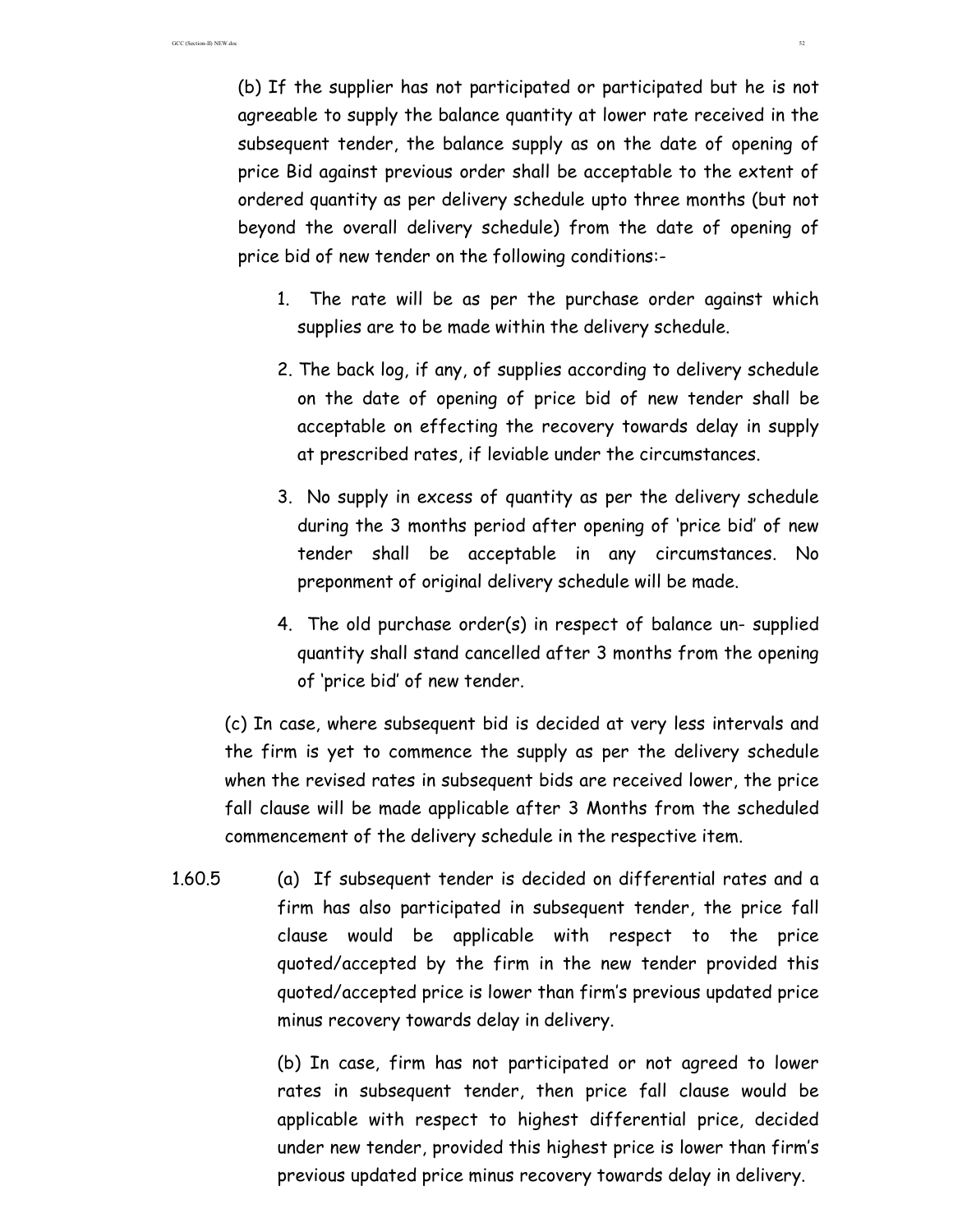(b) If the supplier has not participated or participated but he is not agreeable to supply the balance quantity at lower rate received in the subsequent tender, the balance supply as on the date of opening of price Bid against previous order shall be acceptable to the extent of ordered quantity as per delivery schedule upto three months (but not beyond the overall delivery schedule) from the date of opening of price bid of new tender on the following conditions:-

1. The rate will be as per the purchase order against which supplies are to be made within the delivery schedule.
2. The back log, if any, of supplies according to delivery schedule on the date of opening of price bid of new tender shall be acceptable on effecting the recovery towards delay in supply at prescribed rates, if leviable under the circumstances.
3. No supply in excess of quantity as per the delivery schedule during the 3 months period after opening of 'price bid' of new tender shall be acceptable in any circumstances. No preponment of original delivery schedule will be made.
4. The old purchase order(s) in respect of balance un- supplied quantity shall stand cancelled after 3 months from the opening of 'price bid' of new tender.

(c) In case, where subsequent bid is decided at very less intervals and the firm is yet to commence the supply as per the delivery schedule when the revised rates in subsequent bids are received lower, the price fall clause will be made applicable after 3 Months from the scheduled commencement of the delivery schedule in the respective item.

1.60.5 (a) If subsequent tender is decided on differential rates and a firm has also participated in subsequent tender, the price fall clause would be applicable with respect to the price quoted/accepted by the firm in the new tender provided this quoted/accepted price is lower than firm's previous updated price minus recovery towards delay in delivery.

(b) In case, firm has not participated or not agreed to lower rates in subsequent tender, then price fall clause would be applicable with respect to highest differential price, decided under new tender, provided this highest price is lower than firm's previous updated price minus recovery towards delay in delivery.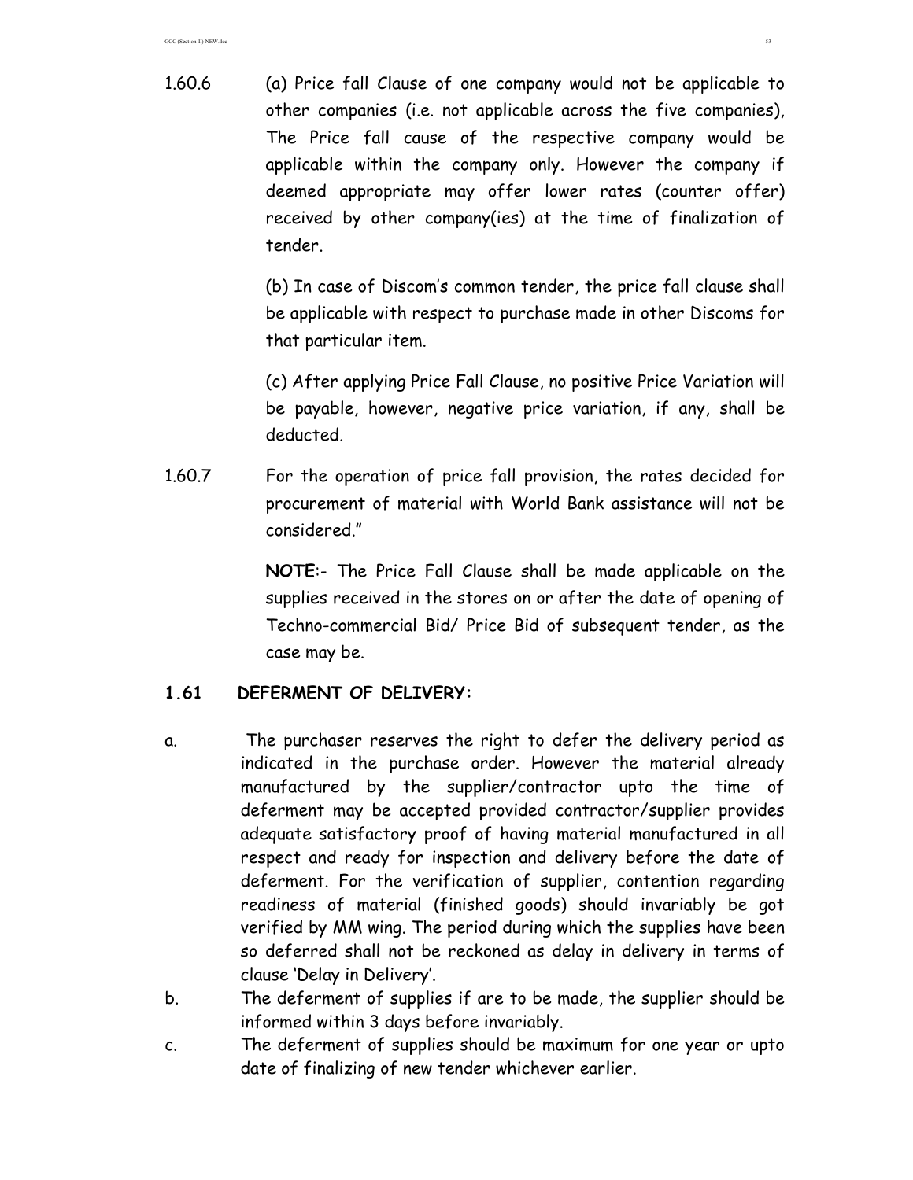1.60.6 (a) Price fall Clause of one company would not be applicable to other companies (i.e. not applicable across the five companies), The Price fall cause of the respective company would be applicable within the company only. However the company if deemed appropriate may offer lower rates (counter offer) received by other company(ies) at the time of finalization of tender.

(b) In case of Discom's common tender, the price fall clause shall be applicable with respect to purchase made in other Discoms for that particular item.

(c) After applying Price Fall Clause, no positive Price Variation will be payable, however, negative price variation, if any, shall be deducted.

1.60.7 For the operation of price fall provision, the rates decided for procurement of material with World Bank assistance will not be considered."

**NOTE**:- The Price Fall Clause shall be made applicable on the supplies received in the stores on or after the date of opening of Techno-commercial Bid/ Price Bid of subsequent tender, as the case may be.

## 1.61 DEFERMENT OF DELIVERY:

a. The purchaser reserves the right to defer the delivery period as indicated in the purchase order. However the material already manufactured by the supplier/contractor upto the time of deferment may be accepted provided contractor/supplier provides adequate satisfactory proof of having material manufactured in all respect and ready for inspection and delivery before the date of deferment. For the verification of supplier, contention regarding readiness of material (finished goods) should invariably be got verified by MM wing. The period during which the supplies have been so deferred shall not be reckoned as delay in delivery in terms of clause 'Delay in Delivery'.

b. The deferment of supplies if are to be made, the supplier should be informed within 3 days before invariably.

c. The deferment of supplies should be maximum for one year or upto date of finalizing of new tender whichever earlier.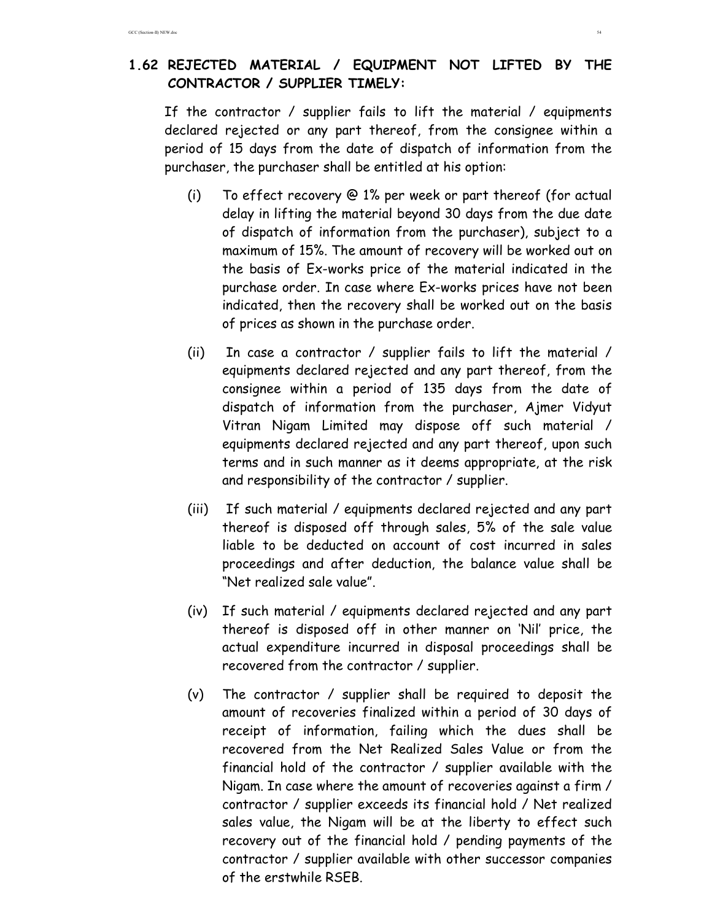## 1.62 REJECTED MATERIAL / EQUIPMENT NOT LIFTED BY THE CONTRACTOR / SUPPLIER TIMELY:

If the contractor / supplier fails to lift the material / equipments declared rejected or any part thereof, from the consignee within a period of 15 days from the date of dispatch of information from the purchaser, the purchaser shall be entitled at his option:

(i) To effect recovery @ 1% per week or part thereof (for actual delay in lifting the material beyond 30 days from the due date of dispatch of information from the purchaser), subject to a maximum of 15%. The amount of recovery will be worked out on the basis of Ex-works price of the material indicated in the purchase order. In case where Ex-works prices have not been indicated, then the recovery shall be worked out on the basis of prices as shown in the purchase order.

(ii) In case a contractor / supplier fails to lift the material / equipments declared rejected and any part thereof, from the consignee within a period of 135 days from the date of dispatch of information from the purchaser, Ajmer Vidyut Vitran Nigam Limited may dispose off such material / equipments declared rejected and any part thereof, upon such terms and in such manner as it deems appropriate, at the risk and responsibility of the contractor / supplier.

(iii) If such material / equipments declared rejected and any part thereof is disposed off through sales, 5% of the sale value liable to be deducted on account of cost incurred in sales proceedings and after deduction, the balance value shall be "Net realized sale value".

(iv) If such material / equipments declared rejected and any part thereof is disposed off in other manner on 'Nil' price, the actual expenditure incurred in disposal proceedings shall be recovered from the contractor / supplier.

(v) The contractor / supplier shall be required to deposit the amount of recoveries finalized within a period of 30 days of receipt of information, failing which the dues shall be recovered from the Net Realized Sales Value or from the financial hold of the contractor / supplier available with the Nigam. In case where the amount of recoveries against a firm / contractor / supplier exceeds its financial hold / Net realized sales value, the Nigam will be at the liberty to effect such recovery out of the financial hold / pending payments of the contractor / supplier available with other successor companies of the erstwhile RSEB.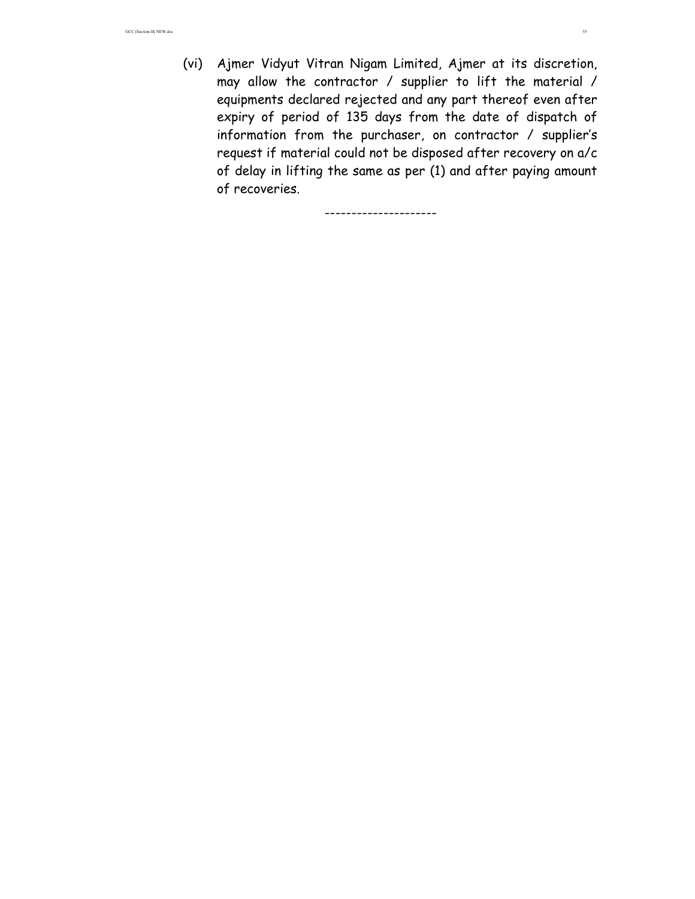(vi) Ajmer Vidyut Vitran Nigam Limited, Ajmer at its discretion, may allow the contractor / supplier to lift the material / equipments declared rejected and any part thereof even after expiry of period of 135 days from the date of dispatch of information from the purchaser, on contractor / supplier's request if material could not be disposed after recovery on a/c of delay in lifting the same as per (1) and after paying amount of recoveries.

---------------------